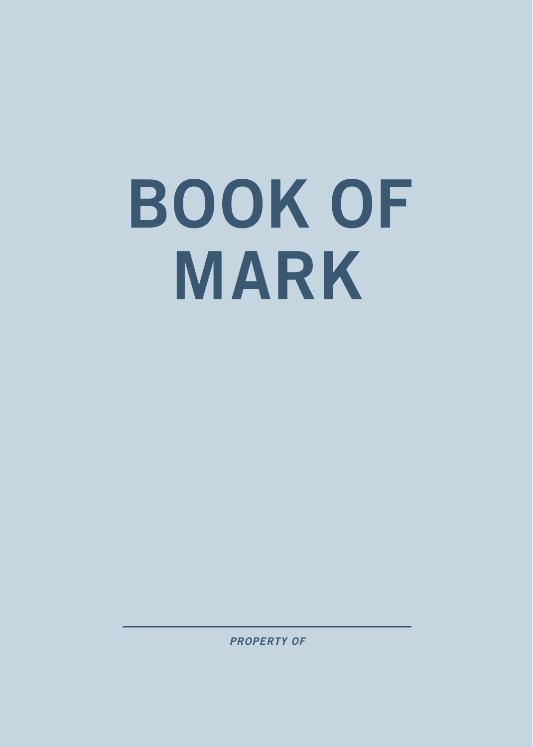# BOOK OF MARK

---

***PROPERTY OF***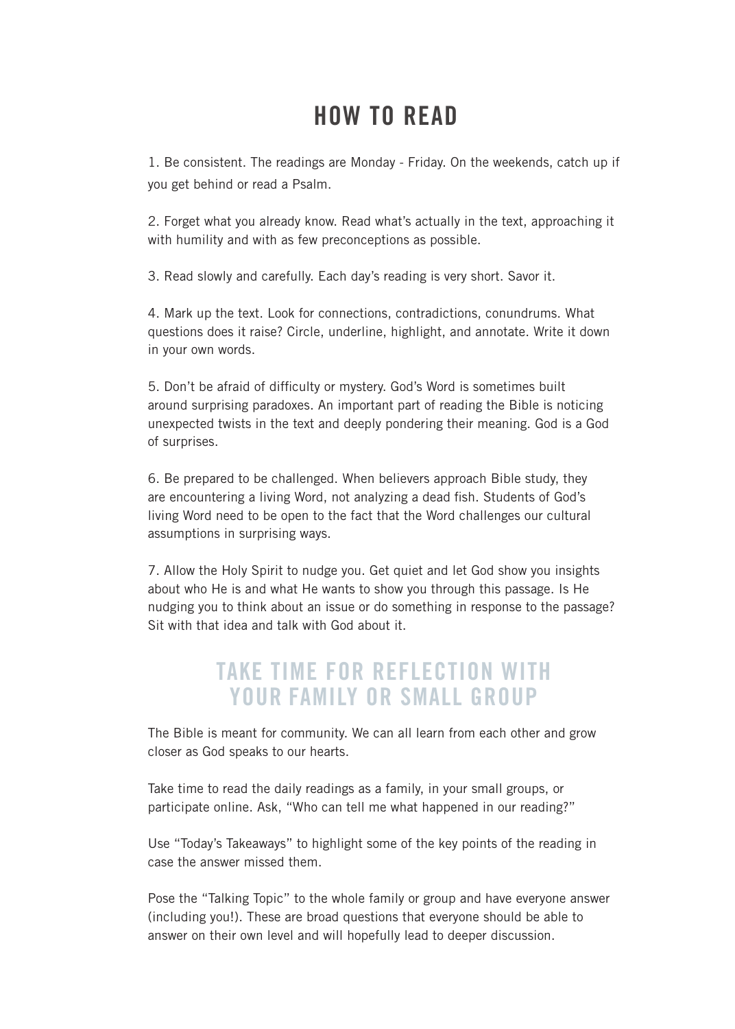# HOW TO READ

1. Be consistent. The readings are Monday - Friday. On the weekends, catch up if you get behind or read a Psalm.

2. Forget what you already know. Read what's actually in the text, approaching it with humility and with as few preconceptions as possible.

3. Read slowly and carefully. Each day's reading is very short. Savor it.

4. Mark up the text. Look for connections, contradictions, conundrums. What questions does it raise? Circle, underline, highlight, and annotate. Write it down in your own words.

5. Don't be afraid of difficulty or mystery. God's Word is sometimes built around surprising paradoxes. An important part of reading the Bible is noticing unexpected twists in the text and deeply pondering their meaning. God is a God of surprises.

6. Be prepared to be challenged. When believers approach Bible study, they are encountering a living Word, not analyzing a dead fish. Students of God's living Word need to be open to the fact that the Word challenges our cultural assumptions in surprising ways.

7. Allow the Holy Spirit to nudge you. Get quiet and let God show you insights about who He is and what He wants to show you through this passage. Is He nudging you to think about an issue or do something in response to the passage? Sit with that idea and talk with God about it.

## TAKE TIME FOR REFLECTION WITH YOUR FAMILY OR SMALL GROUP

The Bible is meant for community. We can all learn from each other and grow closer as God speaks to our hearts.

Take time to read the daily readings as a family, in your small groups, or participate online. Ask, "Who can tell me what happened in our reading?"

Use "Today's Takeaways" to highlight some of the key points of the reading in case the answer missed them.

Pose the "Talking Topic" to the whole family or group and have everyone answer (including you!). These are broad questions that everyone should be able to answer on their own level and will hopefully lead to deeper discussion.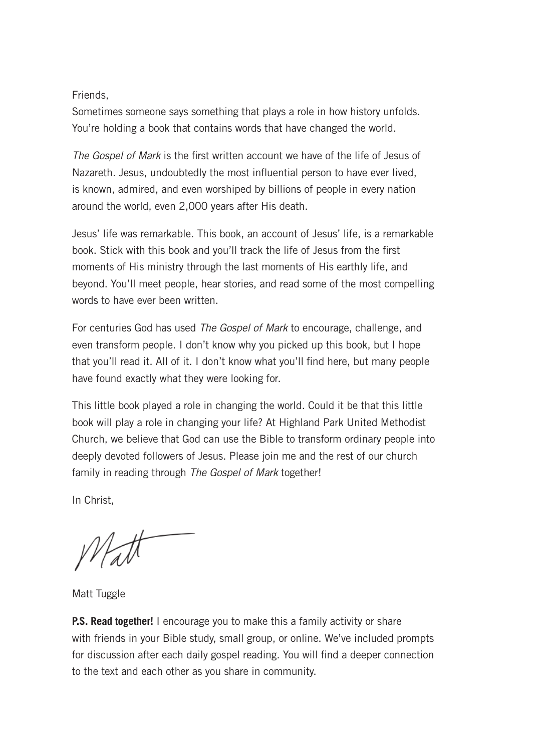Friends,
Sometimes someone says something that plays a role in how history unfolds. You're holding a book that contains words that have changed the world.

*The Gospel of Mark* is the first written account we have of the life of Jesus of Nazareth. Jesus, undoubtedly the most influential person to have ever lived, is known, admired, and even worshiped by billions of people in every nation around the world, even 2,000 years after His death.

Jesus' life was remarkable. This book, an account of Jesus' life, is a remarkable book. Stick with this book and you'll track the life of Jesus from the first moments of His ministry through the last moments of His earthly life, and beyond. You'll meet people, hear stories, and read some of the most compelling words to have ever been written.

For centuries God has used *The Gospel of Mark* to encourage, challenge, and even transform people. I don't know why you picked up this book, but I hope that you'll read it. All of it. I don't know what you'll find here, but many people have found exactly what they were looking for.

This little book played a role in changing the world. Could it be that this little book will play a role in changing your life? At Highland Park United Methodist Church, we believe that God can use the Bible to transform ordinary people into deeply devoted followers of Jesus. Please join me and the rest of our church family in reading through *The Gospel of Mark* together!

In Christ,

Matt

Matt Tuggle

**P.S. Read together!** I encourage you to make this a family activity or share with friends in your Bible study, small group, or online. We've included prompts for discussion after each daily gospel reading. You will find a deeper connection to the text and each other as you share in community.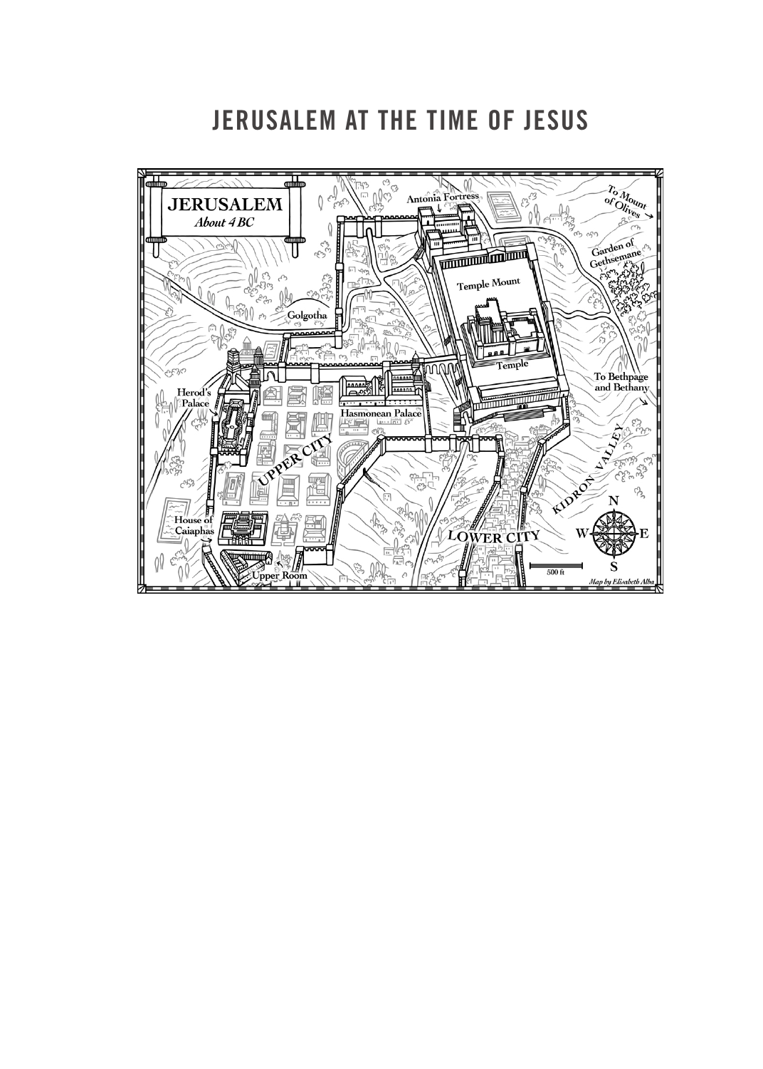# JERUSALEM AT THE TIME OF JESUS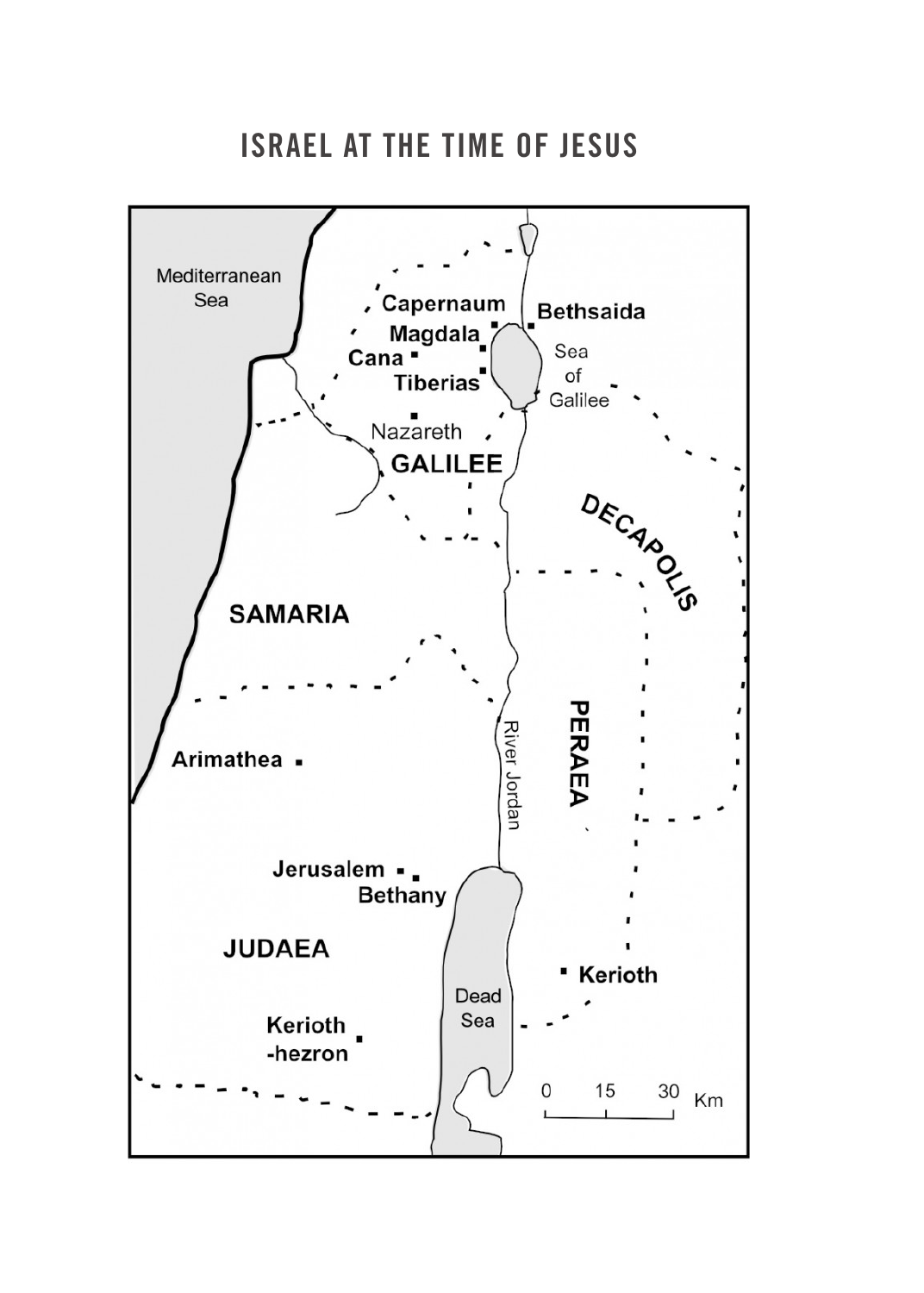# ISRAEL AT THE TIME OF JESUS

Mediterranean Sea

Capernaum

Bethsaida

Magdala

Cana

Tiberias

Sea of Galilee

Nazareth

GALILEE

DECAPOLIS

SAMARIA

PERAEA

River Jordan

Arimathea

Jerusalem

Bethany

JUDAEA

Kerioth

Dead Sea

Kerioth -hezron

0 15 30 Km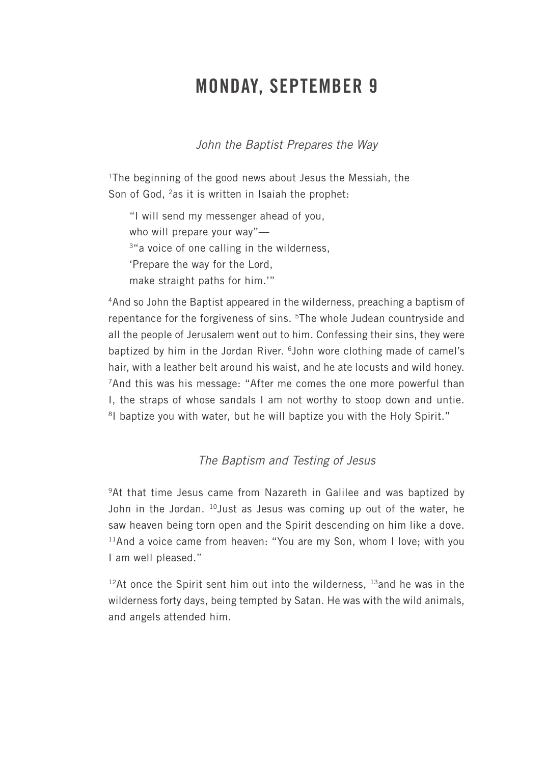# MONDAY, SEPTEMBER 9

*John the Baptist Prepares the Way*

[1]The beginning of the good news about Jesus the Messiah, the Son of God, [2]as it is written in Isaiah the prophet:

> "I will send my messenger ahead of you,
> who will prepare your way"—
> [3]"a voice of one calling in the wilderness,
> 'Prepare the way for the Lord,
> make straight paths for him.'"

[4]And so John the Baptist appeared in the wilderness, preaching a baptism of repentance for the forgiveness of sins. [5]The whole Judean countryside and all the people of Jerusalem went out to him. Confessing their sins, they were baptized by him in the Jordan River. [6]John wore clothing made of camel's hair, with a leather belt around his waist, and he ate locusts and wild honey. [7]And this was his message: "After me comes the one more powerful than I, the straps of whose sandals I am not worthy to stoop down and untie. [8]I baptize you with water, but he will baptize you with the Holy Spirit."

*The Baptism and Testing of Jesus*

[9]At that time Jesus came from Nazareth in Galilee and was baptized by John in the Jordan. [10]Just as Jesus was coming up out of the water, he saw heaven being torn open and the Spirit descending on him like a dove. [11]And a voice came from heaven: "You are my Son, whom I love; with you I am well pleased."

[12]At once the Spirit sent him out into the wilderness, [13]and he was in the wilderness forty days, being tempted by Satan. He was with the wild animals, and angels attended him.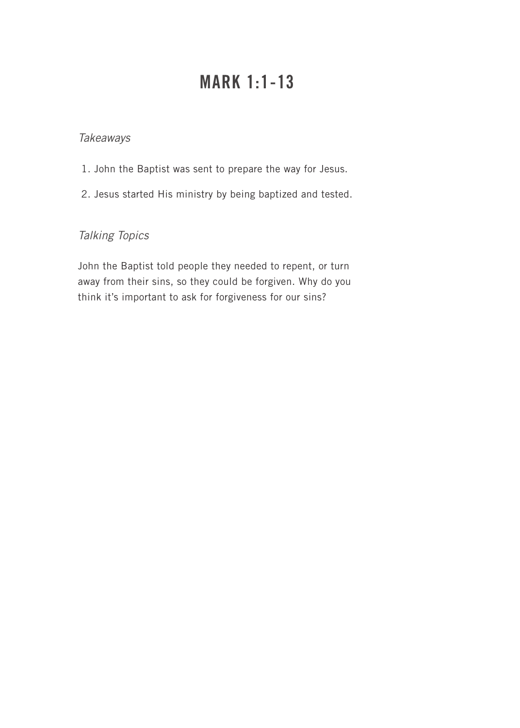# MARK 1:1-13

*Takeaways*

1. John the Baptist was sent to prepare the way for Jesus.
2. Jesus started His ministry by being baptized and tested.

*Talking Topics*

John the Baptist told people they needed to repent, or turn away from their sins, so they could be forgiven. Why do you think it's important to ask for forgiveness for our sins?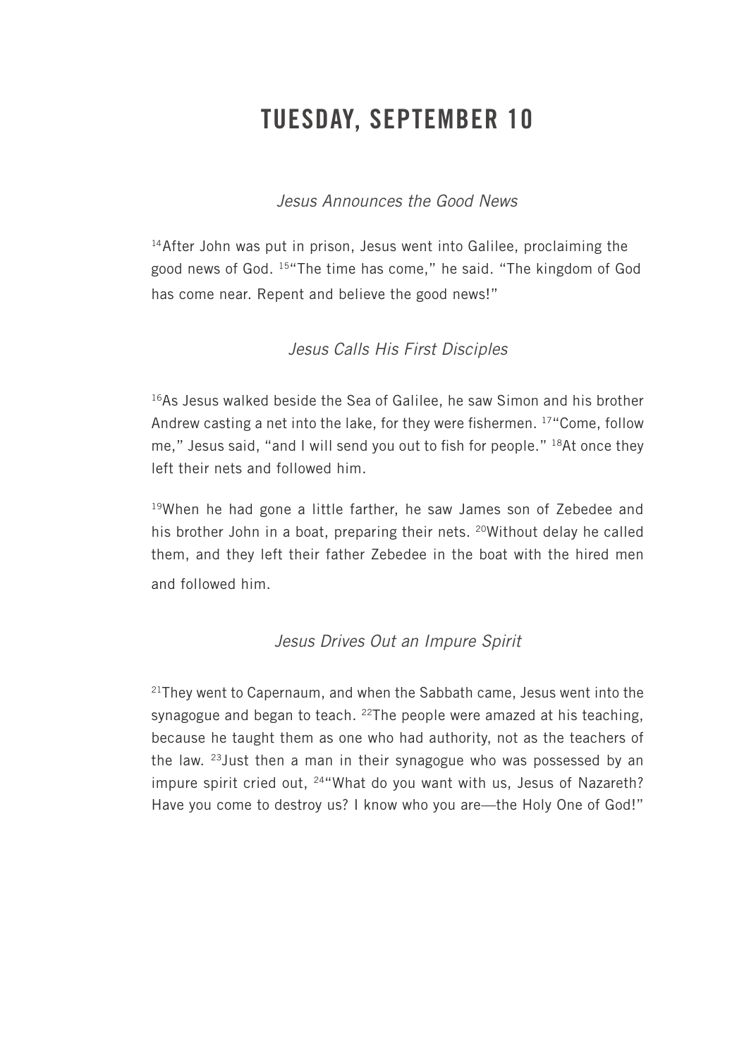# TUESDAY, SEPTEMBER 10

### *Jesus Announces the Good News*

[14]After John was put in prison, Jesus went into Galilee, proclaiming the good news of God. [15]"The time has come," he said. "The kingdom of God has come near. Repent and believe the good news!"

### *Jesus Calls His First Disciples*

[16]As Jesus walked beside the Sea of Galilee, he saw Simon and his brother Andrew casting a net into the lake, for they were fishermen. [17]"Come, follow me," Jesus said, "and I will send you out to fish for people." [18]At once they left their nets and followed him.

[19]When he had gone a little farther, he saw James son of Zebedee and his brother John in a boat, preparing their nets. [20]Without delay he called them, and they left their father Zebedee in the boat with the hired men and followed him.

### *Jesus Drives Out an Impure Spirit*

[21]They went to Capernaum, and when the Sabbath came, Jesus went into the synagogue and began to teach. [22]The people were amazed at his teaching, because he taught them as one who had authority, not as the teachers of the law. [23]Just then a man in their synagogue who was possessed by an impure spirit cried out, [24]"What do you want with us, Jesus of Nazareth? Have you come to destroy us? I know who you are—the Holy One of God!"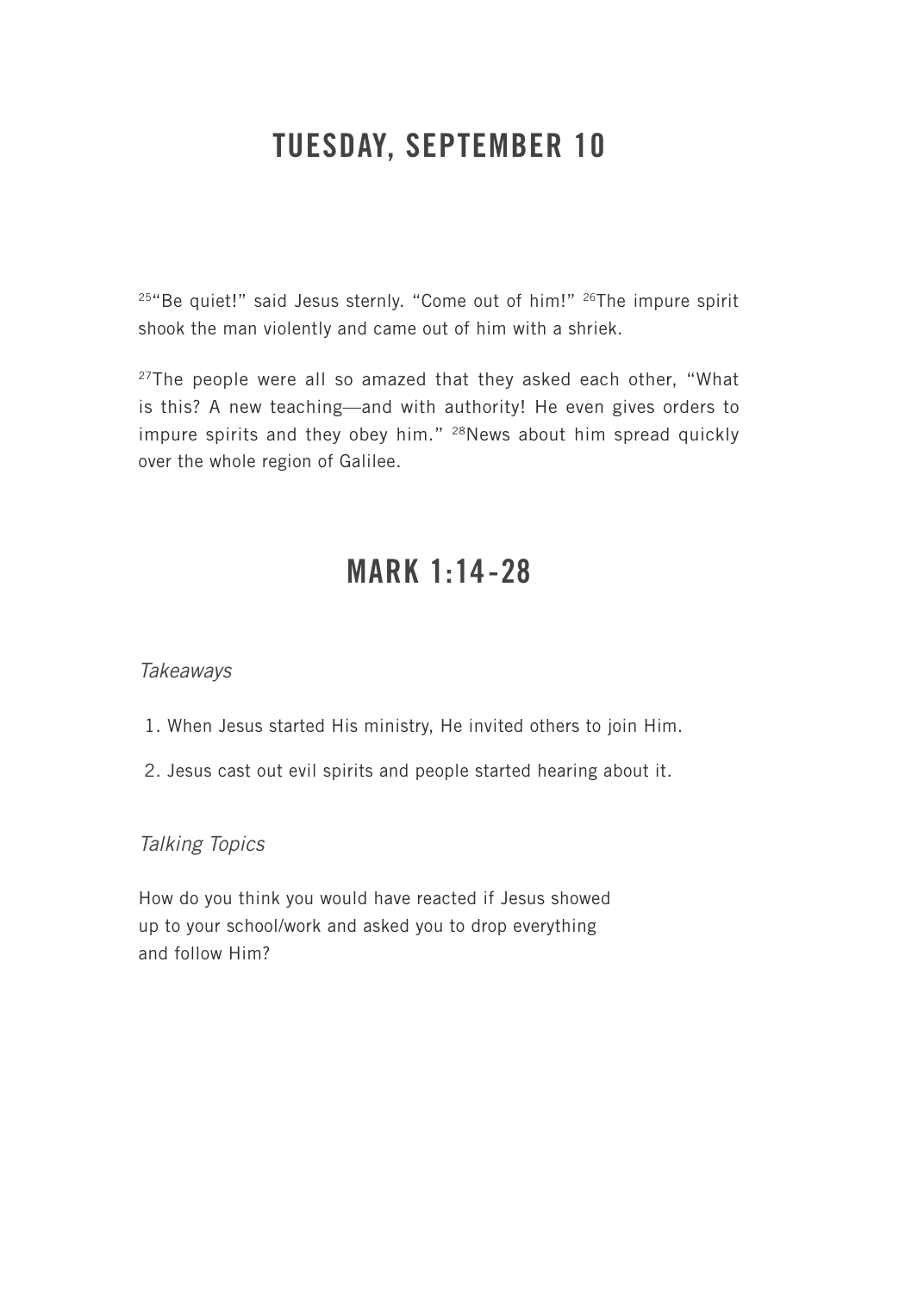# TUESDAY, SEPTEMBER 10

[25]"Be quiet!" said Jesus sternly. "Come out of him!" [26]The impure spirit shook the man violently and came out of him with a shriek.

[27]The people were all so amazed that they asked each other, "What is this? A new teaching—and with authority! He even gives orders to impure spirits and they obey him." [28]News about him spread quickly over the whole region of Galilee.

# MARK 1:14-28

*Takeaways*

1. When Jesus started His ministry, He invited others to join Him.
2. Jesus cast out evil spirits and people started hearing about it.

*Talking Topics*

How do you think you would have reacted if Jesus showed up to your school/work and asked you to drop everything and follow Him?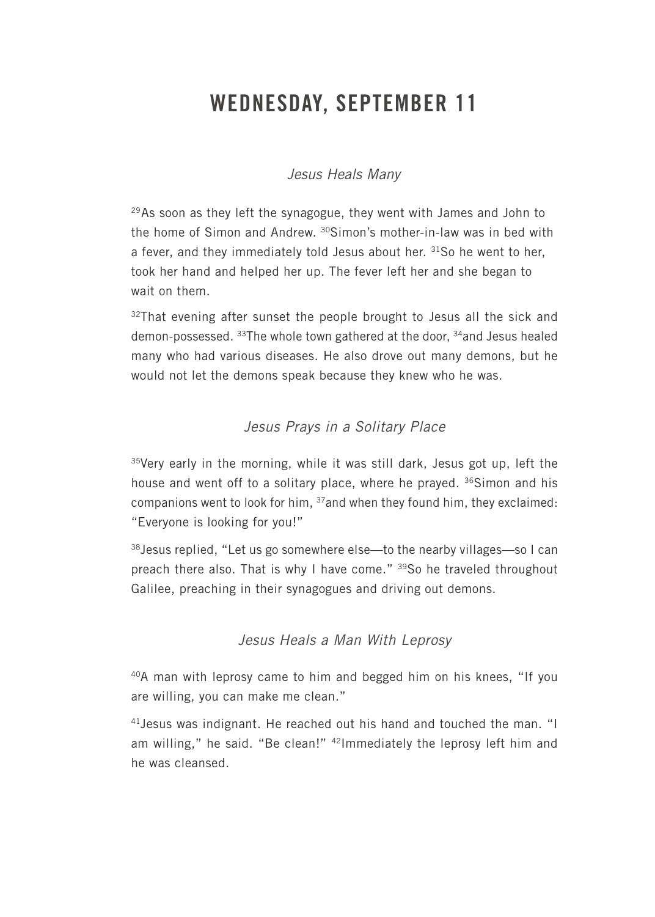# WEDNESDAY, SEPTEMBER 11

### *Jesus Heals Many*

[29]As soon as they left the synagogue, they went with James and John to the home of Simon and Andrew. [30]Simon's mother-in-law was in bed with a fever, and they immediately told Jesus about her. [31]So he went to her, took her hand and helped her up. The fever left her and she began to wait on them.

[32]That evening after sunset the people brought to Jesus all the sick and demon-possessed. [33]The whole town gathered at the door, [34]and Jesus healed many who had various diseases. He also drove out many demons, but he would not let the demons speak because they knew who he was.

### *Jesus Prays in a Solitary Place*

[35]Very early in the morning, while it was still dark, Jesus got up, left the house and went off to a solitary place, where he prayed. [36]Simon and his companions went to look for him, [37]and when they found him, they exclaimed: "Everyone is looking for you!"

[38]Jesus replied, "Let us go somewhere else—to the nearby villages—so I can preach there also. That is why I have come." [39]So he traveled throughout Galilee, preaching in their synagogues and driving out demons.

### *Jesus Heals a Man With Leprosy*

[40]A man with leprosy came to him and begged him on his knees, "If you are willing, you can make me clean."

[41]Jesus was indignant. He reached out his hand and touched the man. "I am willing," he said. "Be clean!" [42]Immediately the leprosy left him and he was cleansed.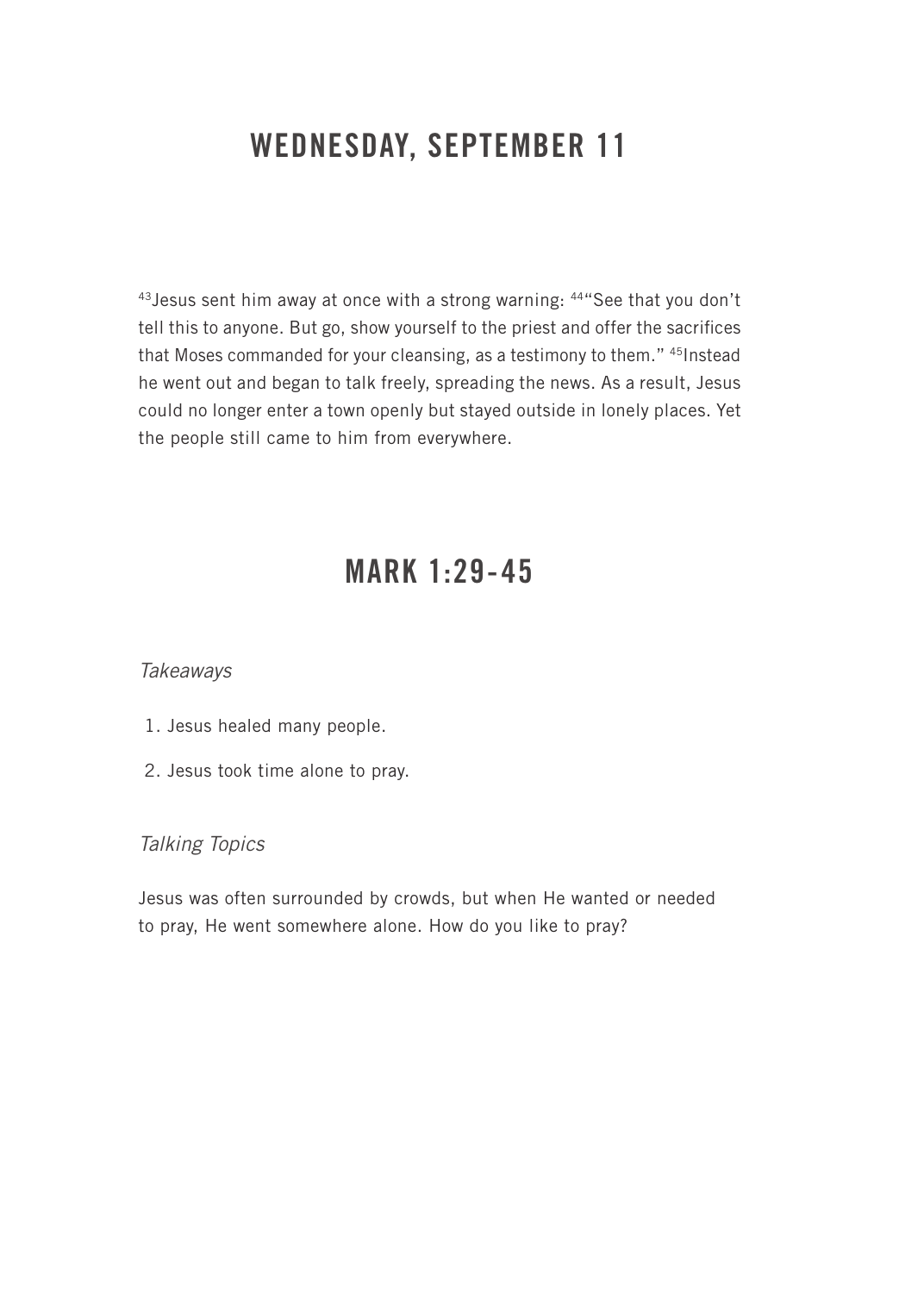# WEDNESDAY, SEPTEMBER 11

[43]Jesus sent him away at once with a strong warning: [44]"See that you don't tell this to anyone. But go, show yourself to the priest and offer the sacrifices that Moses commanded for your cleansing, as a testimony to them." [45]Instead he went out and began to talk freely, spreading the news. As a result, Jesus could no longer enter a town openly but stayed outside in lonely places. Yet the people still came to him from everywhere.

## MARK 1:29-45

*Takeaways*

1. Jesus healed many people.
2. Jesus took time alone to pray.

*Talking Topics*

Jesus was often surrounded by crowds, but when He wanted or needed to pray, He went somewhere alone. How do you like to pray?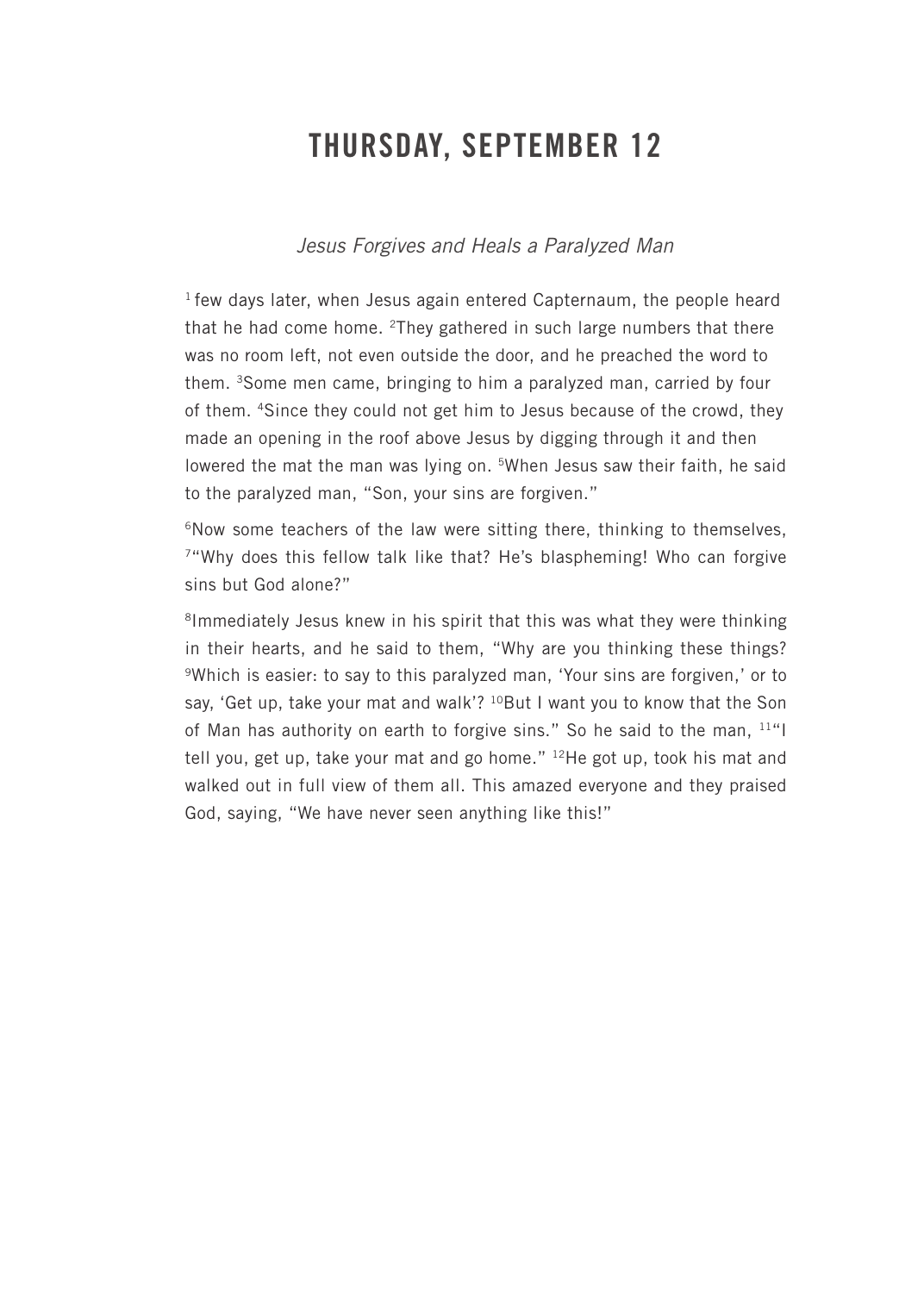# THURSDAY, SEPTEMBER 12

*Jesus Forgives and Heals a Paralyzed Man*

[1] few days later, when Jesus again entered Capternaum, the people heard that he had come home. [2]They gathered in such large numbers that there was no room left, not even outside the door, and he preached the word to them. [3]Some men came, bringing to him a paralyzed man, carried by four of them. [4]Since they could not get him to Jesus because of the crowd, they made an opening in the roof above Jesus by digging through it and then lowered the mat the man was lying on. [5]When Jesus saw their faith, he said to the paralyzed man, "Son, your sins are forgiven."

[6]Now some teachers of the law were sitting there, thinking to themselves, [7]"Why does this fellow talk like that? He's blaspheming! Who can forgive sins but God alone?"

[8]Immediately Jesus knew in his spirit that this was what they were thinking in their hearts, and he said to them, "Why are you thinking these things? [9]Which is easier: to say to this paralyzed man, 'Your sins are forgiven,' or to say, 'Get up, take your mat and walk'? [10]But I want you to know that the Son of Man has authority on earth to forgive sins." So he said to the man, [11]"I tell you, get up, take your mat and go home." [12]He got up, took his mat and walked out in full view of them all. This amazed everyone and they praised God, saying, "We have never seen anything like this!"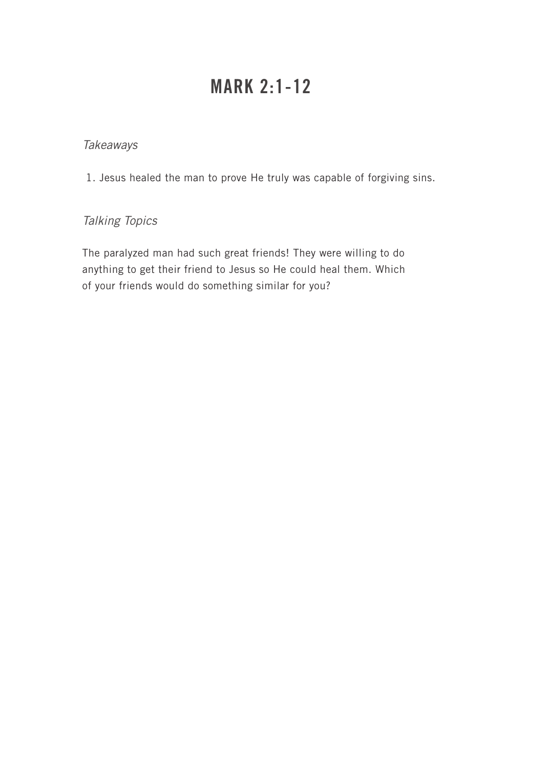# MARK 2:1-12

*Takeaways*

1. Jesus healed the man to prove He truly was capable of forgiving sins.

*Talking Topics*

The paralyzed man had such great friends! They were willing to do anything to get their friend to Jesus so He could heal them. Which of your friends would do something similar for you?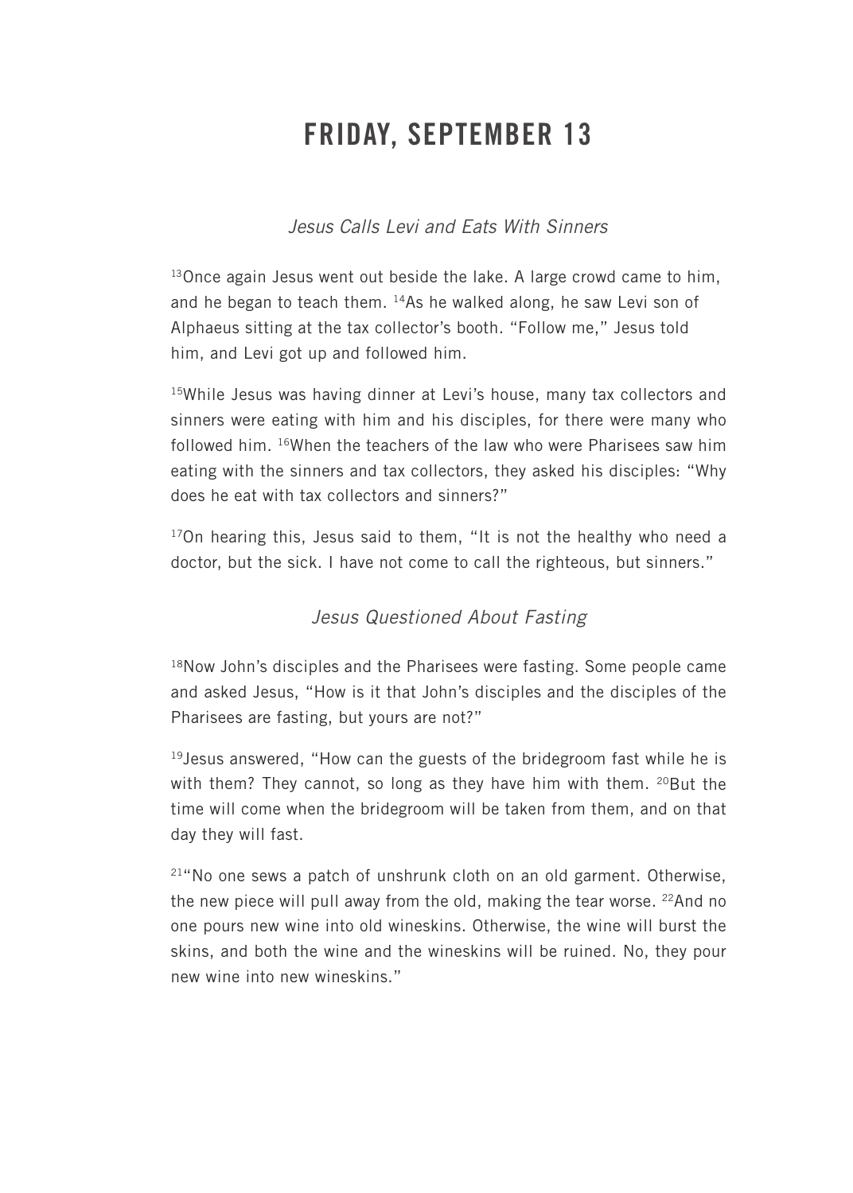# FRIDAY, SEPTEMBER 13

*Jesus Calls Levi and Eats With Sinners*

[13]Once again Jesus went out beside the lake. A large crowd came to him, and he began to teach them. [14]As he walked along, he saw Levi son of Alphaeus sitting at the tax collector's booth. "Follow me," Jesus told him, and Levi got up and followed him.

[15]While Jesus was having dinner at Levi's house, many tax collectors and sinners were eating with him and his disciples, for there were many who followed him. [16]When the teachers of the law who were Pharisees saw him eating with the sinners and tax collectors, they asked his disciples: "Why does he eat with tax collectors and sinners?"

[17]On hearing this, Jesus said to them, "It is not the healthy who need a doctor, but the sick. I have not come to call the righteous, but sinners."

*Jesus Questioned About Fasting*

[18]Now John's disciples and the Pharisees were fasting. Some people came and asked Jesus, "How is it that John's disciples and the disciples of the Pharisees are fasting, but yours are not?"

[19]Jesus answered, "How can the guests of the bridegroom fast while he is with them? They cannot, so long as they have him with them. [20]But the time will come when the bridegroom will be taken from them, and on that day they will fast.

[21]"No one sews a patch of unshrunk cloth on an old garment. Otherwise, the new piece will pull away from the old, making the tear worse. [22]And no one pours new wine into old wineskins. Otherwise, the wine will burst the skins, and both the wine and the wineskins will be ruined. No, they pour new wine into new wineskins."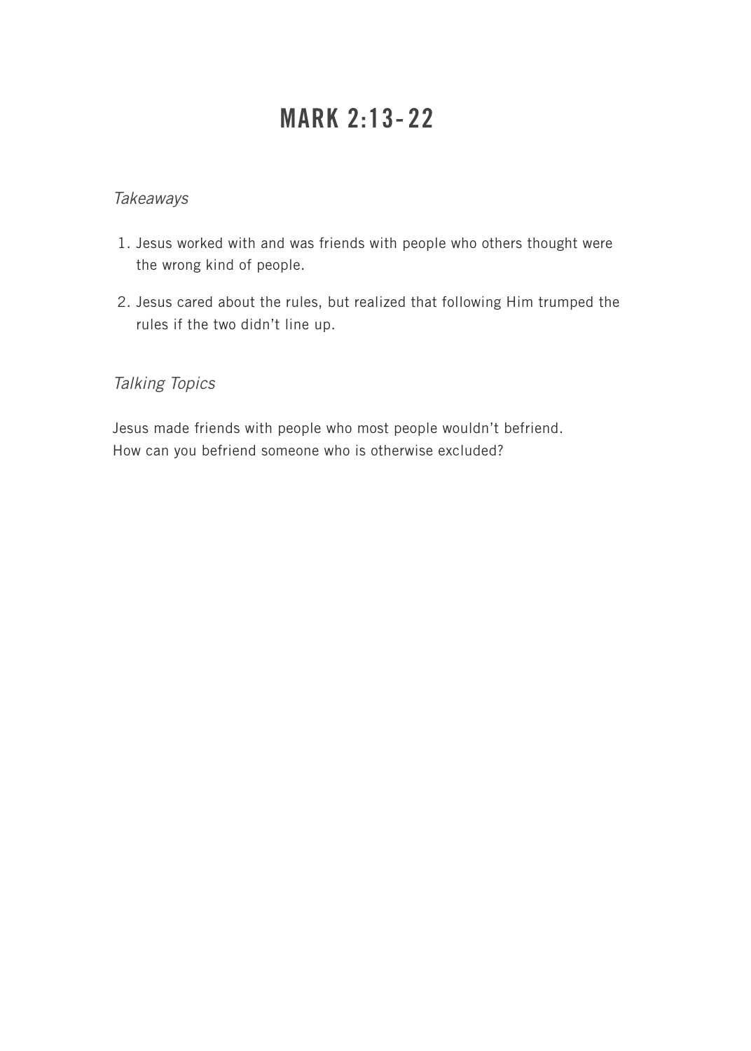# MARK 2:13-22

*Takeaways*

1. Jesus worked with and was friends with people who others thought were the wrong kind of people.
2. Jesus cared about the rules, but realized that following Him trumped the rules if the two didn't line up.

*Talking Topics*

Jesus made friends with people who most people wouldn't befriend.
How can you befriend someone who is otherwise excluded?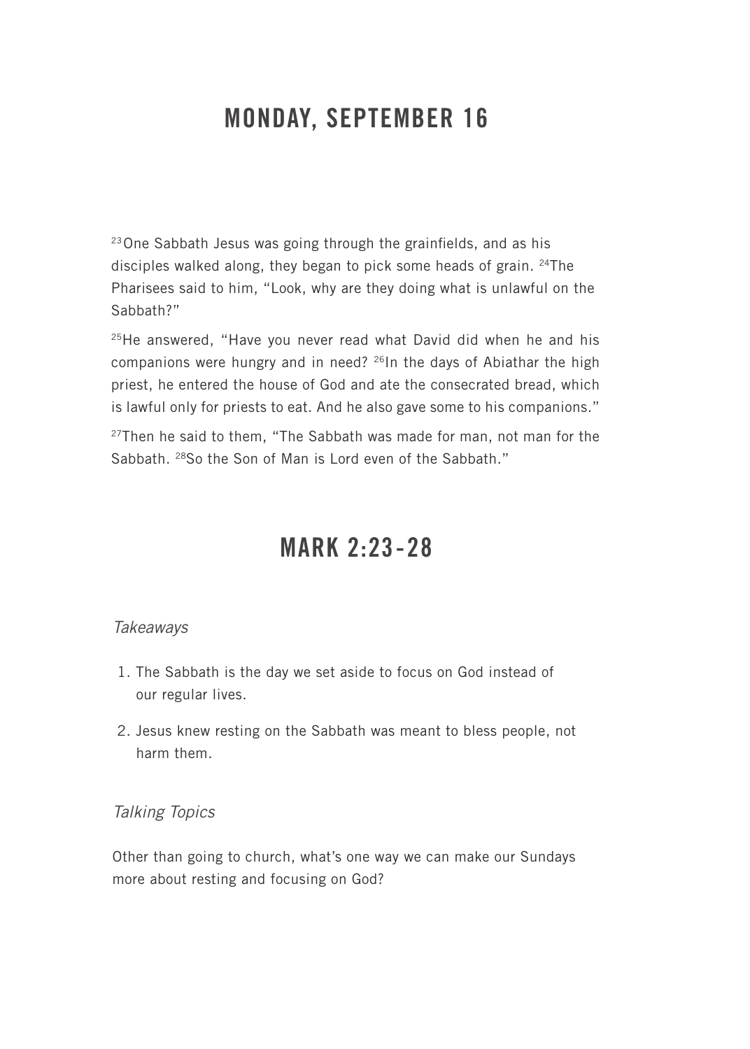# MONDAY, SEPTEMBER 16

[23]One Sabbath Jesus was going through the grainfields, and as his disciples walked along, they began to pick some heads of grain. [24]The Pharisees said to him, "Look, why are they doing what is unlawful on the Sabbath?"

[25]He answered, "Have you never read what David did when he and his companions were hungry and in need? [26]In the days of Abiathar the high priest, he entered the house of God and ate the consecrated bread, which is lawful only for priests to eat. And he also gave some to his companions."

[27]Then he said to them, "The Sabbath was made for man, not man for the Sabbath. [28]So the Son of Man is Lord even of the Sabbath."

# MARK 2:23-28

*Takeaways*

1. The Sabbath is the day we set aside to focus on God instead of our regular lives.
2. Jesus knew resting on the Sabbath was meant to bless people, not harm them.

*Talking Topics*

Other than going to church, what's one way we can make our Sundays more about resting and focusing on God?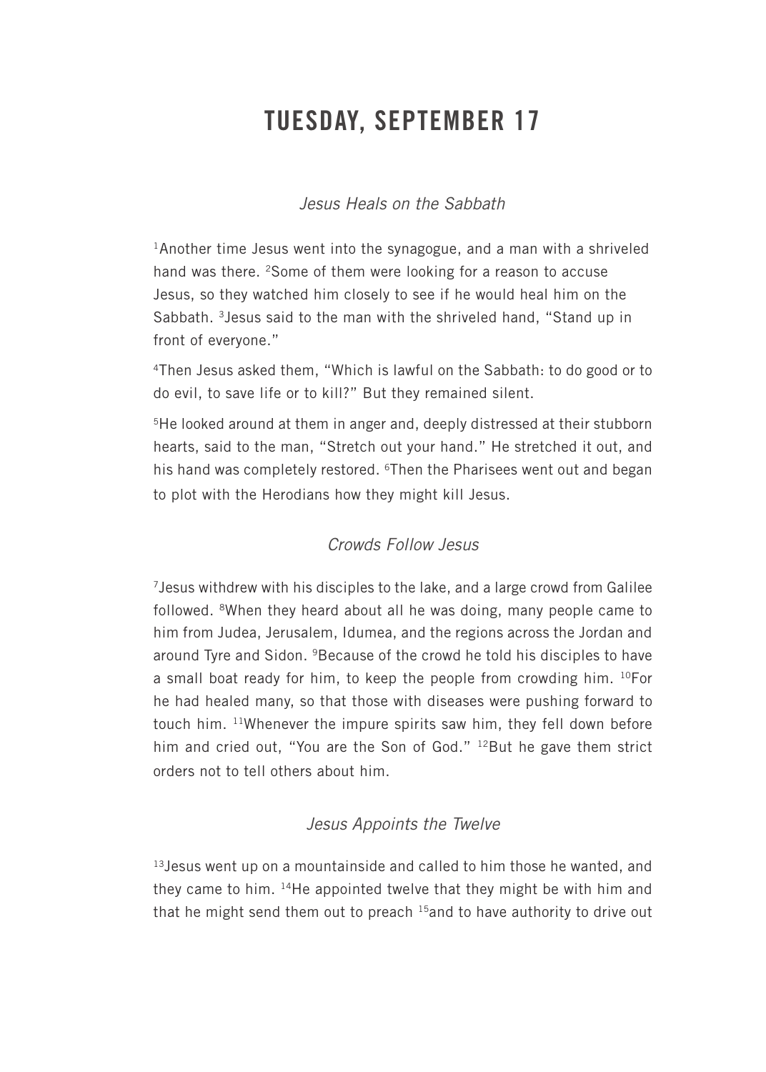# TUESDAY, SEPTEMBER 17

*Jesus Heals on the Sabbath*

[1]Another time Jesus went into the synagogue, and a man with a shriveled hand was there. [2]Some of them were looking for a reason to accuse Jesus, so they watched him closely to see if he would heal him on the Sabbath. [3]Jesus said to the man with the shriveled hand, "Stand up in front of everyone."

[4]Then Jesus asked them, "Which is lawful on the Sabbath: to do good or to do evil, to save life or to kill?" But they remained silent.

[5]He looked around at them in anger and, deeply distressed at their stubborn hearts, said to the man, "Stretch out your hand." He stretched it out, and his hand was completely restored. [6]Then the Pharisees went out and began to plot with the Herodians how they might kill Jesus.

*Crowds Follow Jesus*

[7]Jesus withdrew with his disciples to the lake, and a large crowd from Galilee followed. [8]When they heard about all he was doing, many people came to him from Judea, Jerusalem, Idumea, and the regions across the Jordan and around Tyre and Sidon. [9]Because of the crowd he told his disciples to have a small boat ready for him, to keep the people from crowding him. [10]For he had healed many, so that those with diseases were pushing forward to touch him. [11]Whenever the impure spirits saw him, they fell down before him and cried out, "You are the Son of God." [12]But he gave them strict orders not to tell others about him.

*Jesus Appoints the Twelve*

[13]Jesus went up on a mountainside and called to him those he wanted, and they came to him. [14]He appointed twelve that they might be with him and that he might send them out to preach [15]and to have authority to drive out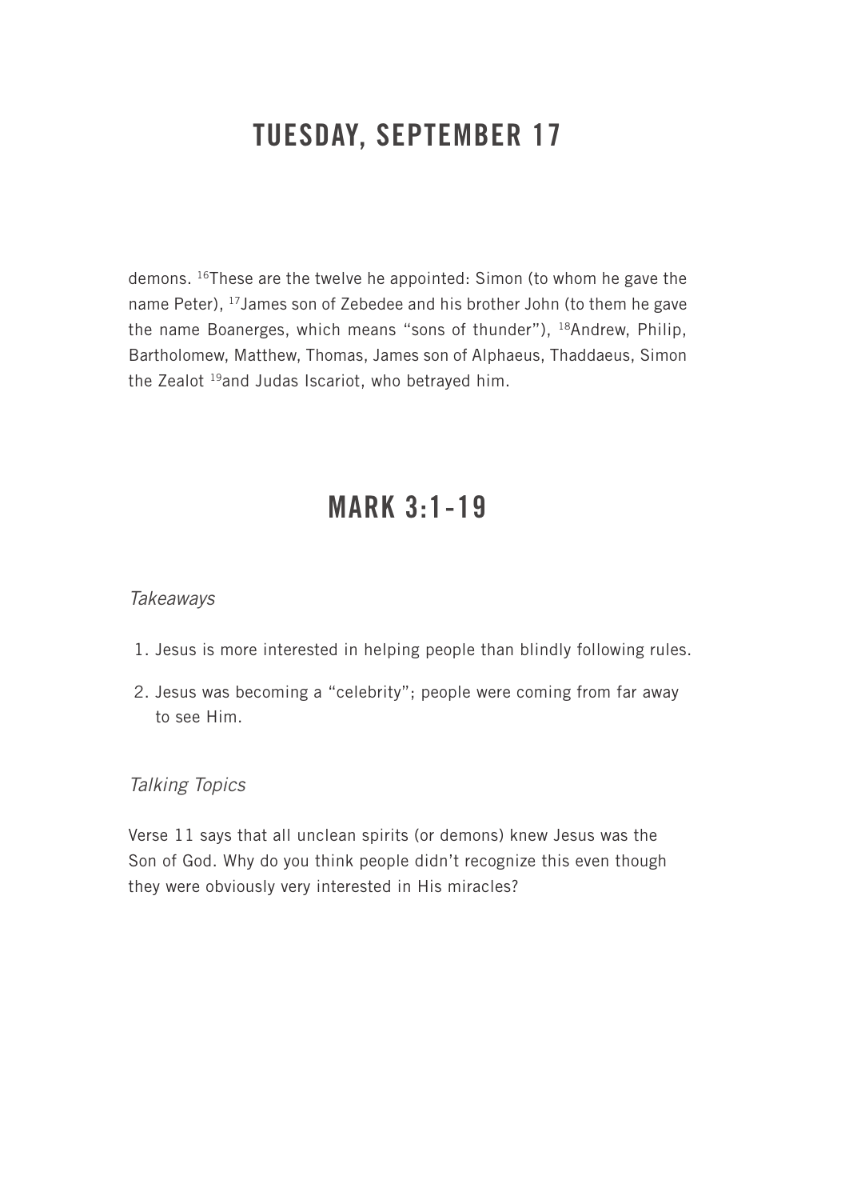# TUESDAY, SEPTEMBER 17

demons. [16]These are the twelve he appointed: Simon (to whom he gave the name Peter), [17]James son of Zebedee and his brother John (to them he gave the name Boanerges, which means "sons of thunder"), [18]Andrew, Philip, Bartholomew, Matthew, Thomas, James son of Alphaeus, Thaddaeus, Simon the Zealot [19]and Judas Iscariot, who betrayed him.

# MARK 3:1-19

*Takeaways*

1. Jesus is more interested in helping people than blindly following rules.
2. Jesus was becoming a "celebrity"; people were coming from far away to see Him.

*Talking Topics*

Verse 11 says that all unclean spirits (or demons) knew Jesus was the Son of God. Why do you think people didn't recognize this even though they were obviously very interested in His miracles?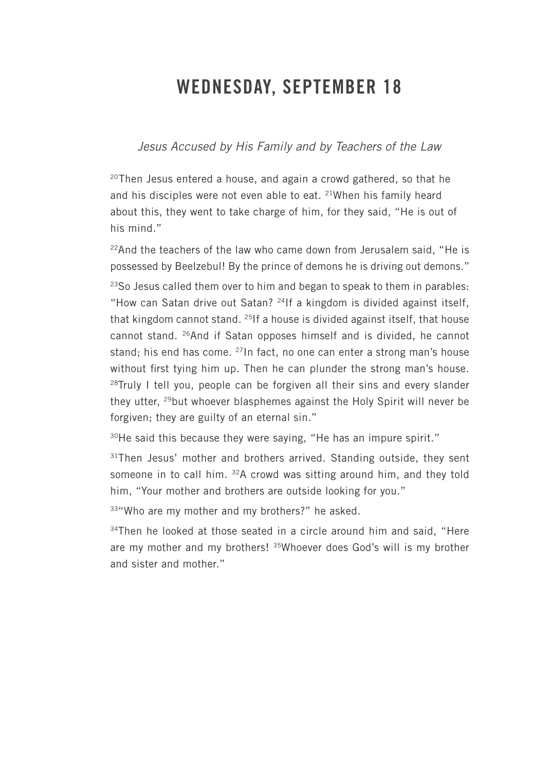# WEDNESDAY, SEPTEMBER 18

*Jesus Accused by His Family and by Teachers of the Law*

[20]Then Jesus entered a house, and again a crowd gathered, so that he and his disciples were not even able to eat. [21]When his family heard about this, they went to take charge of him, for they said, "He is out of his mind."

[22]And the teachers of the law who came down from Jerusalem said, "He is possessed by Beelzebul! By the prince of demons he is driving out demons."

[23]So Jesus called them over to him and began to speak to them in parables: "How can Satan drive out Satan? [24]If a kingdom is divided against itself, that kingdom cannot stand. [25]If a house is divided against itself, that house cannot stand. [26]And if Satan opposes himself and is divided, he cannot stand; his end has come. [27]In fact, no one can enter a strong man's house without first tying him up. Then he can plunder the strong man's house. [28]Truly I tell you, people can be forgiven all their sins and every slander they utter, [29]but whoever blasphemes against the Holy Spirit will never be forgiven; they are guilty of an eternal sin."

[30]He said this because they were saying, "He has an impure spirit."

[31]Then Jesus' mother and brothers arrived. Standing outside, they sent someone in to call him. [32]A crowd was sitting around him, and they told him, "Your mother and brothers are outside looking for you."

[33]"Who are my mother and my brothers?" he asked.

[34]Then he looked at those seated in a circle around him and said, "Here are my mother and my brothers! [35]Whoever does God's will is my brother and sister and mother."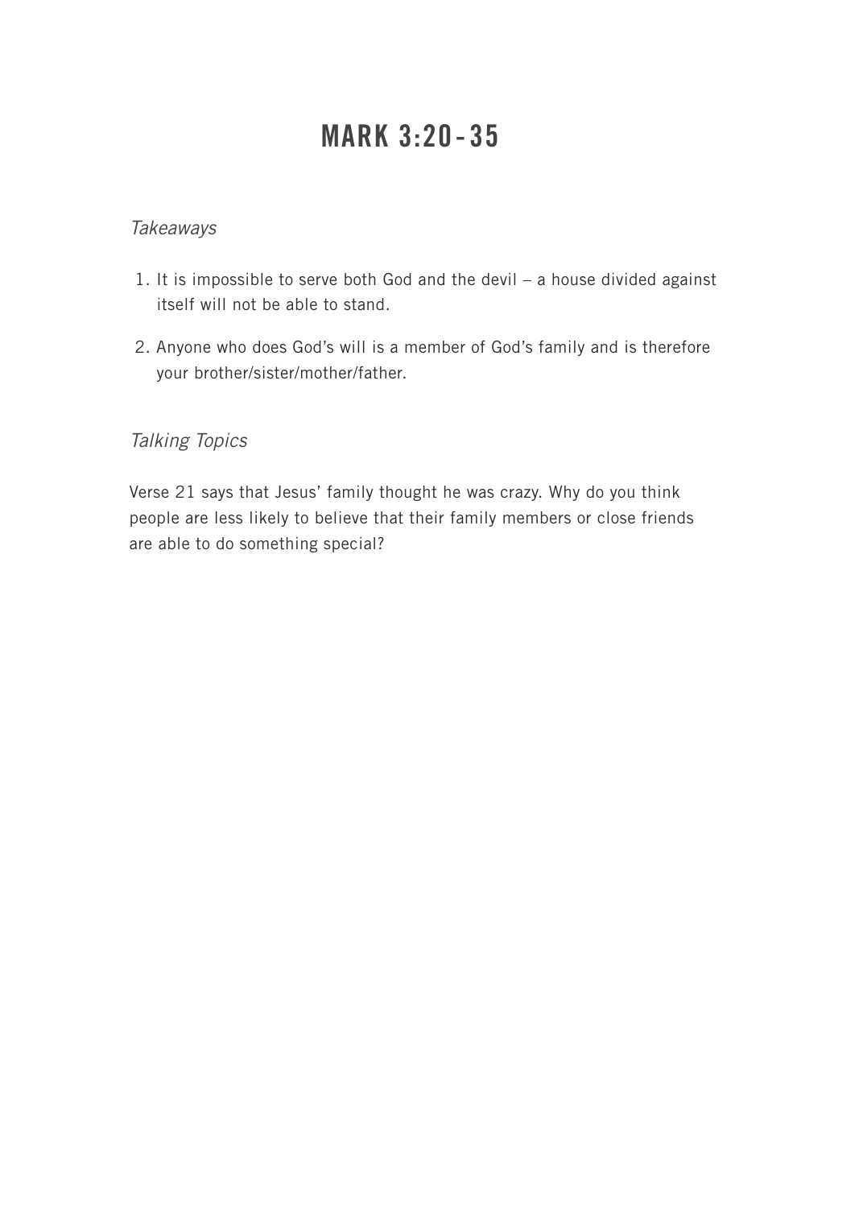# MARK 3:20-35

*Takeaways*

1. It is impossible to serve both God and the devil – a house divided against itself will not be able to stand.
2. Anyone who does God's will is a member of God's family and is therefore your brother/sister/mother/father.

*Talking Topics*

Verse 21 says that Jesus' family thought he was crazy. Why do you think people are less likely to believe that their family members or close friends are able to do something special?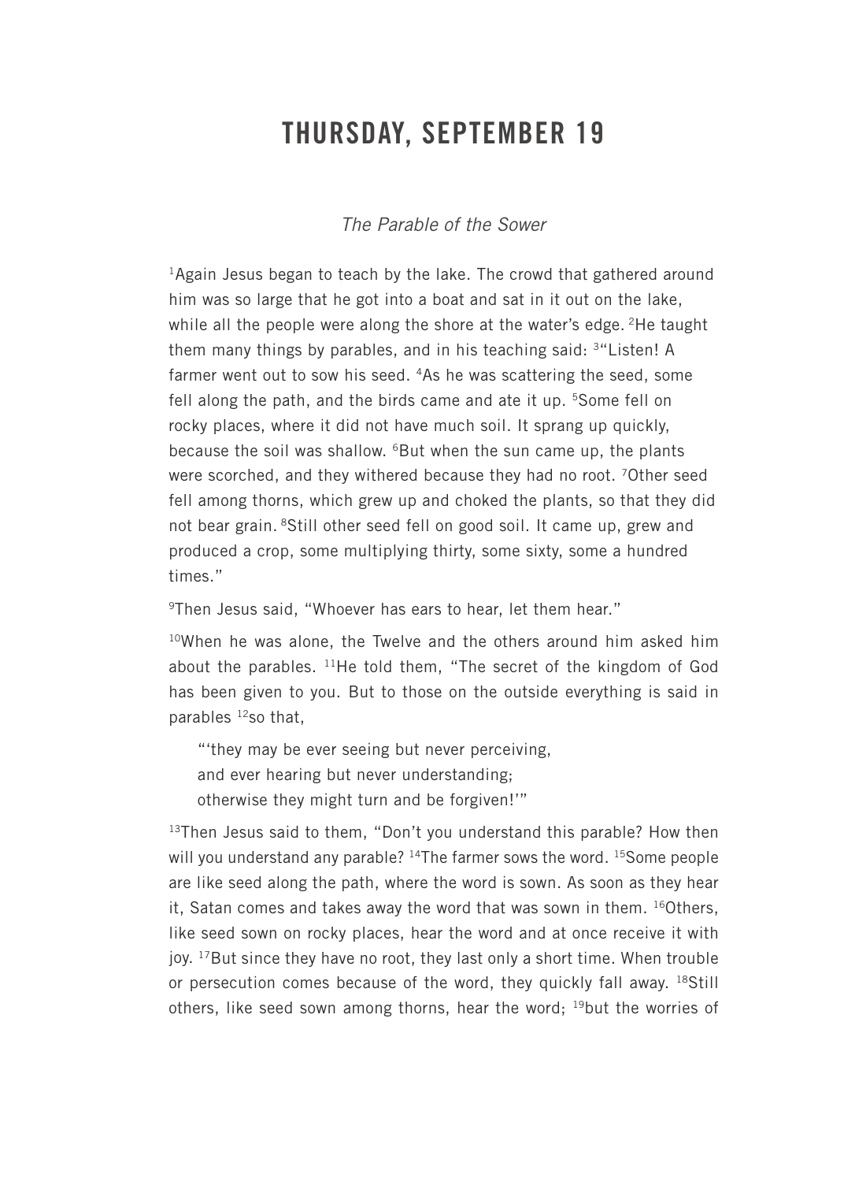# THURSDAY, SEPTEMBER 19

*The Parable of the Sower*

[1]Again Jesus began to teach by the lake. The crowd that gathered around him was so large that he got into a boat and sat in it out on the lake, while all the people were along the shore at the water's edge. [2]He taught them many things by parables, and in his teaching said: [3]"Listen! A farmer went out to sow his seed. [4]As he was scattering the seed, some fell along the path, and the birds came and ate it up. [5]Some fell on rocky places, where it did not have much soil. It sprang up quickly, because the soil was shallow. [6]But when the sun came up, the plants were scorched, and they withered because they had no root. [7]Other seed fell among thorns, which grew up and choked the plants, so that they did not bear grain. [8]Still other seed fell on good soil. It came up, grew and produced a crop, some multiplying thirty, some sixty, some a hundred times."

[9]Then Jesus said, "Whoever has ears to hear, let them hear."

[10]When he was alone, the Twelve and the others around him asked him about the parables. [11]He told them, "The secret of the kingdom of God has been given to you. But to those on the outside everything is said in parables [12]so that,

> "'they may be ever seeing but never perceiving,
> and ever hearing but never understanding;
> otherwise they might turn and be forgiven!'"

[13]Then Jesus said to them, "Don't you understand this parable? How then will you understand any parable? [14]The farmer sows the word. [15]Some people are like seed along the path, where the word is sown. As soon as they hear it, Satan comes and takes away the word that was sown in them. [16]Others, like seed sown on rocky places, hear the word and at once receive it with joy. [17]But since they have no root, they last only a short time. When trouble or persecution comes because of the word, they quickly fall away. [18]Still others, like seed sown among thorns, hear the word; [19]but the worries of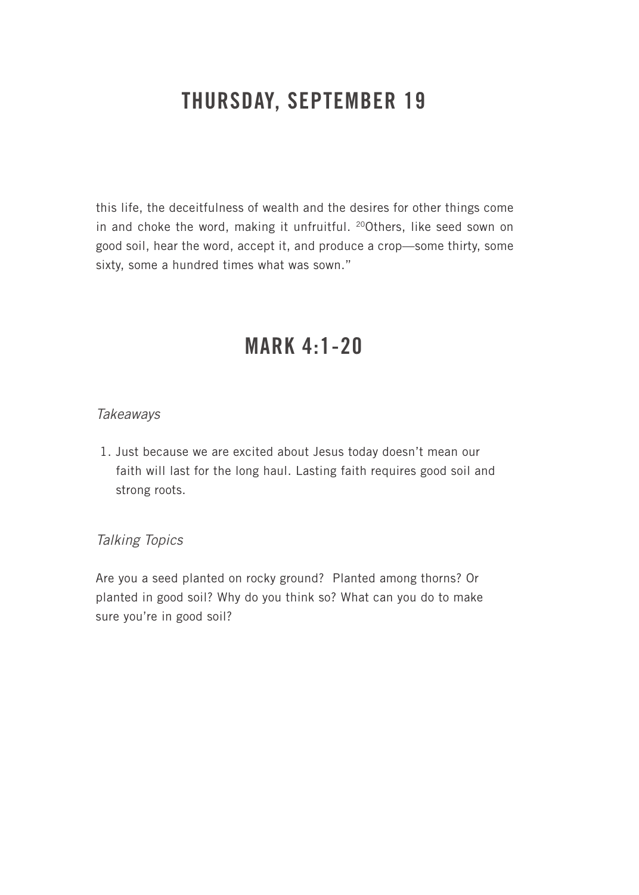# THURSDAY, SEPTEMBER 19

this life, the deceitfulness of wealth and the desires for other things come in and choke the word, making it unfruitful. [20]Others, like seed sown on good soil, hear the word, accept it, and produce a crop—some thirty, some sixty, some a hundred times what was sown."

## MARK 4:1-20

*Takeaways*

1. Just because we are excited about Jesus today doesn't mean our faith will last for the long haul. Lasting faith requires good soil and strong roots.

*Talking Topics*

Are you a seed planted on rocky ground? Planted among thorns? Or planted in good soil? Why do you think so? What can you do to make sure you're in good soil?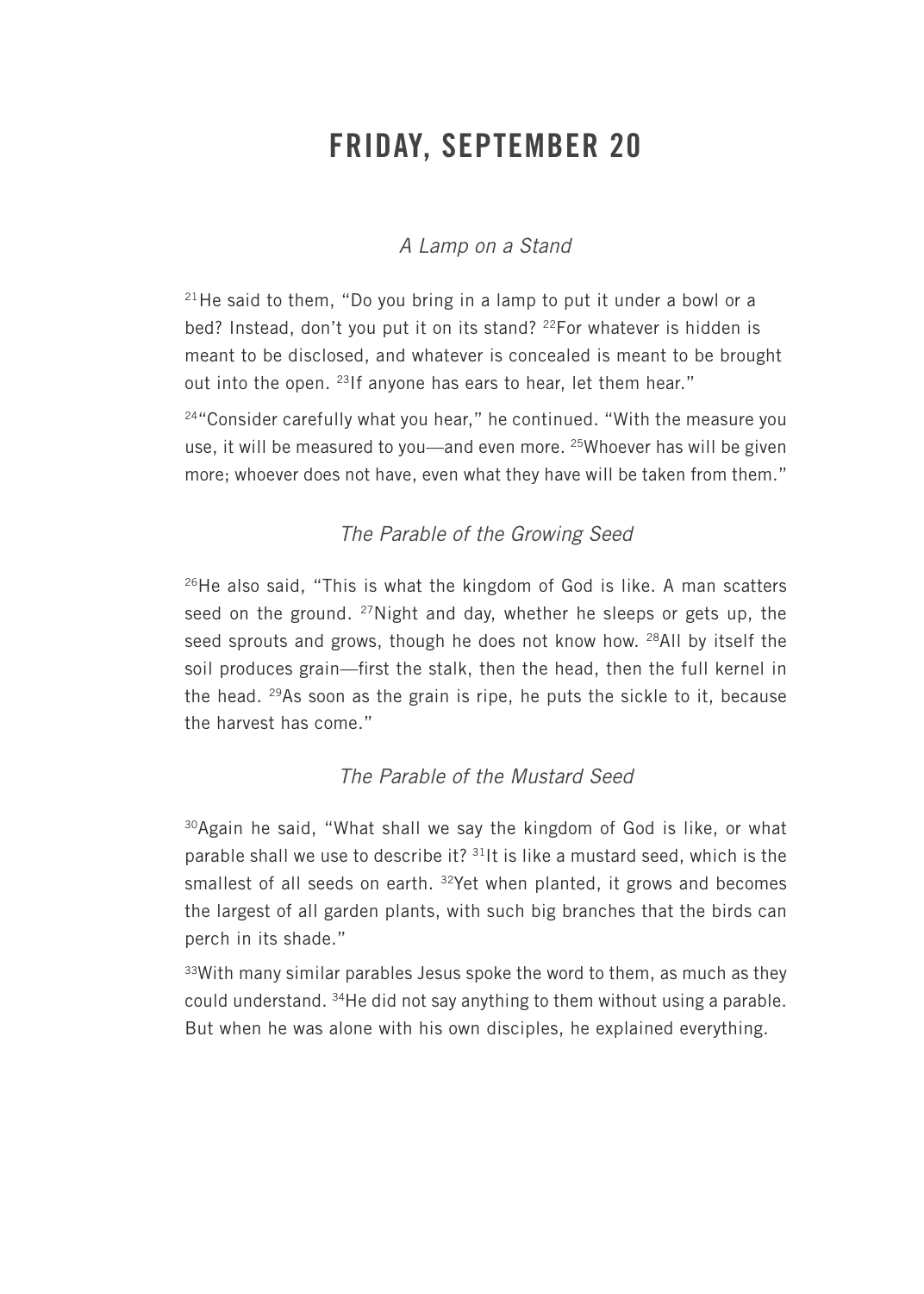# FRIDAY, SEPTEMBER 20

*A Lamp on a Stand*

[21]He said to them, "Do you bring in a lamp to put it under a bowl or a bed? Instead, don't you put it on its stand? [22]For whatever is hidden is meant to be disclosed, and whatever is concealed is meant to be brought out into the open. [23]If anyone has ears to hear, let them hear."

[24]"Consider carefully what you hear," he continued. "With the measure you use, it will be measured to you—and even more. [25]Whoever has will be given more; whoever does not have, even what they have will be taken from them."

*The Parable of the Growing Seed*

[26]He also said, "This is what the kingdom of God is like. A man scatters seed on the ground. [27]Night and day, whether he sleeps or gets up, the seed sprouts and grows, though he does not know how. [28]All by itself the soil produces grain—first the stalk, then the head, then the full kernel in the head. [29]As soon as the grain is ripe, he puts the sickle to it, because the harvest has come."

*The Parable of the Mustard Seed*

[30]Again he said, "What shall we say the kingdom of God is like, or what parable shall we use to describe it? [31]It is like a mustard seed, which is the smallest of all seeds on earth. [32]Yet when planted, it grows and becomes the largest of all garden plants, with such big branches that the birds can perch in its shade."

[33]With many similar parables Jesus spoke the word to them, as much as they could understand. [34]He did not say anything to them without using a parable. But when he was alone with his own disciples, he explained everything.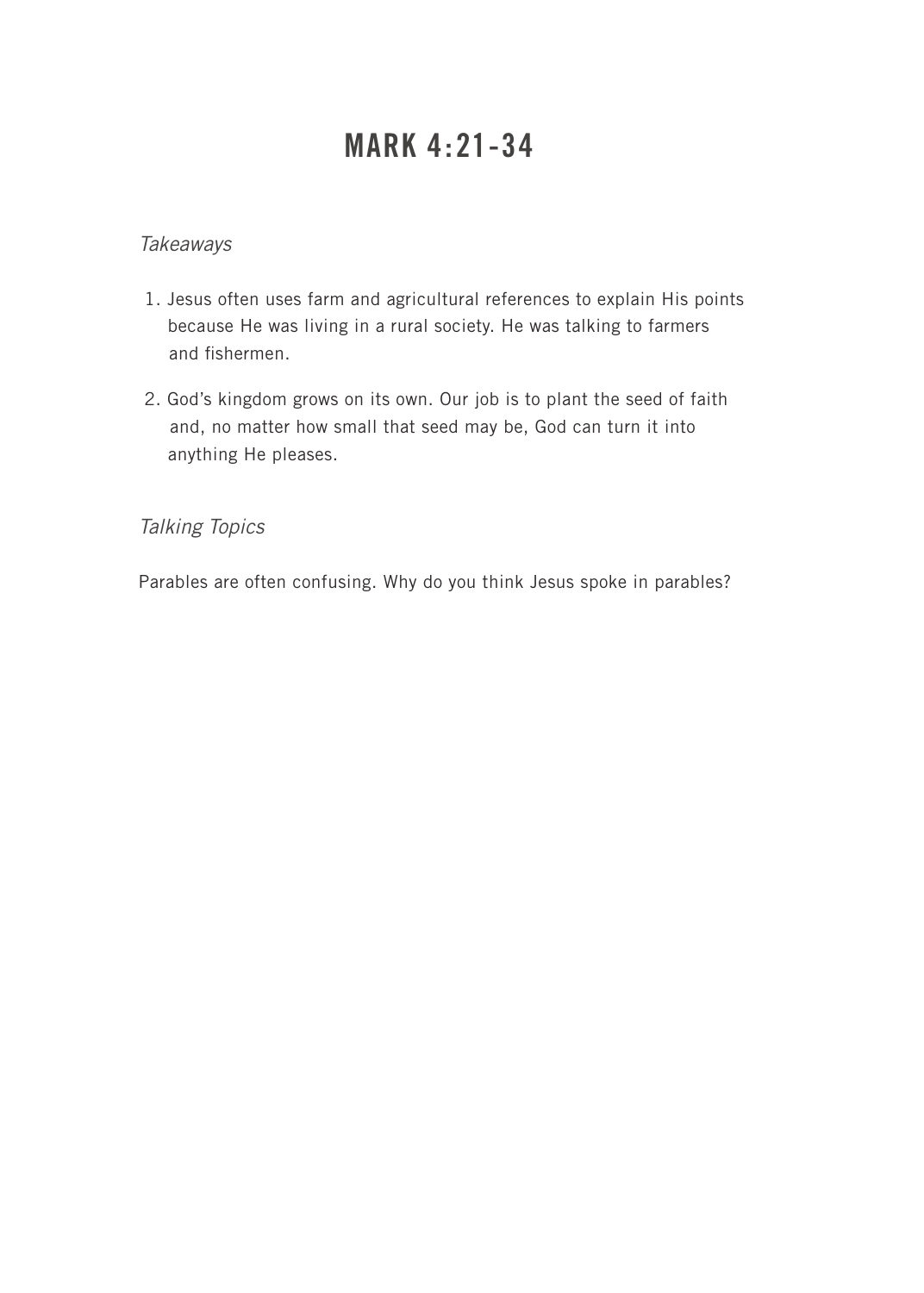# MARK 4:21-34

*Takeaways*

1. Jesus often uses farm and agricultural references to explain His points because He was living in a rural society. He was talking to farmers and fishermen.
2. God's kingdom grows on its own. Our job is to plant the seed of faith and, no matter how small that seed may be, God can turn it into anything He pleases.

*Talking Topics*

Parables are often confusing. Why do you think Jesus spoke in parables?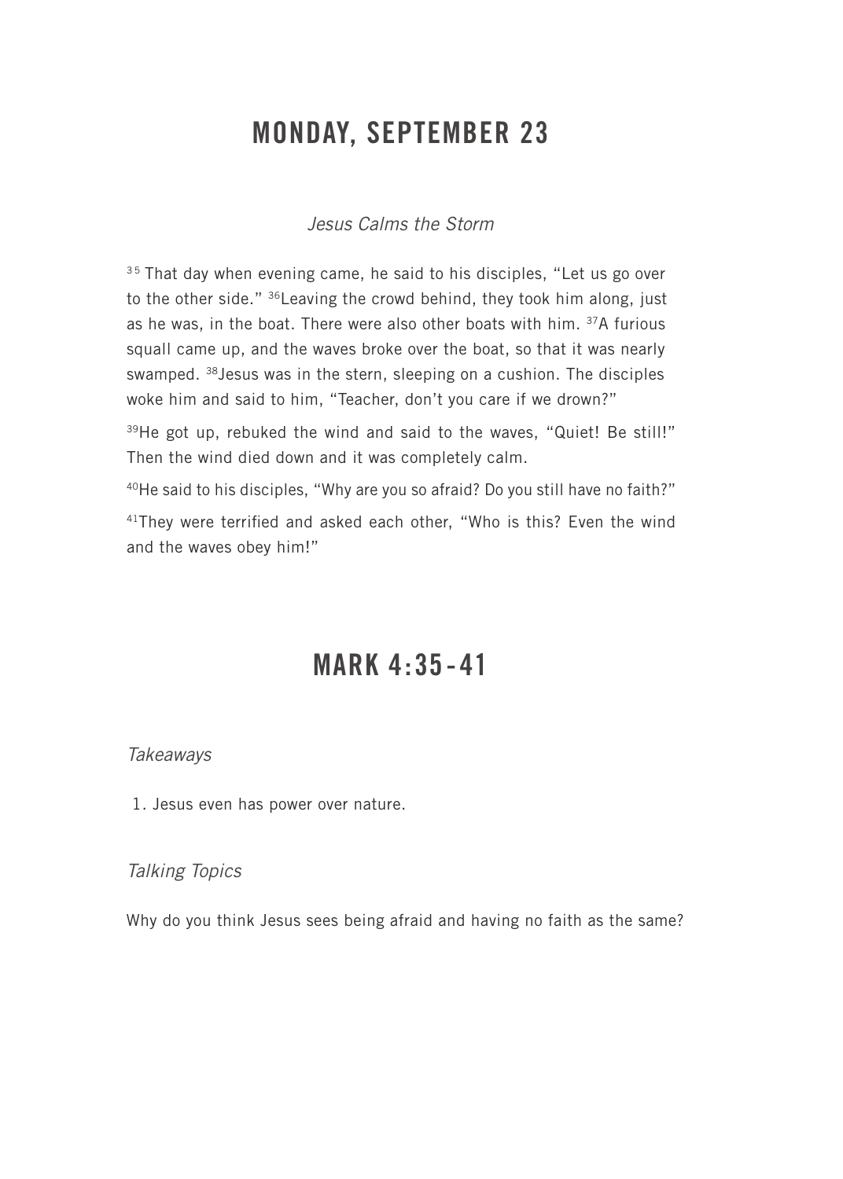# MONDAY, SEPTEMBER 23

*Jesus Calms the Storm*

[35] That day when evening came, he said to his disciples, "Let us go over to the other side." [36]Leaving the crowd behind, they took him along, just as he was, in the boat. There were also other boats with him. [37]A furious squall came up, and the waves broke over the boat, so that it was nearly swamped. [38]Jesus was in the stern, sleeping on a cushion. The disciples woke him and said to him, "Teacher, don't you care if we drown?"

[39]He got up, rebuked the wind and said to the waves, "Quiet! Be still!" Then the wind died down and it was completely calm.

[40]He said to his disciples, "Why are you so afraid? Do you still have no faith?"

[41]They were terrified and asked each other, "Who is this? Even the wind and the waves obey him!"

# MARK 4:35-41

*Takeaways*

1. Jesus even has power over nature.

*Talking Topics*

Why do you think Jesus sees being afraid and having no faith as the same?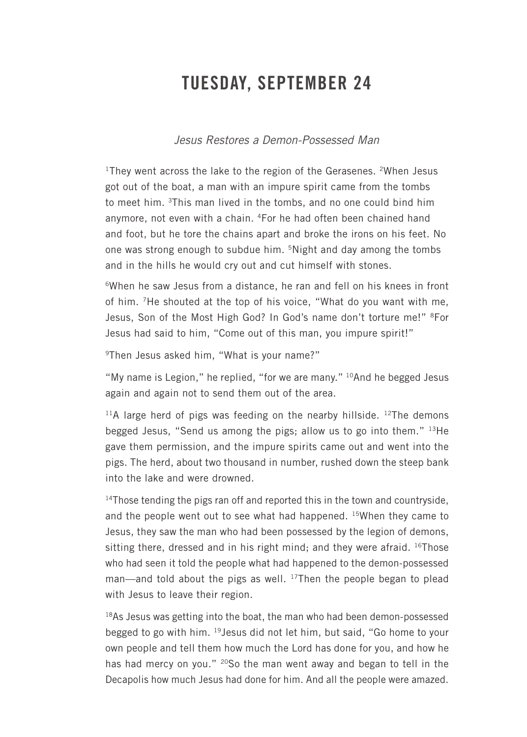# TUESDAY, SEPTEMBER 24

*Jesus Restores a Demon-Possessed Man*

[1]They went across the lake to the region of the Gerasenes. [2]When Jesus got out of the boat, a man with an impure spirit came from the tombs to meet him. [3]This man lived in the tombs, and no one could bind him anymore, not even with a chain. [4]For he had often been chained hand and foot, but he tore the chains apart and broke the irons on his feet. No one was strong enough to subdue him. [5]Night and day among the tombs and in the hills he would cry out and cut himself with stones.

[6]When he saw Jesus from a distance, he ran and fell on his knees in front of him. [7]He shouted at the top of his voice, "What do you want with me, Jesus, Son of the Most High God? In God's name don't torture me!" [8]For Jesus had said to him, "Come out of this man, you impure spirit!"

[9]Then Jesus asked him, "What is your name?"

"My name is Legion," he replied, "for we are many." [10]And he begged Jesus again and again not to send them out of the area.

[11]A large herd of pigs was feeding on the nearby hillside. [12]The demons begged Jesus, "Send us among the pigs; allow us to go into them." [13]He gave them permission, and the impure spirits came out and went into the pigs. The herd, about two thousand in number, rushed down the steep bank into the lake and were drowned.

[14]Those tending the pigs ran off and reported this in the town and countryside, and the people went out to see what had happened. [15]When they came to Jesus, they saw the man who had been possessed by the legion of demons, sitting there, dressed and in his right mind; and they were afraid. [16]Those who had seen it told the people what had happened to the demon-possessed man—and told about the pigs as well. [17]Then the people began to plead with Jesus to leave their region.

[18]As Jesus was getting into the boat, the man who had been demon-possessed begged to go with him. [19]Jesus did not let him, but said, "Go home to your own people and tell them how much the Lord has done for you, and how he has had mercy on you." [20]So the man went away and began to tell in the Decapolis how much Jesus had done for him. And all the people were amazed.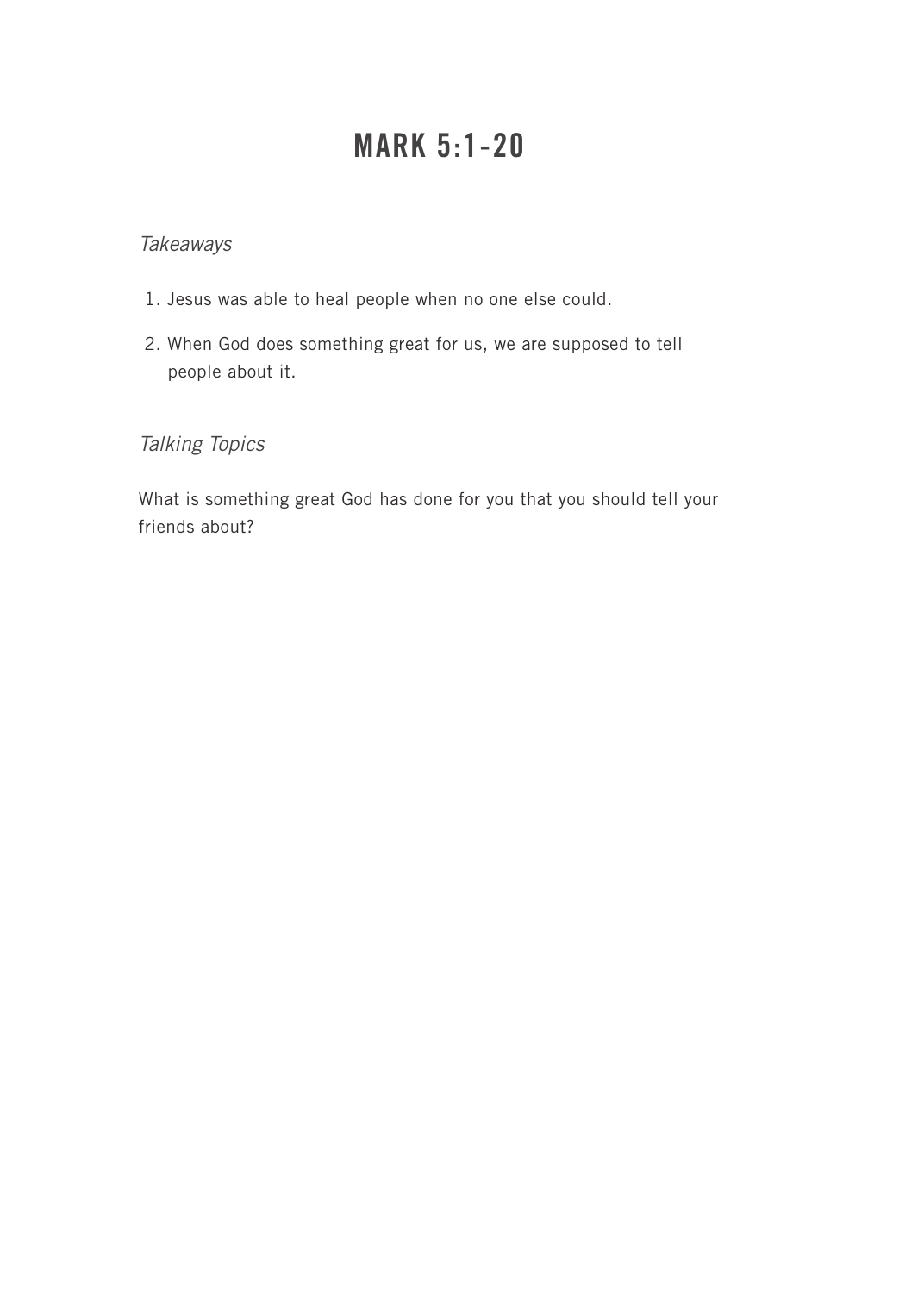# MARK 5:1-20

*Takeaways*

1. Jesus was able to heal people when no one else could.
2. When God does something great for us, we are supposed to tell people about it.

*Talking Topics*

What is something great God has done for you that you should tell your friends about?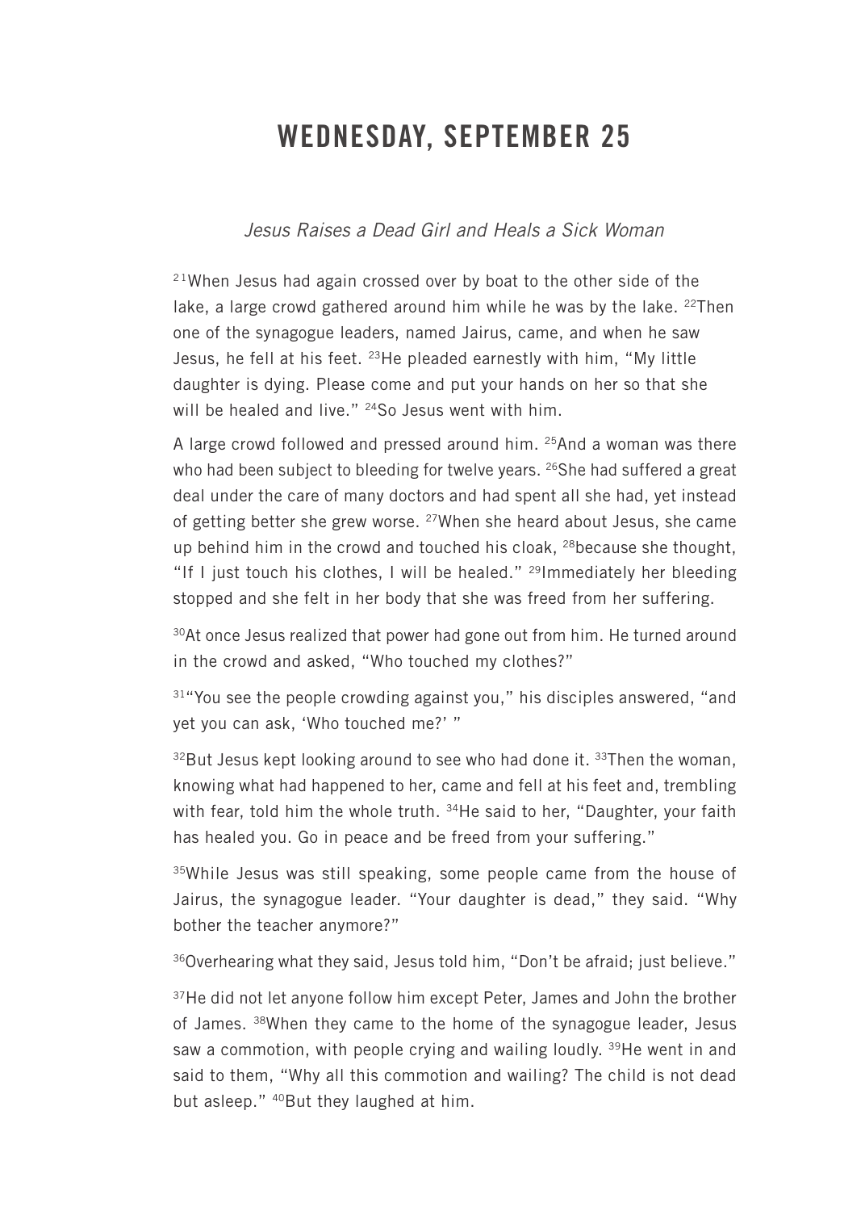# WEDNESDAY, SEPTEMBER 25

*Jesus Raises a Dead Girl and Heals a Sick Woman*

[21]When Jesus had again crossed over by boat to the other side of the lake, a large crowd gathered around him while he was by the lake. [22]Then one of the synagogue leaders, named Jairus, came, and when he saw Jesus, he fell at his feet. [23]He pleaded earnestly with him, "My little daughter is dying. Please come and put your hands on her so that she will be healed and live." [24]So Jesus went with him.

A large crowd followed and pressed around him. [25]And a woman was there who had been subject to bleeding for twelve years. [26]She had suffered a great deal under the care of many doctors and had spent all she had, yet instead of getting better she grew worse. [27]When she heard about Jesus, she came up behind him in the crowd and touched his cloak, [28]because she thought, "If I just touch his clothes, I will be healed." [29]Immediately her bleeding stopped and she felt in her body that she was freed from her suffering.

[30]At once Jesus realized that power had gone out from him. He turned around in the crowd and asked, "Who touched my clothes?"

[31]"You see the people crowding against you," his disciples answered, "and yet you can ask, 'Who touched me?' "

[32]But Jesus kept looking around to see who had done it. [33]Then the woman, knowing what had happened to her, came and fell at his feet and, trembling with fear, told him the whole truth. [34]He said to her, "Daughter, your faith has healed you. Go in peace and be freed from your suffering."

[35]While Jesus was still speaking, some people came from the house of Jairus, the synagogue leader. "Your daughter is dead," they said. "Why bother the teacher anymore?"

[36]Overhearing what they said, Jesus told him, "Don't be afraid; just believe."

[37]He did not let anyone follow him except Peter, James and John the brother of James. [38]When they came to the home of the synagogue leader, Jesus saw a commotion, with people crying and wailing loudly. [39]He went in and said to them, "Why all this commotion and wailing? The child is not dead but asleep." [40]But they laughed at him.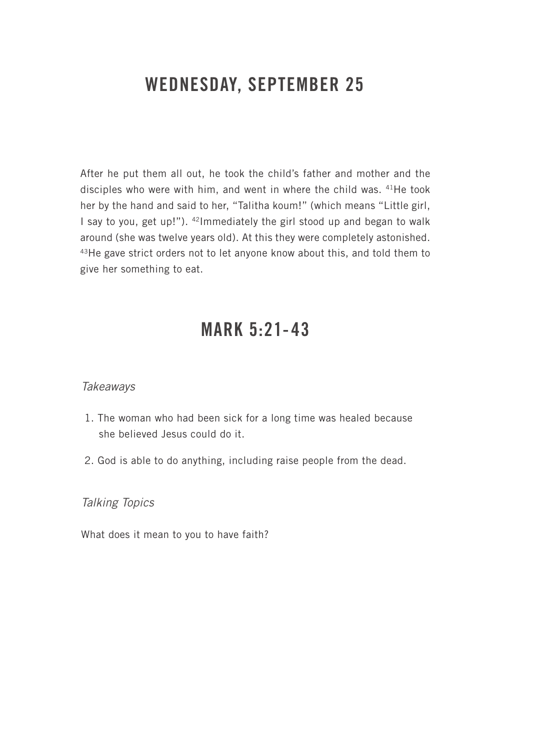## WEDNESDAY, SEPTEMBER 25

After he put them all out, he took the child's father and mother and the disciples who were with him, and went in where the child was. [41]He took her by the hand and said to her, "Talitha koum!" (which means "Little girl, I say to you, get up!"). [42]Immediately the girl stood up and began to walk around (she was twelve years old). At this they were completely astonished. [43]He gave strict orders not to let anyone know about this, and told them to give her something to eat.

## MARK 5:21-43

*Takeaways*

1. The woman who had been sick for a long time was healed because she believed Jesus could do it.
2. God is able to do anything, including raise people from the dead.

*Talking Topics*

What does it mean to you to have faith?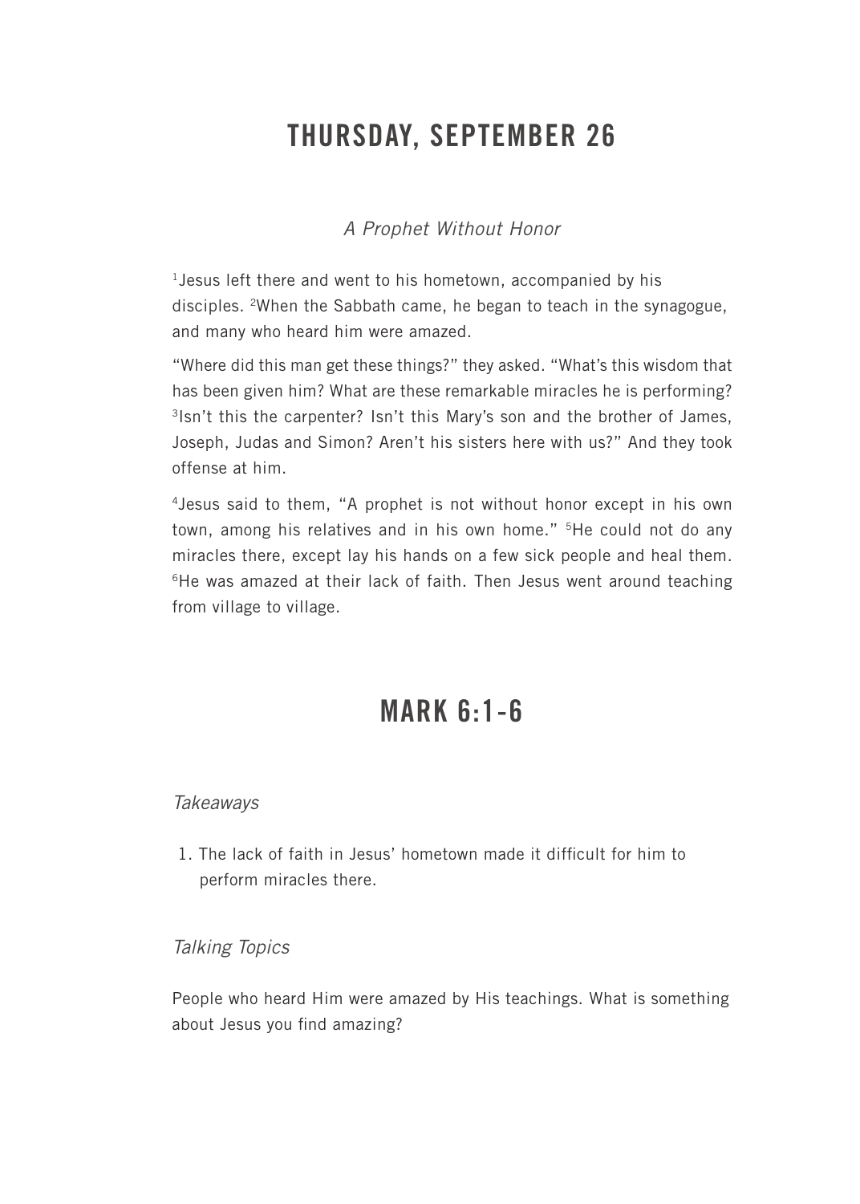# THURSDAY, SEPTEMBER 26

*A Prophet Without Honor*

[1]Jesus left there and went to his hometown, accompanied by his disciples. [2]When the Sabbath came, he began to teach in the synagogue, and many who heard him were amazed.

"Where did this man get these things?" they asked. "What's this wisdom that has been given him? What are these remarkable miracles he is performing? [3]Isn't this the carpenter? Isn't this Mary's son and the brother of James, Joseph, Judas and Simon? Aren't his sisters here with us?" And they took offense at him.

[4]Jesus said to them, "A prophet is not without honor except in his own town, among his relatives and in his own home." [5]He could not do any miracles there, except lay his hands on a few sick people and heal them. [6]He was amazed at their lack of faith. Then Jesus went around teaching from village to village.

# MARK 6:1-6

*Takeaways*

1. The lack of faith in Jesus' hometown made it difficult for him to perform miracles there.

*Talking Topics*

People who heard Him were amazed by His teachings. What is something about Jesus you find amazing?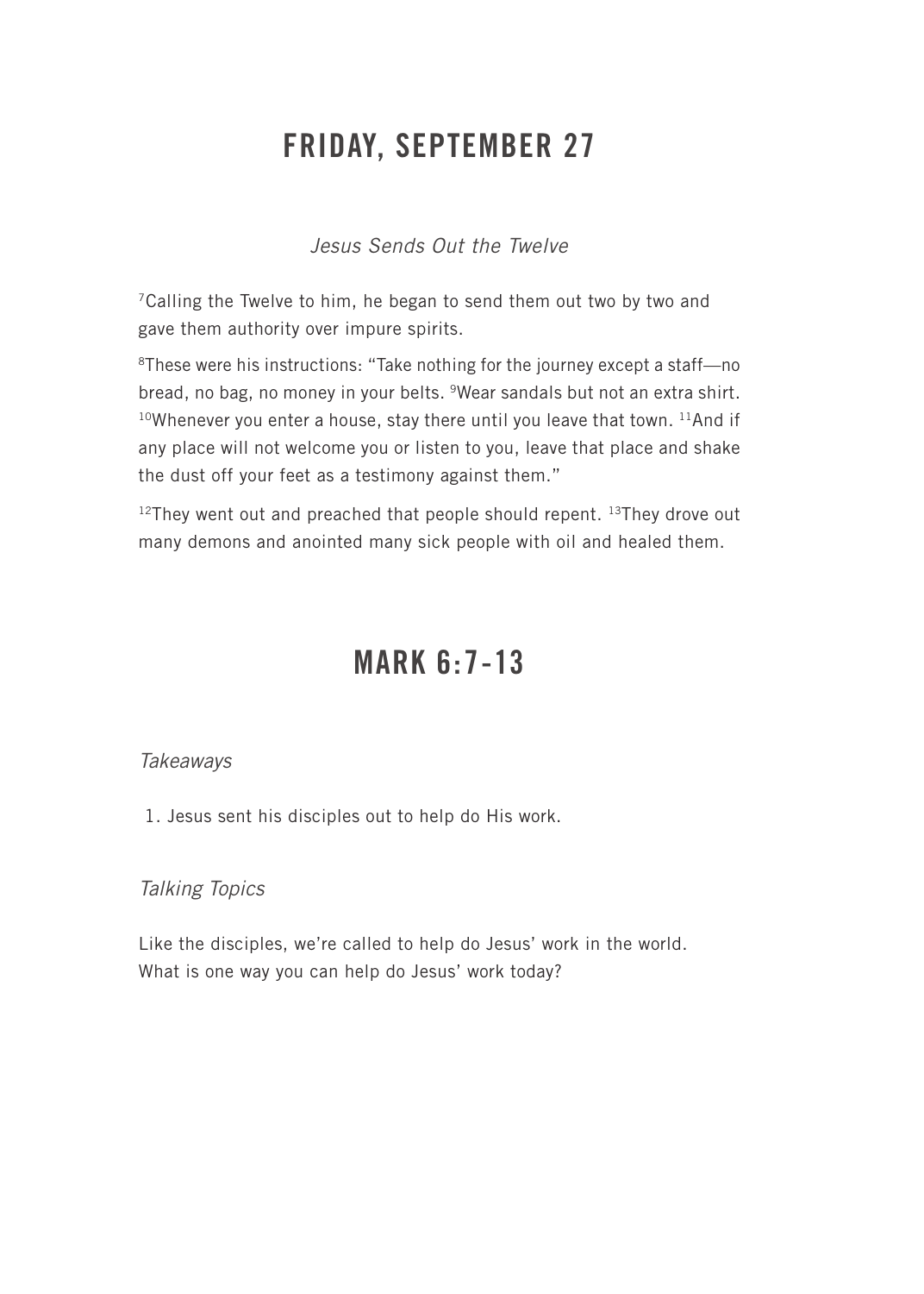# FRIDAY, SEPTEMBER 27

*Jesus Sends Out the Twelve*

[7]Calling the Twelve to him, he began to send them out two by two and gave them authority over impure spirits.

[8]These were his instructions: "Take nothing for the journey except a staff—no bread, no bag, no money in your belts. [9]Wear sandals but not an extra shirt. [10]Whenever you enter a house, stay there until you leave that town. [11]And if any place will not welcome you or listen to you, leave that place and shake the dust off your feet as a testimony against them."

[12]They went out and preached that people should repent. [13]They drove out many demons and anointed many sick people with oil and healed them.

# MARK 6:7-13

*Takeaways*

1. Jesus sent his disciples out to help do His work.

*Talking Topics*

Like the disciples, we're called to help do Jesus' work in the world. What is one way you can help do Jesus' work today?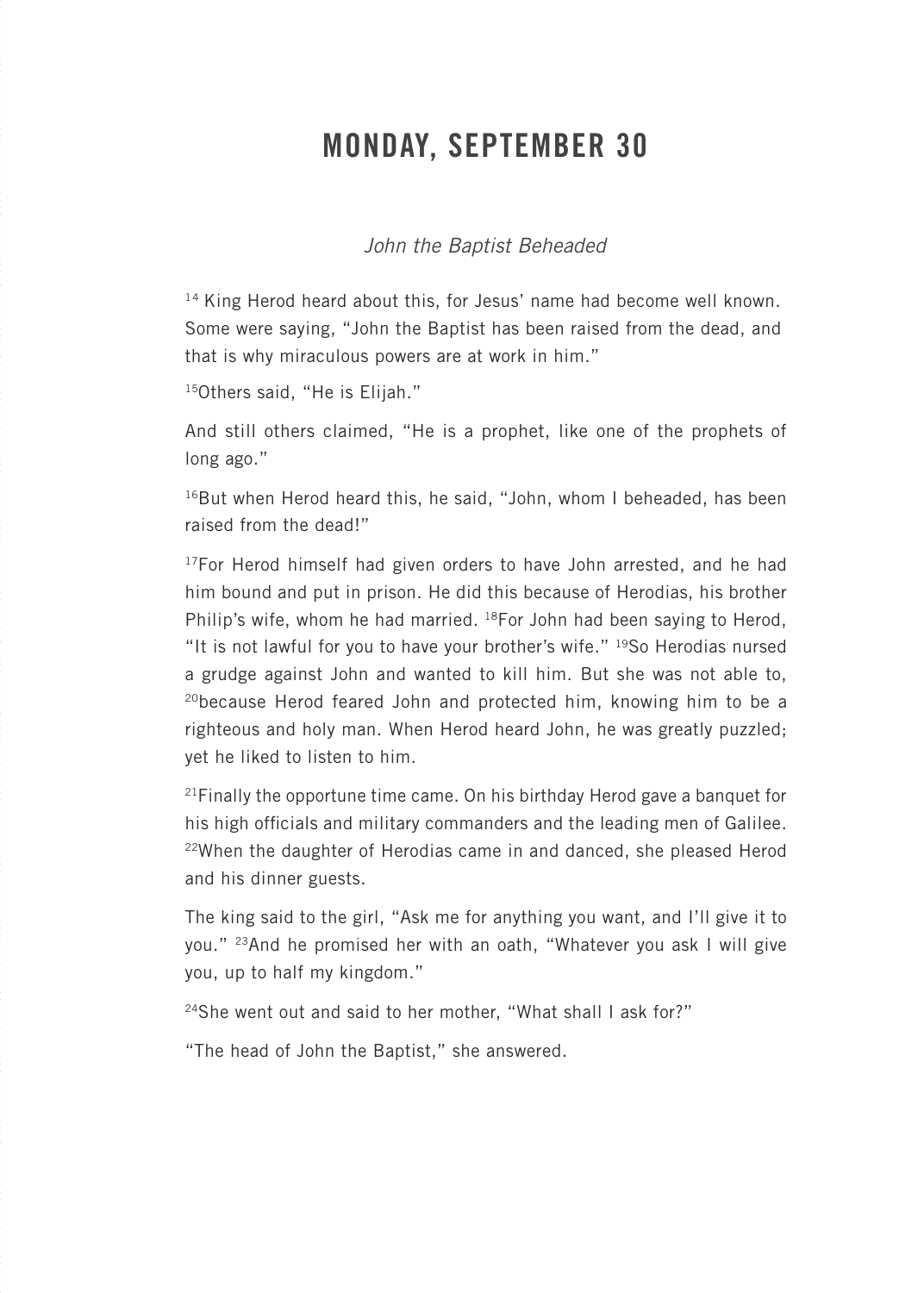# MONDAY, SEPTEMBER 30

*John the Baptist Beheaded*

[14] King Herod heard about this, for Jesus' name had become well known. Some were saying, "John the Baptist has been raised from the dead, and that is why miraculous powers are at work in him."

[15]Others said, "He is Elijah."

And still others claimed, "He is a prophet, like one of the prophets of long ago."

[16]But when Herod heard this, he said, "John, whom I beheaded, has been raised from the dead!"

[17]For Herod himself had given orders to have John arrested, and he had him bound and put in prison. He did this because of Herodias, his brother Philip's wife, whom he had married. [18]For John had been saying to Herod, "It is not lawful for you to have your brother's wife." [19]So Herodias nursed a grudge against John and wanted to kill him. But she was not able to, [20]because Herod feared John and protected him, knowing him to be a righteous and holy man. When Herod heard John, he was greatly puzzled; yet he liked to listen to him.

[21]Finally the opportune time came. On his birthday Herod gave a banquet for his high officials and military commanders and the leading men of Galilee. [22]When the daughter of Herodias came in and danced, she pleased Herod and his dinner guests.

The king said to the girl, "Ask me for anything you want, and I'll give it to you." [23]And he promised her with an oath, "Whatever you ask I will give you, up to half my kingdom."

[24]She went out and said to her mother, "What shall I ask for?"

"The head of John the Baptist," she answered.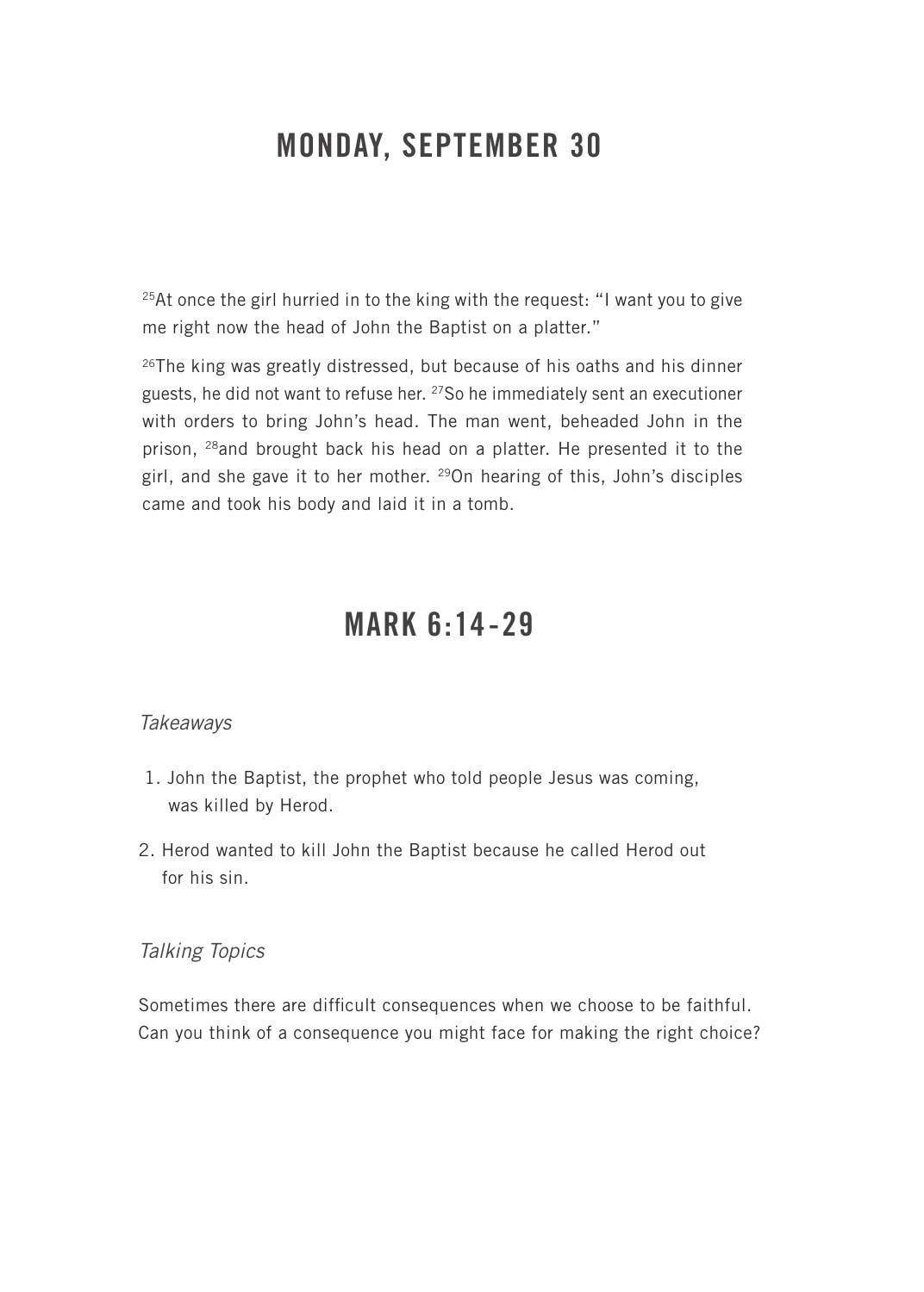# MONDAY, SEPTEMBER 30

[25]At once the girl hurried in to the king with the request: "I want you to give me right now the head of John the Baptist on a platter."

[26]The king was greatly distressed, but because of his oaths and his dinner guests, he did not want to refuse her. [27]So he immediately sent an executioner with orders to bring John's head. The man went, beheaded John in the prison, [28]and brought back his head on a platter. He presented it to the girl, and she gave it to her mother. [29]On hearing of this, John's disciples came and took his body and laid it in a tomb.

# MARK 6:14-29

*Takeaways*

1. John the Baptist, the prophet who told people Jesus was coming, was killed by Herod.
2. Herod wanted to kill John the Baptist because he called Herod out for his sin.

*Talking Topics*

Sometimes there are difficult consequences when we choose to be faithful. Can you think of a consequence you might face for making the right choice?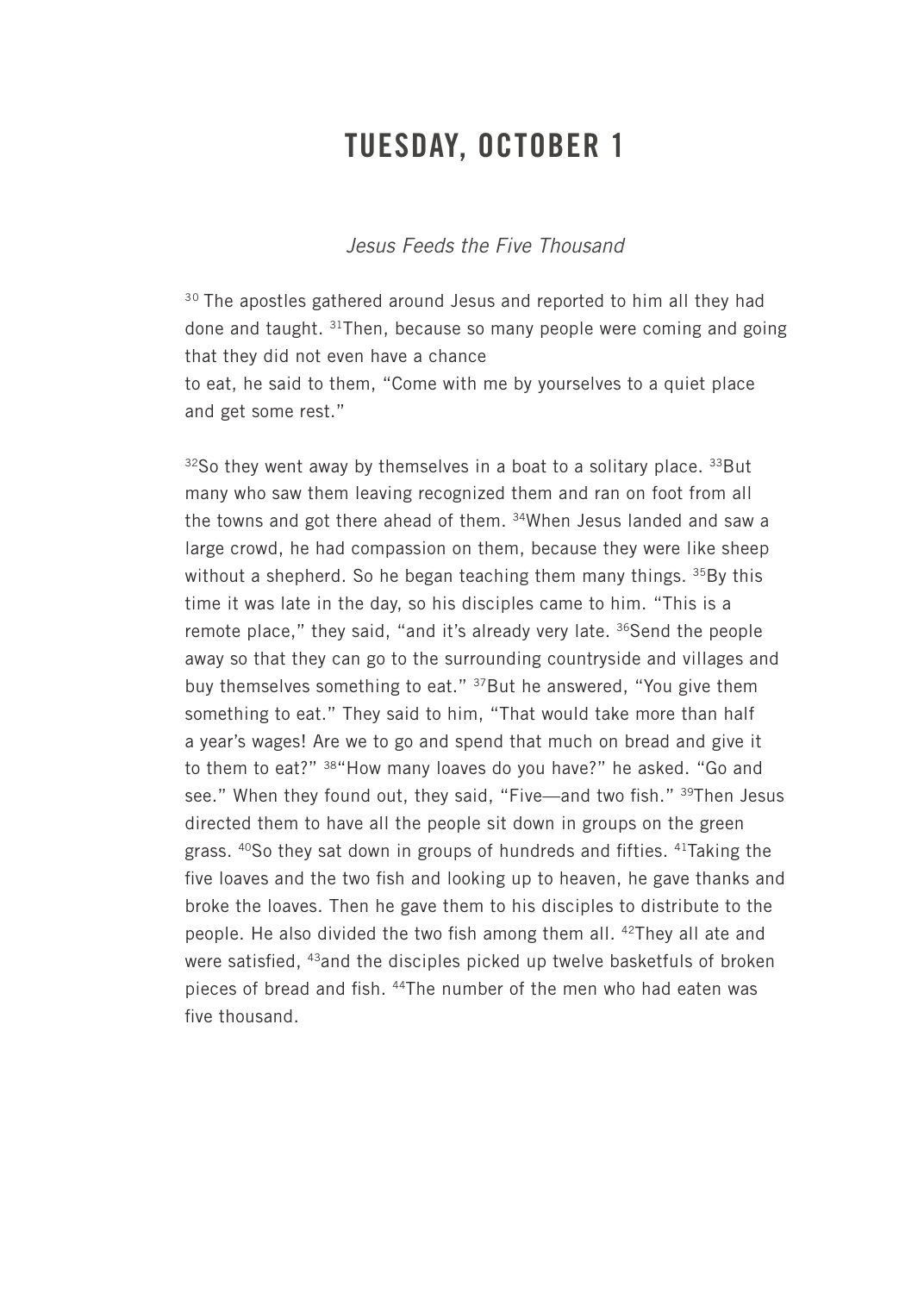# TUESDAY, OCTOBER 1

*Jesus Feeds the Five Thousand*

[30] The apostles gathered around Jesus and reported to him all they had done and taught. [31]Then, because so many people were coming and going that they did not even have a chance to eat, he said to them, "Come with me by yourselves to a quiet place and get some rest."

[32]So they went away by themselves in a boat to a solitary place. [33]But many who saw them leaving recognized them and ran on foot from all the towns and got there ahead of them. [34]When Jesus landed and saw a large crowd, he had compassion on them, because they were like sheep without a shepherd. So he began teaching them many things. [35]By this time it was late in the day, so his disciples came to him. "This is a remote place," they said, "and it's already very late. [36]Send the people away so that they can go to the surrounding countryside and villages and buy themselves something to eat." [37]But he answered, "You give them something to eat." They said to him, "That would take more than half a year's wages! Are we to go and spend that much on bread and give it to them to eat?" [38]"How many loaves do you have?" he asked. "Go and see." When they found out, they said, "Five—and two fish." [39]Then Jesus directed them to have all the people sit down in groups on the green grass. [40]So they sat down in groups of hundreds and fifties. [41]Taking the five loaves and the two fish and looking up to heaven, he gave thanks and broke the loaves. Then he gave them to his disciples to distribute to the people. He also divided the two fish among them all. [42]They all ate and were satisfied, [43]and the disciples picked up twelve basketfuls of broken pieces of bread and fish. [44]The number of the men who had eaten was five thousand.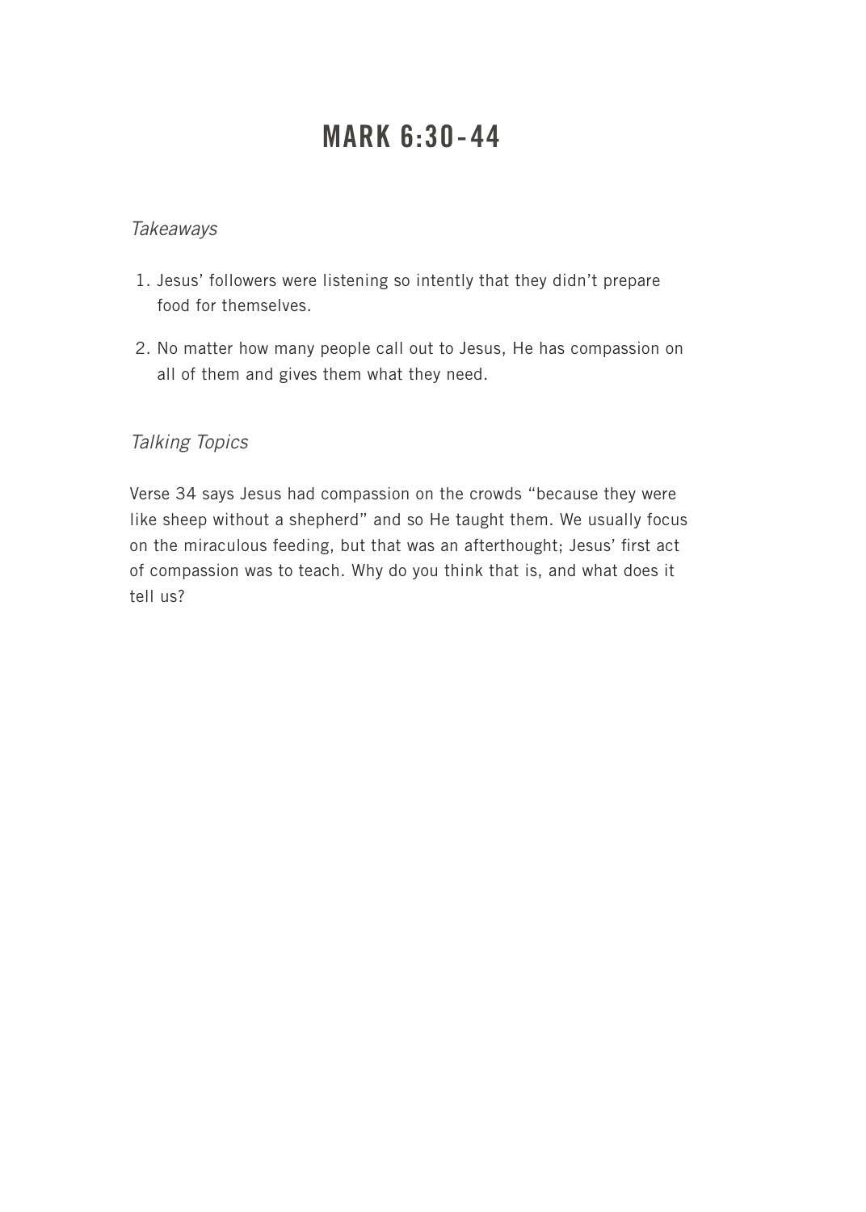# MARK 6:30-44

*Takeaways*

1. Jesus' followers were listening so intently that they didn't prepare food for themselves.
2. No matter how many people call out to Jesus, He has compassion on all of them and gives them what they need.

*Talking Topics*

Verse 34 says Jesus had compassion on the crowds "because they were like sheep without a shepherd" and so He taught them. We usually focus on the miraculous feeding, but that was an afterthought; Jesus' first act of compassion was to teach. Why do you think that is, and what does it tell us?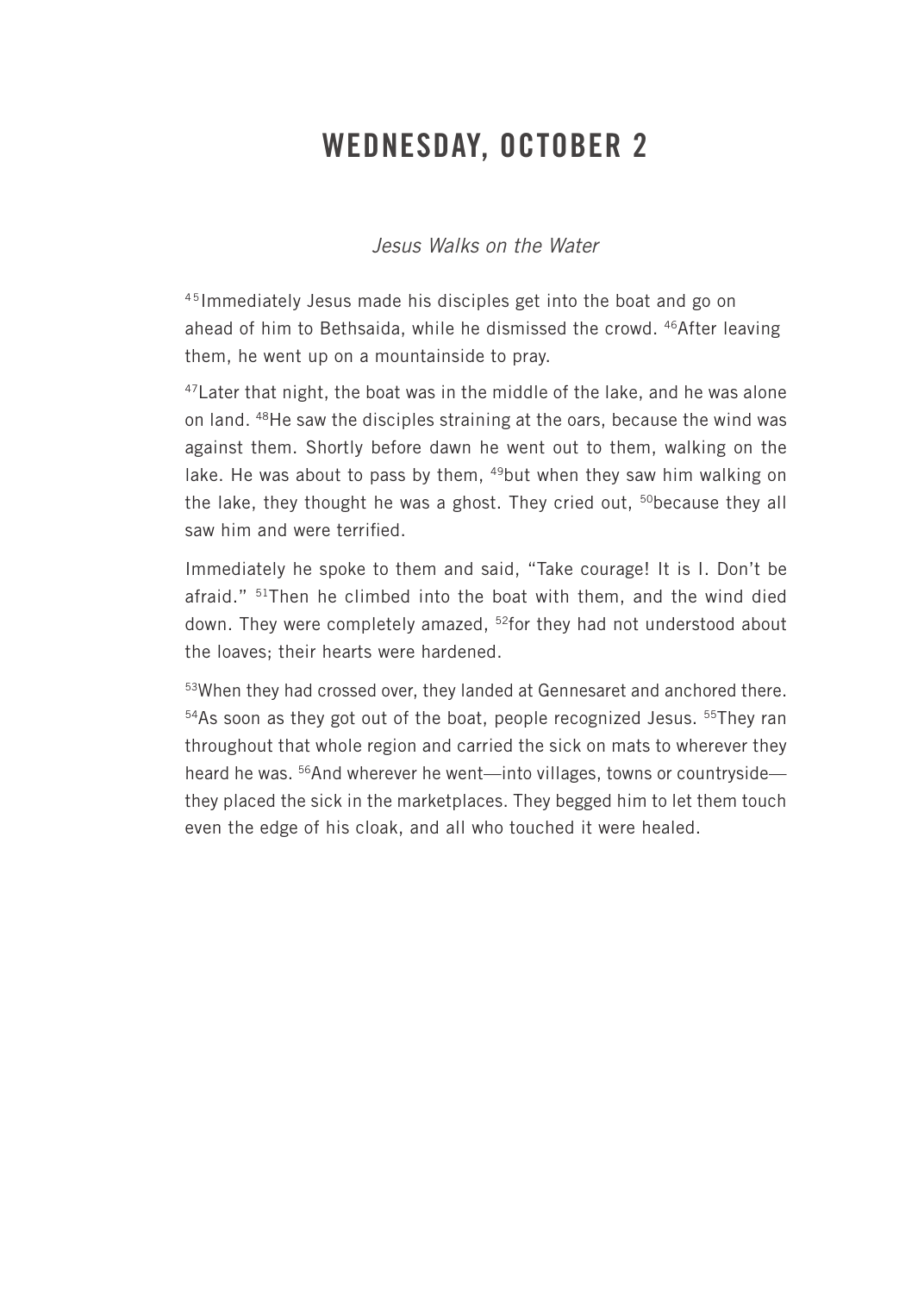# WEDNESDAY, OCTOBER 2

*Jesus Walks on the Water*

[45]Immediately Jesus made his disciples get into the boat and go on ahead of him to Bethsaida, while he dismissed the crowd. [46]After leaving them, he went up on a mountainside to pray.

[47]Later that night, the boat was in the middle of the lake, and he was alone on land. [48]He saw the disciples straining at the oars, because the wind was against them. Shortly before dawn he went out to them, walking on the lake. He was about to pass by them, [49]but when they saw him walking on the lake, they thought he was a ghost. They cried out, [50]because they all saw him and were terrified.

Immediately he spoke to them and said, "Take courage! It is I. Don't be afraid." [51]Then he climbed into the boat with them, and the wind died down. They were completely amazed, [52]for they had not understood about the loaves; their hearts were hardened.

[53]When they had crossed over, they landed at Gennesaret and anchored there. [54]As soon as they got out of the boat, people recognized Jesus. [55]They ran throughout that whole region and carried the sick on mats to wherever they heard he was. [56]And wherever he went—into villages, towns or countryside—they placed the sick in the marketplaces. They begged him to let them touch even the edge of his cloak, and all who touched it were healed.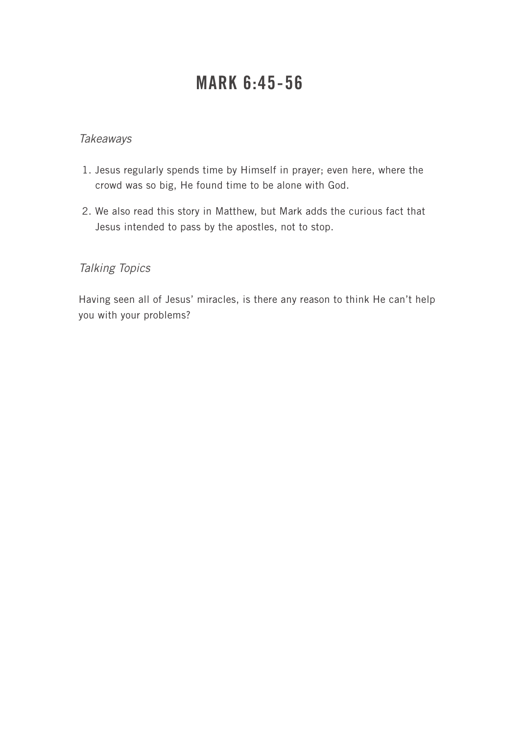# MARK 6:45-56

*Takeaways*

1. Jesus regularly spends time by Himself in prayer; even here, where the crowd was so big, He found time to be alone with God.
2. We also read this story in Matthew, but Mark adds the curious fact that Jesus intended to pass by the apostles, not to stop.

*Talking Topics*

Having seen all of Jesus' miracles, is there any reason to think He can't help you with your problems?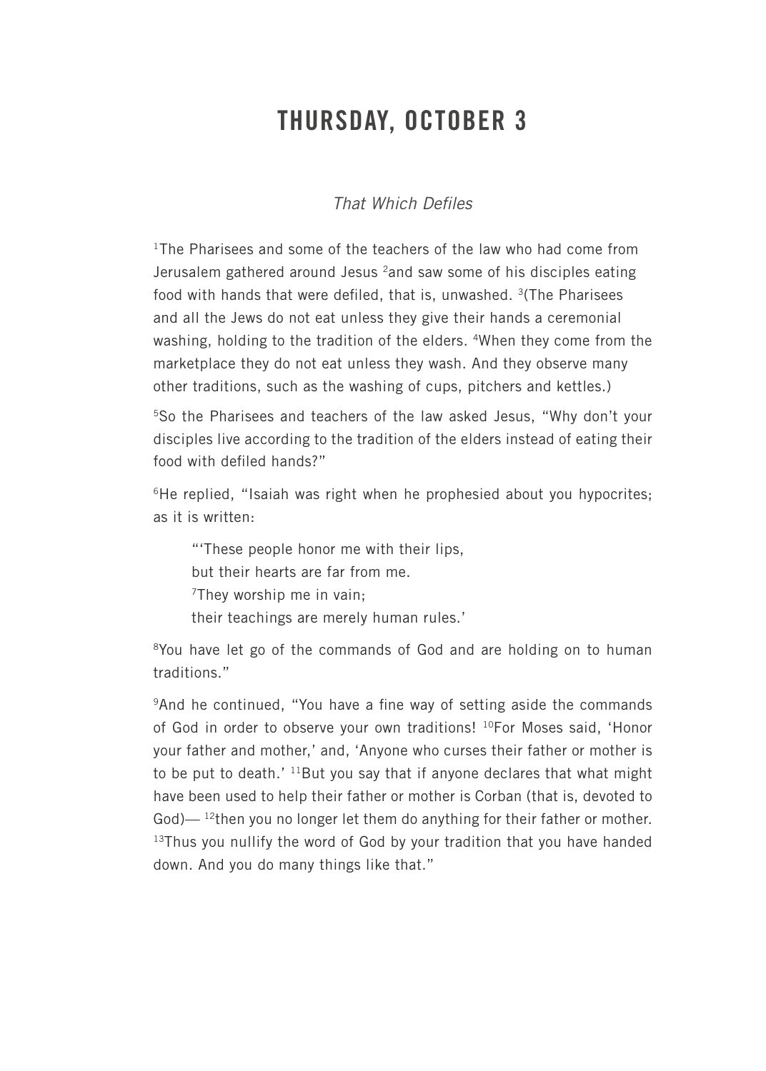# THURSDAY, OCTOBER 3

*That Which Defiles*

[1]The Pharisees and some of the teachers of the law who had come from Jerusalem gathered around Jesus [2]and saw some of his disciples eating food with hands that were defiled, that is, unwashed. [3](The Pharisees and all the Jews do not eat unless they give their hands a ceremonial washing, holding to the tradition of the elders. [4]When they come from the marketplace they do not eat unless they wash. And they observe many other traditions, such as the washing of cups, pitchers and kettles.)

[5]So the Pharisees and teachers of the law asked Jesus, "Why don't your disciples live according to the tradition of the elders instead of eating their food with defiled hands?"

[6]He replied, "Isaiah was right when he prophesied about you hypocrites; as it is written:

> "'These people honor me with their lips,
> but their hearts are far from me.
> [7]They worship me in vain;
> their teachings are merely human rules.'

[8]You have let go of the commands of God and are holding on to human traditions."

[9]And he continued, "You have a fine way of setting aside the commands of God in order to observe your own traditions! [10]For Moses said, 'Honor your father and mother,' and, 'Anyone who curses their father or mother is to be put to death.' [11]But you say that if anyone declares that what might have been used to help their father or mother is Corban (that is, devoted to God)— [12]then you no longer let them do anything for their father or mother. [13]Thus you nullify the word of God by your tradition that you have handed down. And you do many things like that."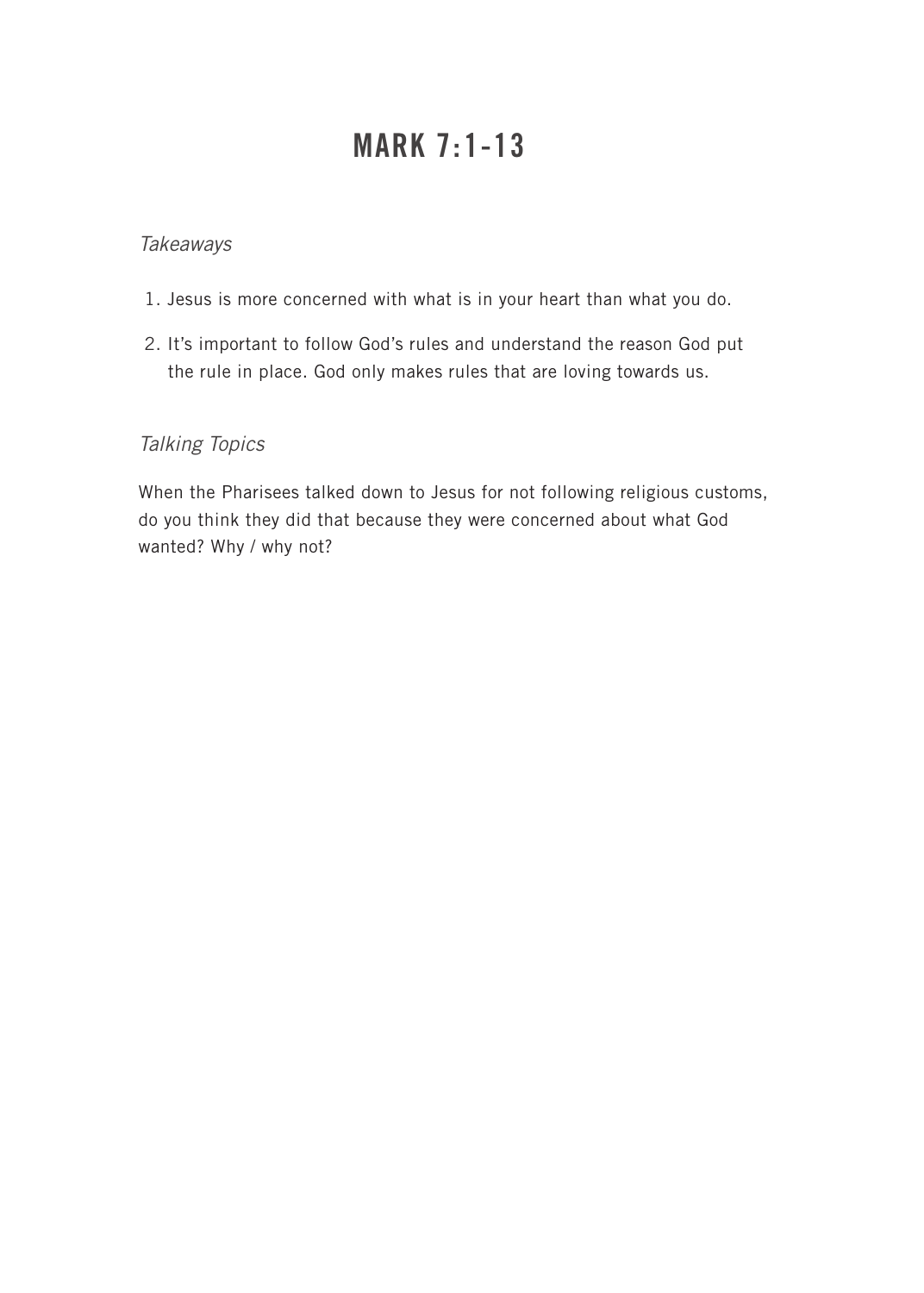# MARK 7:1-13

*Takeaways*

1. Jesus is more concerned with what is in your heart than what you do.
2. It's important to follow God's rules and understand the reason God put the rule in place. God only makes rules that are loving towards us.

*Talking Topics*

When the Pharisees talked down to Jesus for not following religious customs, do you think they did that because they were concerned about what God wanted? Why / why not?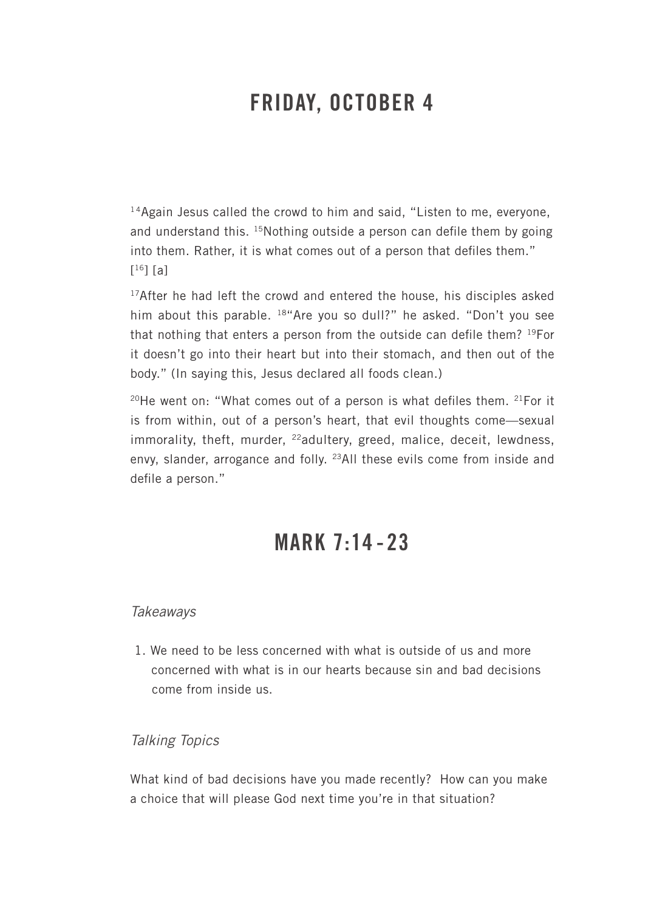# FRIDAY, OCTOBER 4

[14]Again Jesus called the crowd to him and said, "Listen to me, everyone, and understand this. [15]Nothing outside a person can defile them by going into them. Rather, it is what comes out of a person that defiles them." [[16]] [a]

[17]After he had left the crowd and entered the house, his disciples asked him about this parable. [18]"Are you so dull?" he asked. "Don't you see that nothing that enters a person from the outside can defile them? [19]For it doesn't go into their heart but into their stomach, and then out of the body." (In saying this, Jesus declared all foods clean.)

[20]He went on: "What comes out of a person is what defiles them. [21]For it is from within, out of a person's heart, that evil thoughts come—sexual immorality, theft, murder, [22]adultery, greed, malice, deceit, lewdness, envy, slander, arrogance and folly. [23]All these evils come from inside and defile a person."

# MARK 7:14-23

*Takeaways*

1. We need to be less concerned with what is outside of us and more concerned with what is in our hearts because sin and bad decisions come from inside us.

*Talking Topics*

What kind of bad decisions have you made recently? How can you make a choice that will please God next time you're in that situation?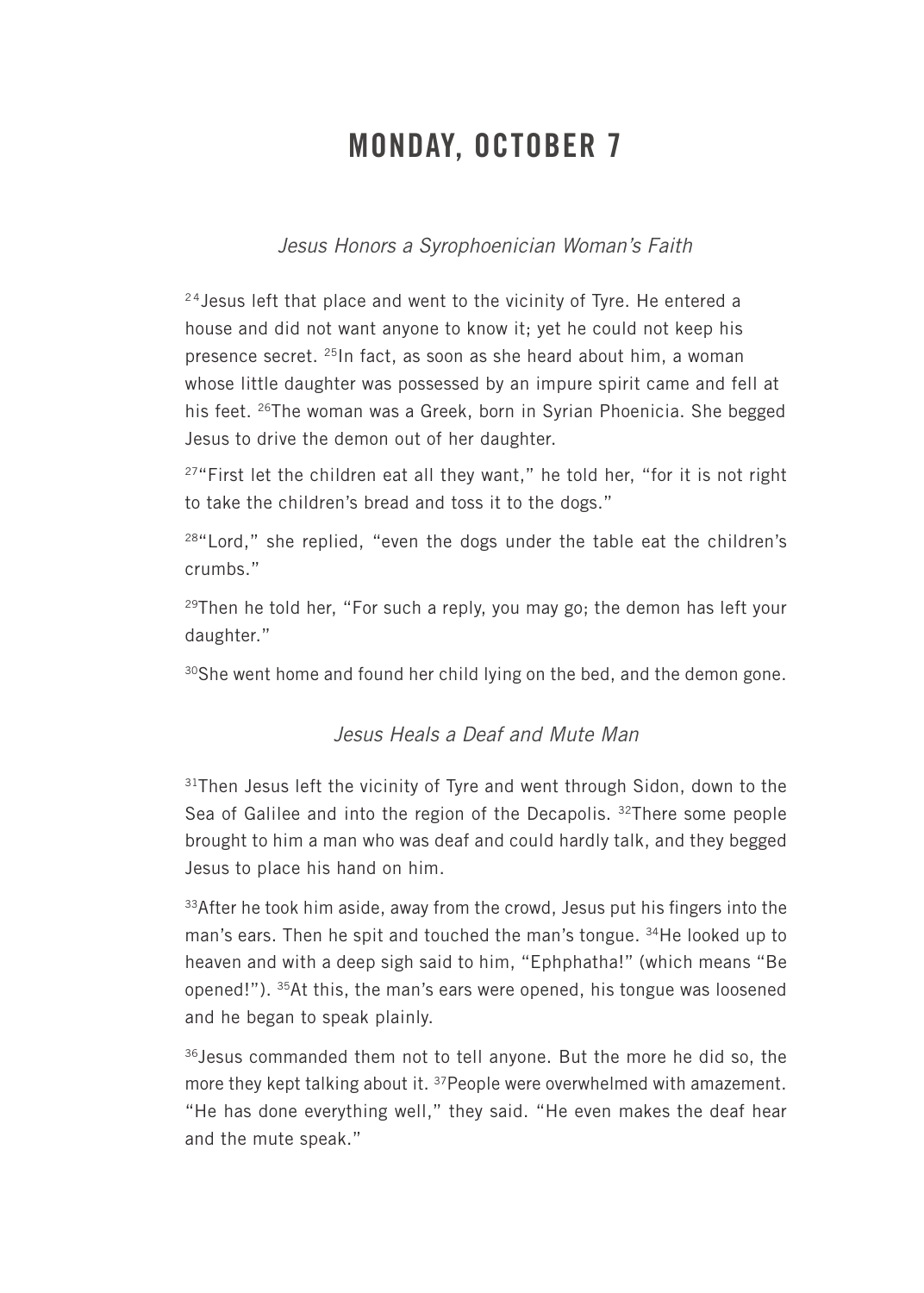# MONDAY, OCTOBER 7

*Jesus Honors a Syrophoenician Woman's Faith*

[24] Jesus left that place and went to the vicinity of Tyre. He entered a house and did not want anyone to know it; yet he could not keep his presence secret. [25]In fact, as soon as she heard about him, a woman whose little daughter was possessed by an impure spirit came and fell at his feet. [26]The woman was a Greek, born in Syrian Phoenicia. She begged Jesus to drive the demon out of her daughter.

[27]"First let the children eat all they want," he told her, "for it is not right to take the children's bread and toss it to the dogs."

[28]"Lord," she replied, "even the dogs under the table eat the children's crumbs."

[29]Then he told her, "For such a reply, you may go; the demon has left your daughter."

[30]She went home and found her child lying on the bed, and the demon gone.

*Jesus Heals a Deaf and Mute Man*

[31]Then Jesus left the vicinity of Tyre and went through Sidon, down to the Sea of Galilee and into the region of the Decapolis. [32]There some people brought to him a man who was deaf and could hardly talk, and they begged Jesus to place his hand on him.

[33]After he took him aside, away from the crowd, Jesus put his fingers into the man's ears. Then he spit and touched the man's tongue. [34]He looked up to heaven and with a deep sigh said to him, "Ephphatha!" (which means "Be opened!"). [35]At this, the man's ears were opened, his tongue was loosened and he began to speak plainly.

[36]Jesus commanded them not to tell anyone. But the more he did so, the more they kept talking about it. [37]People were overwhelmed with amazement. "He has done everything well," they said. "He even makes the deaf hear and the mute speak."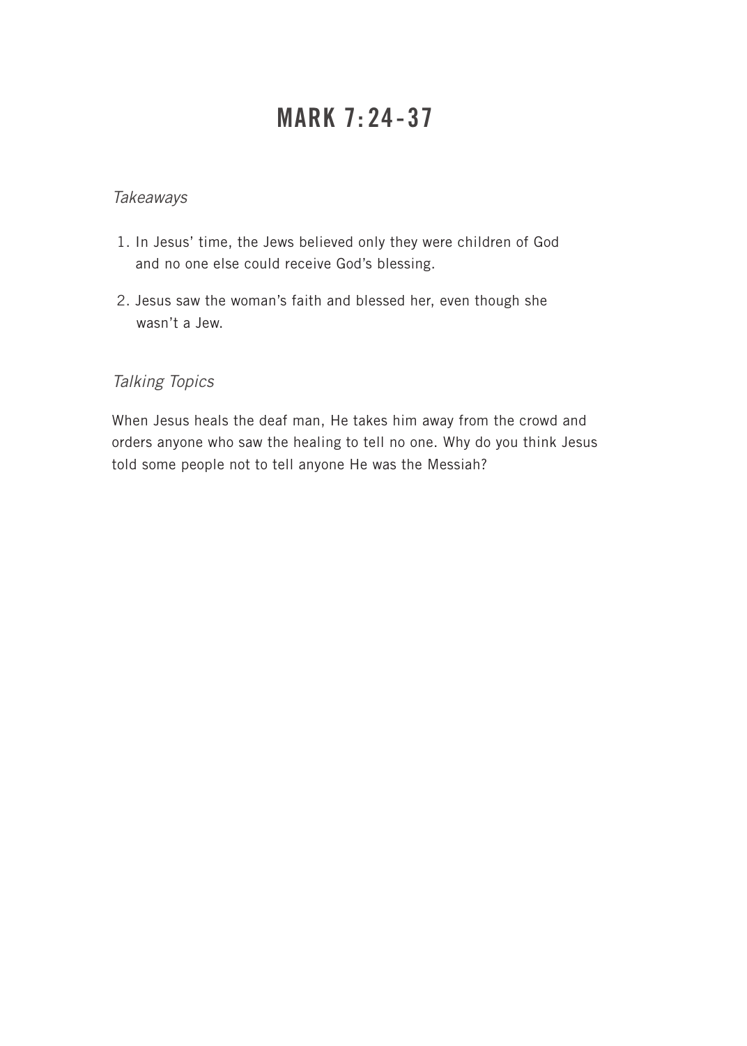# MARK 7:24-37

*Takeaways*

1. In Jesus' time, the Jews believed only they were children of God and no one else could receive God's blessing.
2. Jesus saw the woman's faith and blessed her, even though she wasn't a Jew.

*Talking Topics*

When Jesus heals the deaf man, He takes him away from the crowd and orders anyone who saw the healing to tell no one. Why do you think Jesus told some people not to tell anyone He was the Messiah?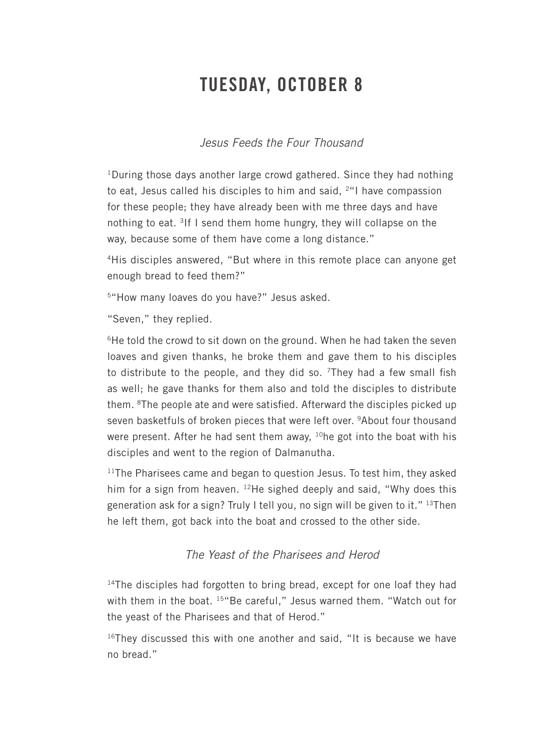# TUESDAY, OCTOBER 8

### *Jesus Feeds the Four Thousand*

[1]During those days another large crowd gathered. Since they had nothing to eat, Jesus called his disciples to him and said, [2]"I have compassion for these people; they have already been with me three days and have nothing to eat. [3]If I send them home hungry, they will collapse on the way, because some of them have come a long distance."

[4]His disciples answered, "But where in this remote place can anyone get enough bread to feed them?"

[5]"How many loaves do you have?" Jesus asked.

"Seven," they replied.

[6]He told the crowd to sit down on the ground. When he had taken the seven loaves and given thanks, he broke them and gave them to his disciples to distribute to the people, and they did so. [7]They had a few small fish as well; he gave thanks for them also and told the disciples to distribute them. [8]The people ate and were satisfied. Afterward the disciples picked up seven basketfuls of broken pieces that were left over. [9]About four thousand were present. After he had sent them away, [10]he got into the boat with his disciples and went to the region of Dalmanutha.

[11]The Pharisees came and began to question Jesus. To test him, they asked him for a sign from heaven. [12]He sighed deeply and said, "Why does this generation ask for a sign? Truly I tell you, no sign will be given to it." [13]Then he left them, got back into the boat and crossed to the other side.

### *The Yeast of the Pharisees and Herod*

[14]The disciples had forgotten to bring bread, except for one loaf they had with them in the boat. [15]"Be careful," Jesus warned them. "Watch out for the yeast of the Pharisees and that of Herod."

[16]They discussed this with one another and said, "It is because we have no bread."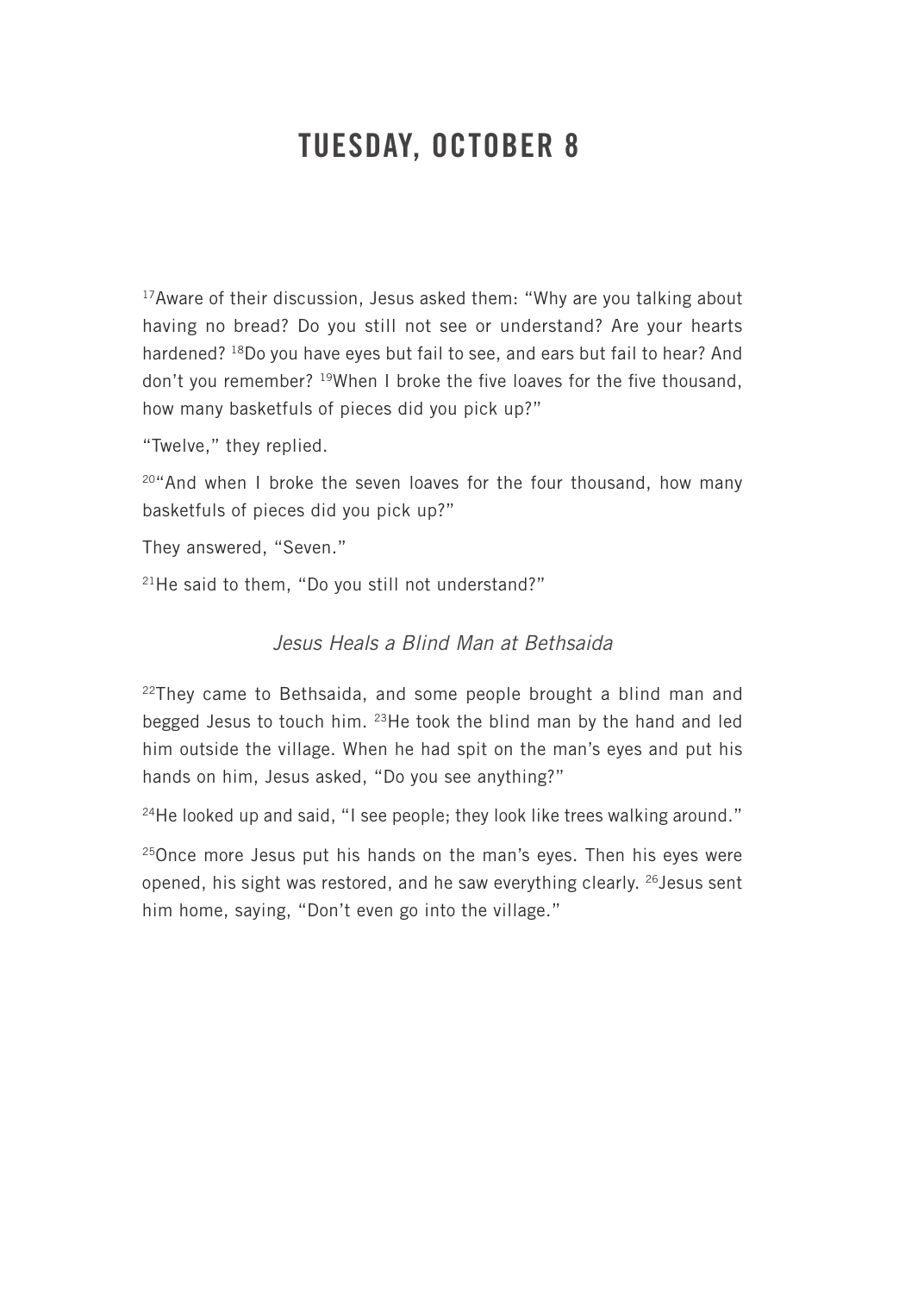# TUESDAY, OCTOBER 8

[17]Aware of their discussion, Jesus asked them: "Why are you talking about having no bread? Do you still not see or understand? Are your hearts hardened? [18]Do you have eyes but fail to see, and ears but fail to hear? And don't you remember? [19]When I broke the five loaves for the five thousand, how many basketfuls of pieces did you pick up?"

"Twelve," they replied.

[20]"And when I broke the seven loaves for the four thousand, how many basketfuls of pieces did you pick up?"

They answered, "Seven."

[21]He said to them, "Do you still not understand?"

*Jesus Heals a Blind Man at Bethsaida*

[22]They came to Bethsaida, and some people brought a blind man and begged Jesus to touch him. [23]He took the blind man by the hand and led him outside the village. When he had spit on the man's eyes and put his hands on him, Jesus asked, "Do you see anything?"

[24]He looked up and said, "I see people; they look like trees walking around."

[25]Once more Jesus put his hands on the man's eyes. Then his eyes were opened, his sight was restored, and he saw everything clearly. [26]Jesus sent him home, saying, "Don't even go into the village."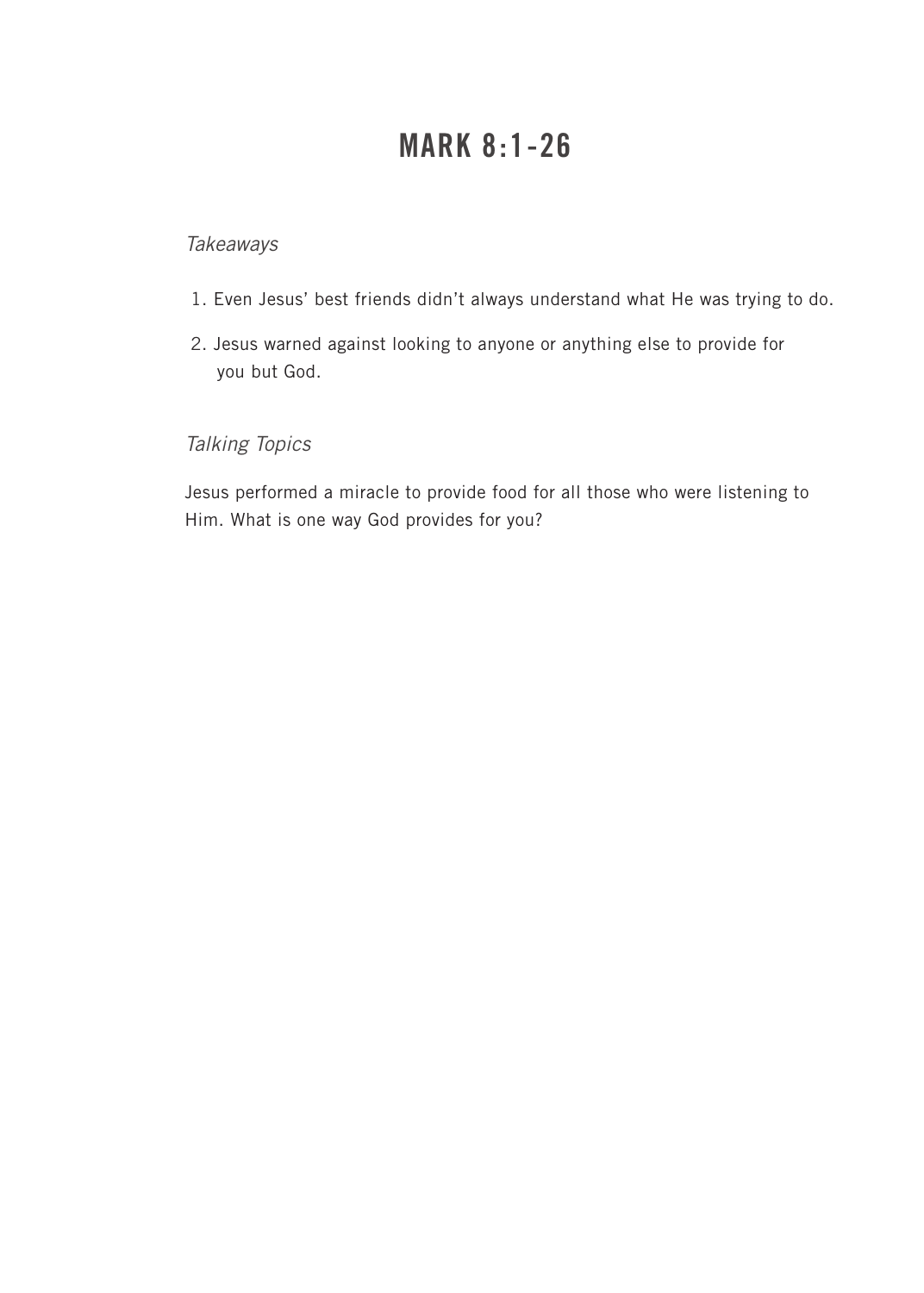# MARK 8:1-26

*Takeaways*

1. Even Jesus' best friends didn't always understand what He was trying to do.
2. Jesus warned against looking to anyone or anything else to provide for you but God.

*Talking Topics*

Jesus performed a miracle to provide food for all those who were listening to Him. What is one way God provides for you?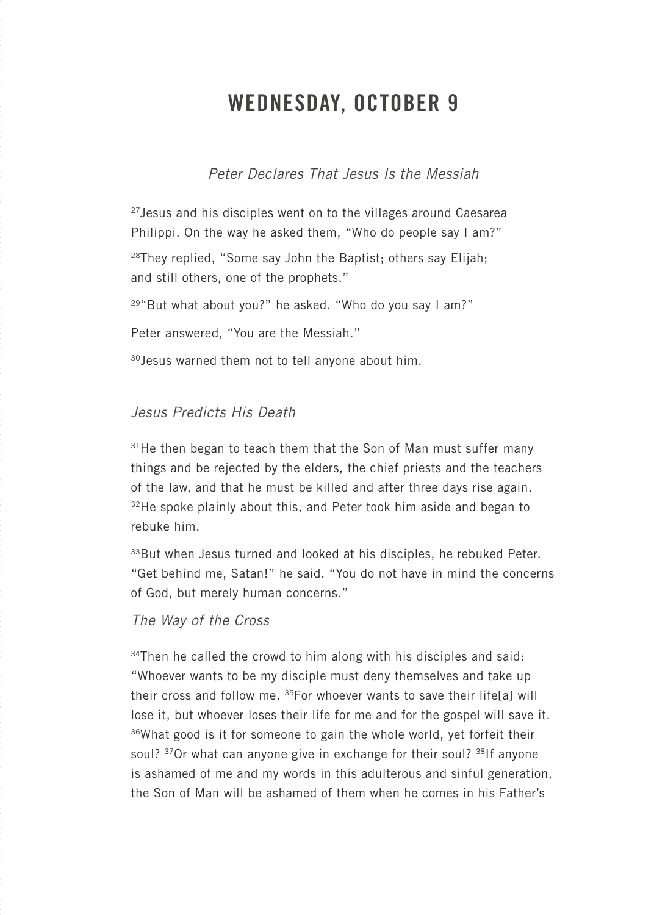# WEDNESDAY, OCTOBER 9

*Peter Declares That Jesus Is the Messiah*

[27]Jesus and his disciples went on to the villages around Caesarea Philippi. On the way he asked them, "Who do people say I am?"

[28]They replied, "Some say John the Baptist; others say Elijah; and still others, one of the prophets."

[29]"But what about you?" he asked. "Who do you say I am?"

Peter answered, "You are the Messiah."

[30]Jesus warned them not to tell anyone about him.

*Jesus Predicts His Death*

[31]He then began to teach them that the Son of Man must suffer many things and be rejected by the elders, the chief priests and the teachers of the law, and that he must be killed and after three days rise again. [32]He spoke plainly about this, and Peter took him aside and began to rebuke him.

[33]But when Jesus turned and looked at his disciples, he rebuked Peter. "Get behind me, Satan!" he said. "You do not have in mind the concerns of God, but merely human concerns."

*The Way of the Cross*

[34]Then he called the crowd to him along with his disciples and said: "Whoever wants to be my disciple must deny themselves and take up their cross and follow me. [35]For whoever wants to save their life[a] will lose it, but whoever loses their life for me and for the gospel will save it. [36]What good is it for someone to gain the whole world, yet forfeit their soul? [37]Or what can anyone give in exchange for their soul? [38]If anyone is ashamed of me and my words in this adulterous and sinful generation, the Son of Man will be ashamed of them when he comes in his Father's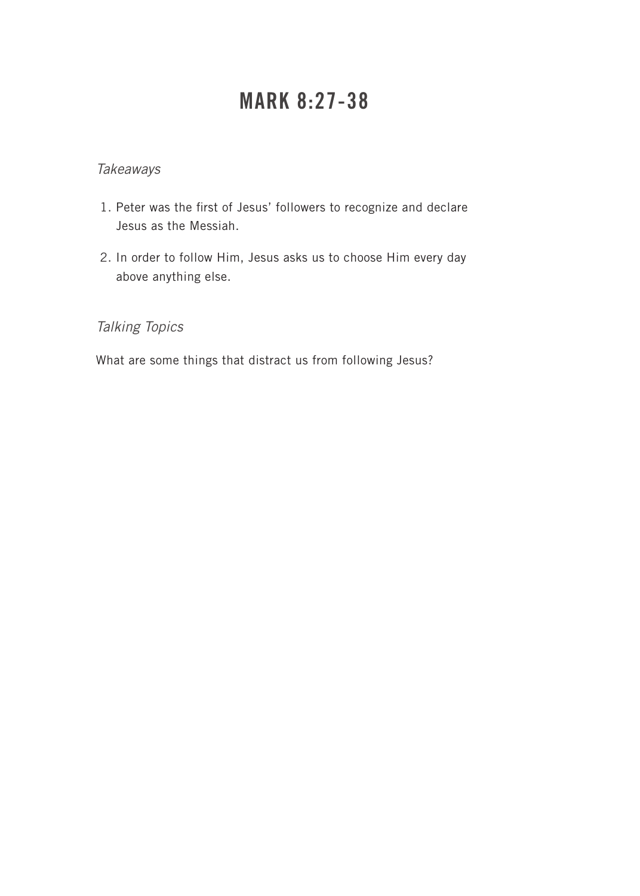# MARK 8:27-38

*Takeaways*

1. Peter was the first of Jesus' followers to recognize and declare Jesus as the Messiah.
2. In order to follow Him, Jesus asks us to choose Him every day above anything else.

*Talking Topics*

What are some things that distract us from following Jesus?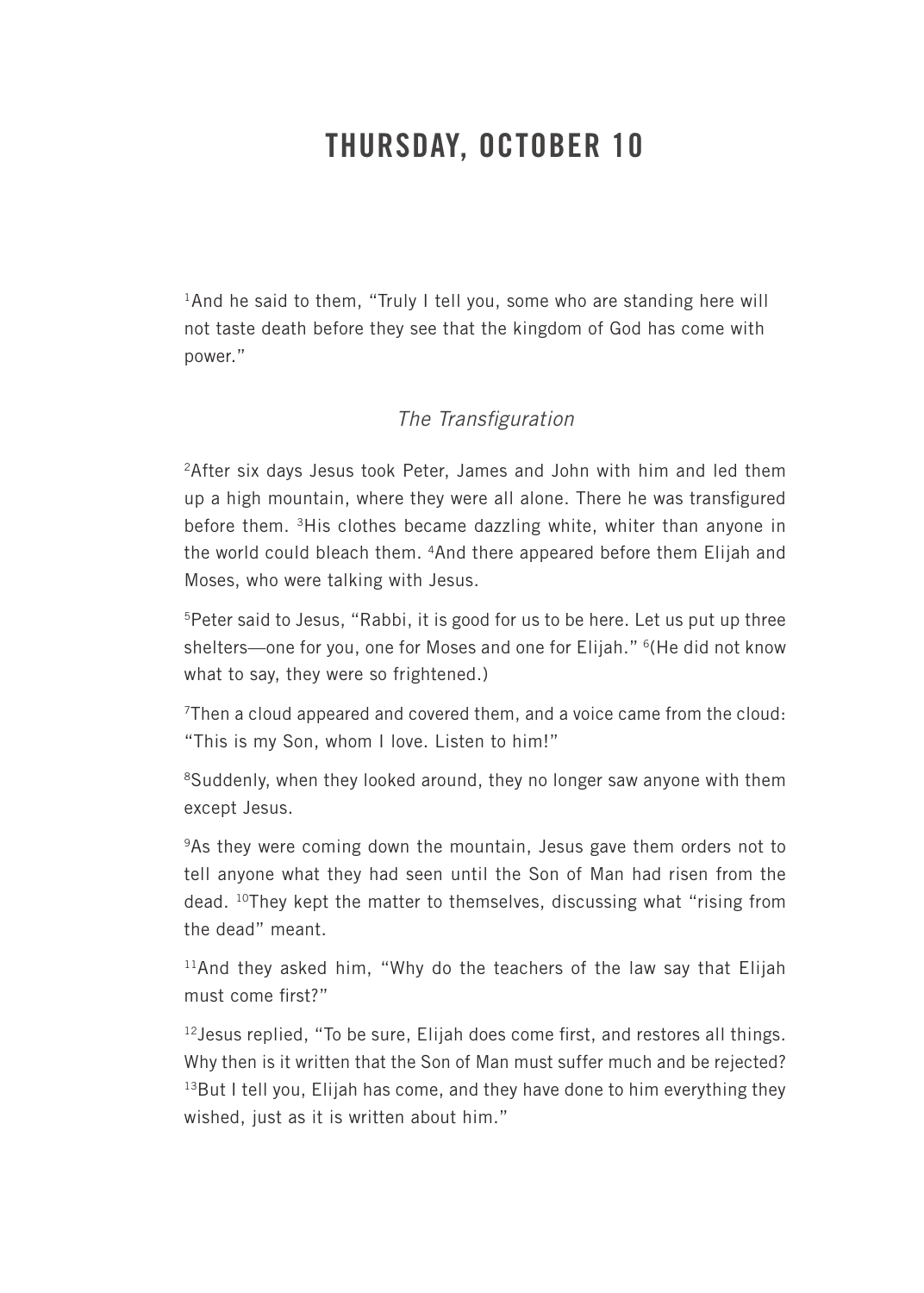# THURSDAY, OCTOBER 10

[1]And he said to them, “Truly I tell you, some who are standing here will not taste death before they see that the kingdom of God has come with power.”

*The Transfiguration*

[2]After six days Jesus took Peter, James and John with him and led them up a high mountain, where they were all alone. There he was transfigured before them. [3]His clothes became dazzling white, whiter than anyone in the world could bleach them. [4]And there appeared before them Elijah and Moses, who were talking with Jesus.

[5]Peter said to Jesus, “Rabbi, it is good for us to be here. Let us put up three shelters—one for you, one for Moses and one for Elijah.” [6](He did not know what to say, they were so frightened.)

[7]Then a cloud appeared and covered them, and a voice came from the cloud: “This is my Son, whom I love. Listen to him!”

[8]Suddenly, when they looked around, they no longer saw anyone with them except Jesus.

[9]As they were coming down the mountain, Jesus gave them orders not to tell anyone what they had seen until the Son of Man had risen from the dead. [10]They kept the matter to themselves, discussing what “rising from the dead” meant.

[11]And they asked him, “Why do the teachers of the law say that Elijah must come first?”

[12]Jesus replied, “To be sure, Elijah does come first, and restores all things. Why then is it written that the Son of Man must suffer much and be rejected? [13]But I tell you, Elijah has come, and they have done to him everything they wished, just as it is written about him.”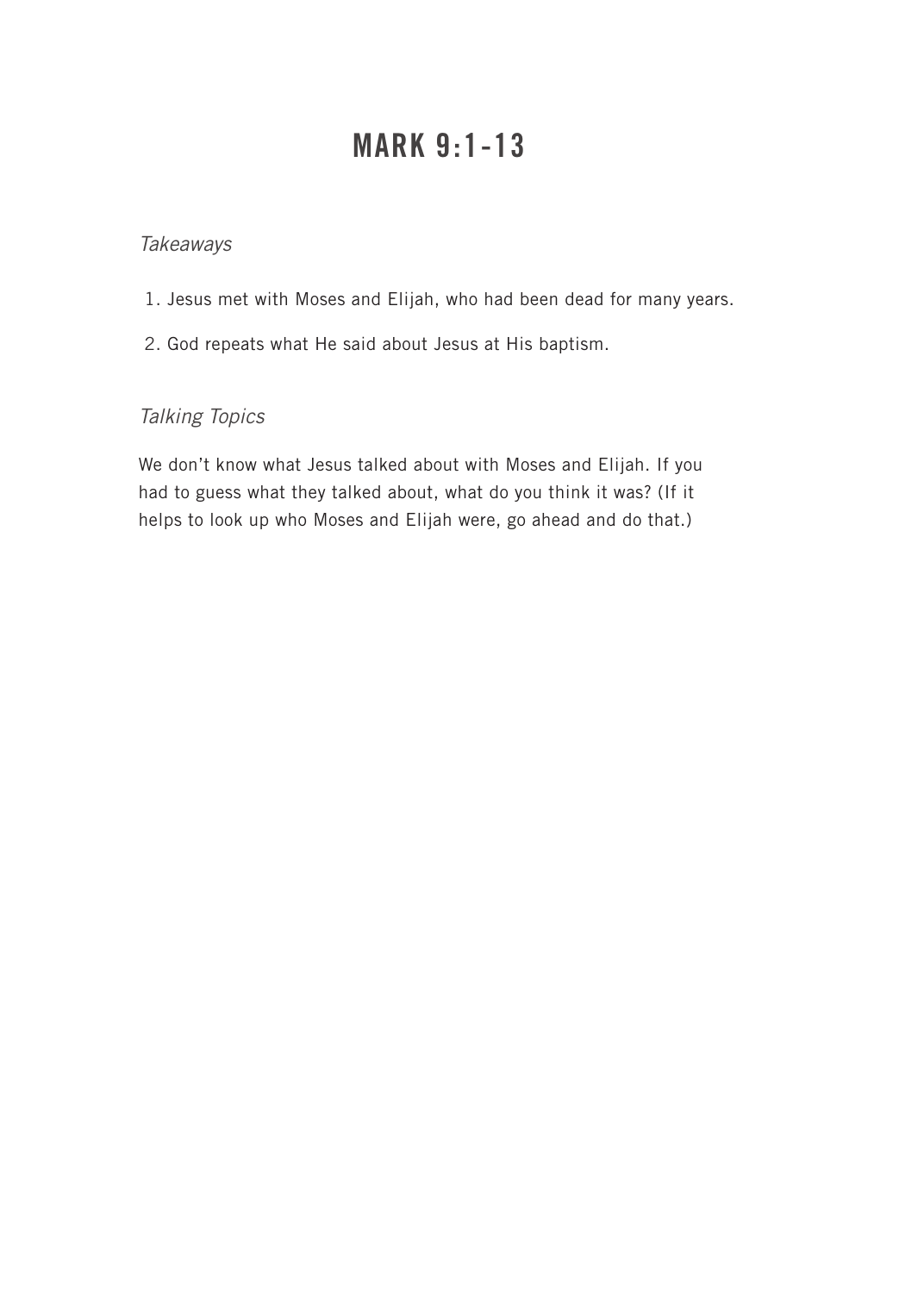# MARK 9:1-13

*Takeaways*

1. Jesus met with Moses and Elijah, who had been dead for many years.
2. God repeats what He said about Jesus at His baptism.

*Talking Topics*

We don't know what Jesus talked about with Moses and Elijah. If you had to guess what they talked about, what do you think it was? (If it helps to look up who Moses and Elijah were, go ahead and do that.)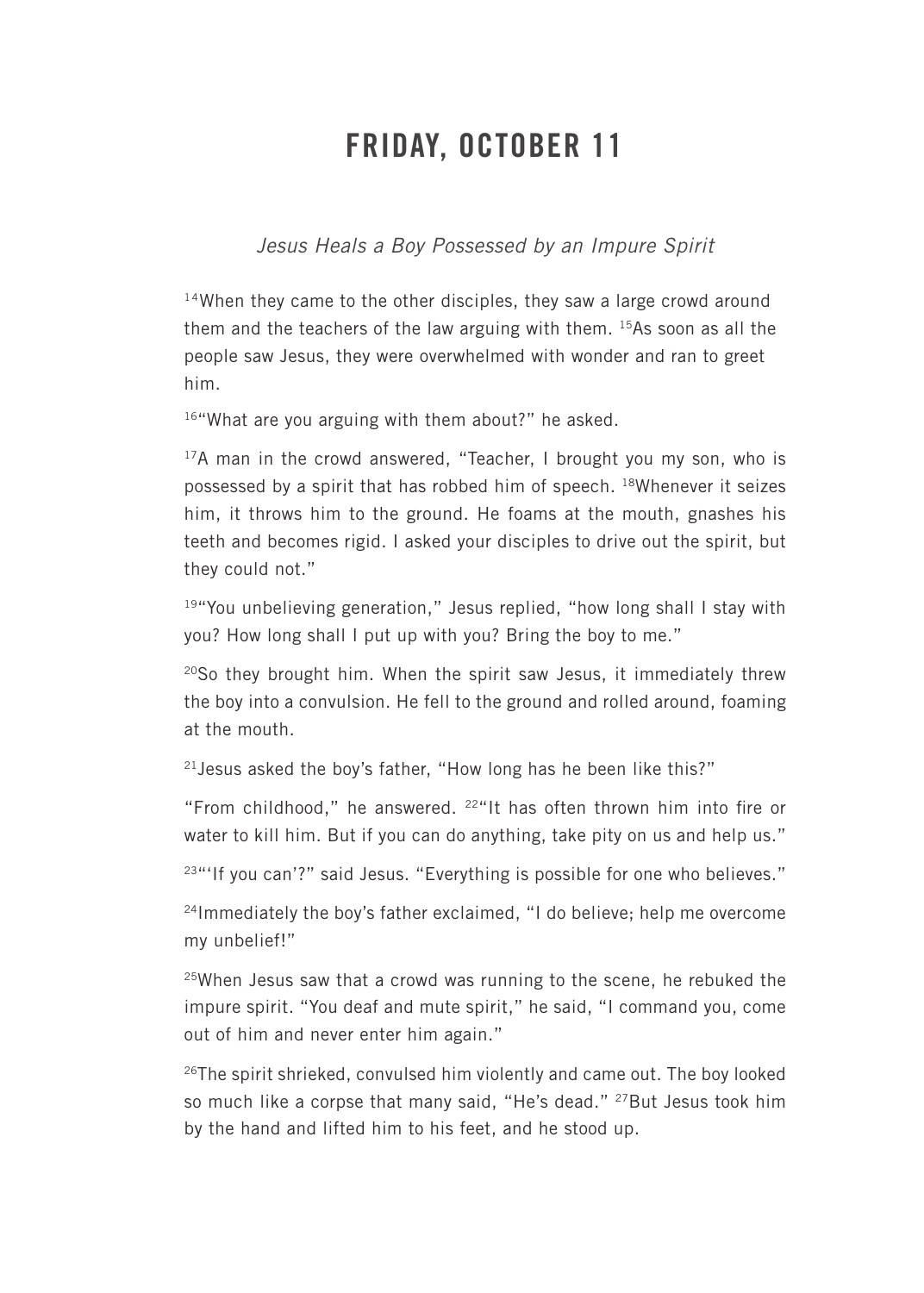# FRIDAY, OCTOBER 11

*Jesus Heals a Boy Possessed by an Impure Spirit*

[14]When they came to the other disciples, they saw a large crowd around them and the teachers of the law arguing with them. [15]As soon as all the people saw Jesus, they were overwhelmed with wonder and ran to greet him.

[16]"What are you arguing with them about?" he asked.

[17]A man in the crowd answered, "Teacher, I brought you my son, who is possessed by a spirit that has robbed him of speech. [18]Whenever it seizes him, it throws him to the ground. He foams at the mouth, gnashes his teeth and becomes rigid. I asked your disciples to drive out the spirit, but they could not."

[19]"You unbelieving generation," Jesus replied, "how long shall I stay with you? How long shall I put up with you? Bring the boy to me."

[20]So they brought him. When the spirit saw Jesus, it immediately threw the boy into a convulsion. He fell to the ground and rolled around, foaming at the mouth.

[21]Jesus asked the boy's father, "How long has he been like this?"

"From childhood," he answered. [22]"It has often thrown him into fire or water to kill him. But if you can do anything, take pity on us and help us."

[23]"'If you can'?" said Jesus. "Everything is possible for one who believes."

[24]Immediately the boy's father exclaimed, "I do believe; help me overcome my unbelief!"

[25]When Jesus saw that a crowd was running to the scene, he rebuked the impure spirit. "You deaf and mute spirit," he said, "I command you, come out of him and never enter him again."

[26]The spirit shrieked, convulsed him violently and came out. The boy looked so much like a corpse that many said, "He's dead." [27]But Jesus took him by the hand and lifted him to his feet, and he stood up.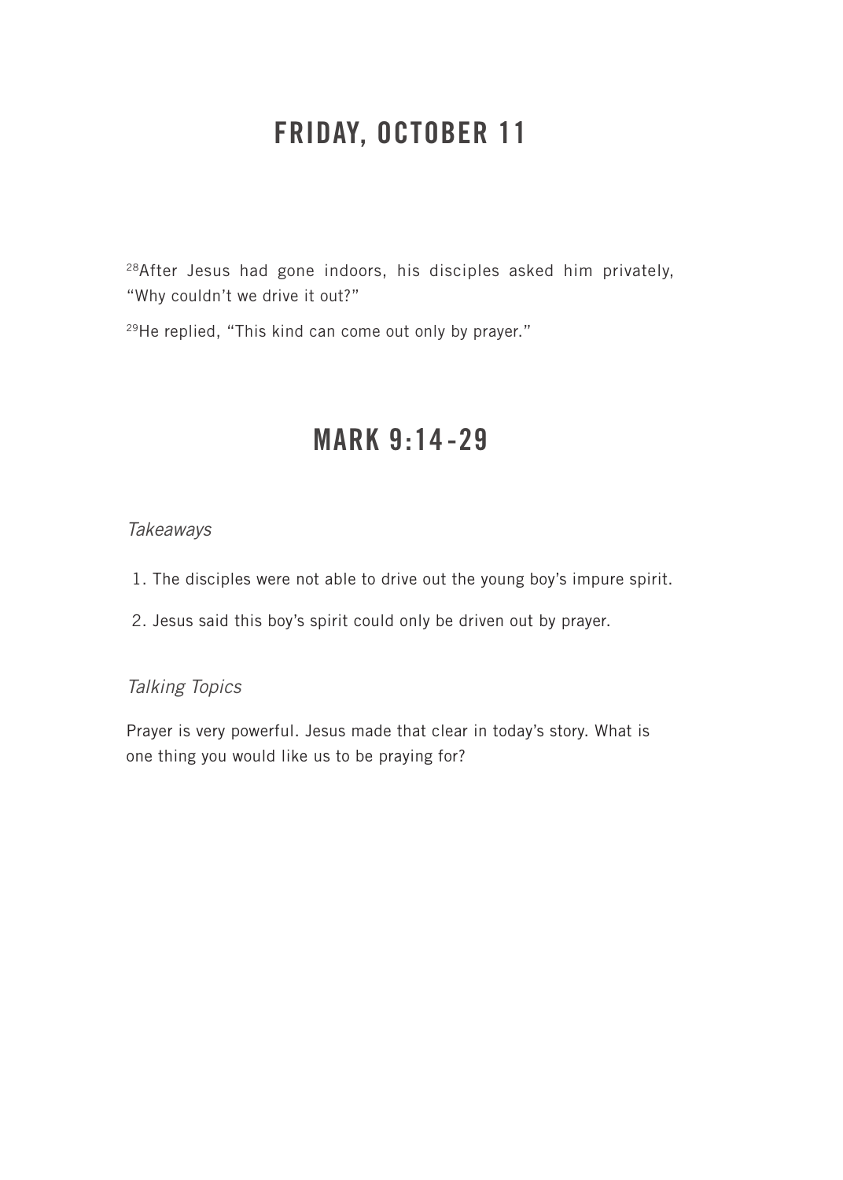# FRIDAY, OCTOBER 11

[28]After Jesus had gone indoors, his disciples asked him privately, "Why couldn't we drive it out?"

[29]He replied, "This kind can come out only by prayer."

# MARK 9:14-29

*Takeaways*

1. The disciples were not able to drive out the young boy's impure spirit.
2. Jesus said this boy's spirit could only be driven out by prayer.

*Talking Topics*

Prayer is very powerful. Jesus made that clear in today's story. What is one thing you would like us to be praying for?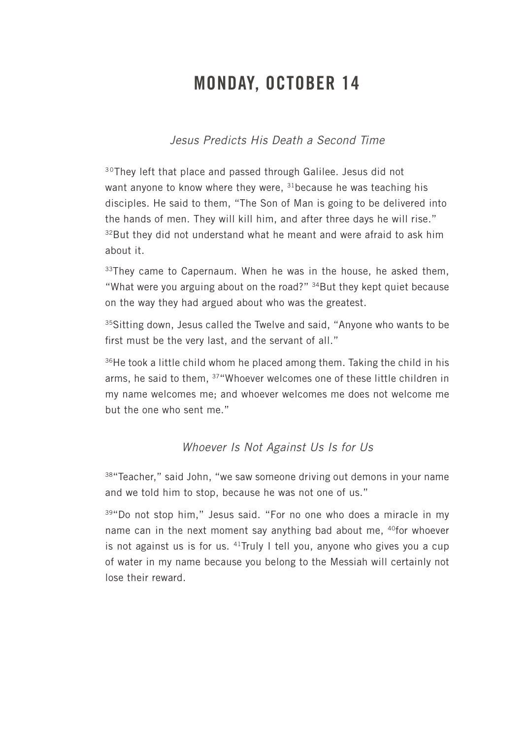# MONDAY, OCTOBER 14

*Jesus Predicts His Death a Second Time*

[30]They left that place and passed through Galilee. Jesus did not want anyone to know where they were, [31]because he was teaching his disciples. He said to them, "The Son of Man is going to be delivered into the hands of men. They will kill him, and after three days he will rise." [32]But they did not understand what he meant and were afraid to ask him about it.

[33]They came to Capernaum. When he was in the house, he asked them, "What were you arguing about on the road?" [34]But they kept quiet because on the way they had argued about who was the greatest.

[35]Sitting down, Jesus called the Twelve and said, "Anyone who wants to be first must be the very last, and the servant of all."

[36]He took a little child whom he placed among them. Taking the child in his arms, he said to them, [37]"Whoever welcomes one of these little children in my name welcomes me; and whoever welcomes me does not welcome me but the one who sent me."

*Whoever Is Not Against Us Is for Us*

[38]"Teacher," said John, "we saw someone driving out demons in your name and we told him to stop, because he was not one of us."

[39]"Do not stop him," Jesus said. "For no one who does a miracle in my name can in the next moment say anything bad about me, [40]for whoever is not against us is for us. [41]Truly I tell you, anyone who gives you a cup of water in my name because you belong to the Messiah will certainly not lose their reward.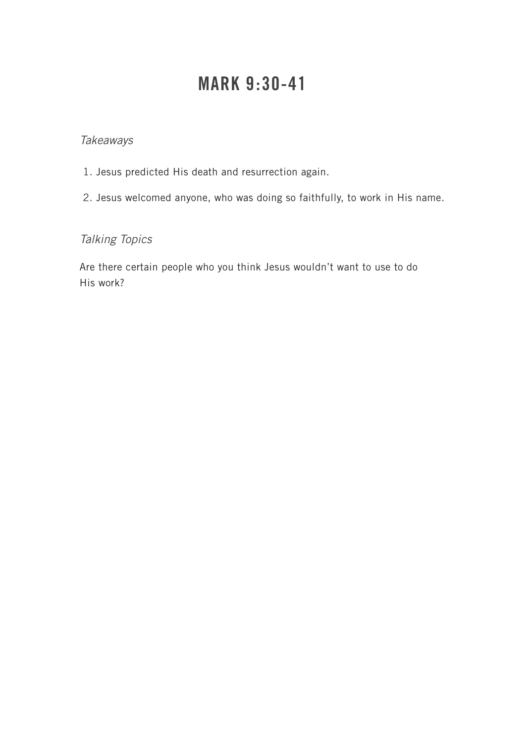# MARK 9:30-41

*Takeaways*

1. Jesus predicted His death and resurrection again.
2. Jesus welcomed anyone, who was doing so faithfully, to work in His name.

*Talking Topics*

Are there certain people who you think Jesus wouldn't want to use to do His work?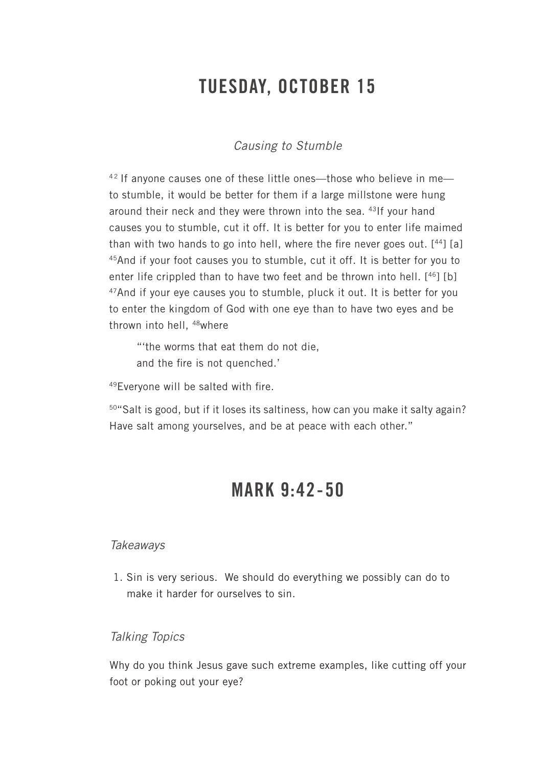# TUESDAY, OCTOBER 15

*Causing to Stumble*

[42] If anyone causes one of these little ones—those who believe in me—to stumble, it would be better for them if a large millstone were hung around their neck and they were thrown into the sea. [43]If your hand causes you to stumble, cut it off. It is better for you to enter life maimed than with two hands to go into hell, where the fire never goes out. [[44]] [a] [45]And if your foot causes you to stumble, cut it off. It is better for you to enter life crippled than to have two feet and be thrown into hell. [[46]] [b] [47]And if your eye causes you to stumble, pluck it out. It is better for you to enter the kingdom of God with one eye than to have two eyes and be thrown into hell, [48]where

> "'the worms that eat them do not die,
> and the fire is not quenched.'

[49]Everyone will be salted with fire.

[50]"Salt is good, but if it loses its saltiness, how can you make it salty again? Have salt among yourselves, and be at peace with each other."

# MARK 9:42-50

*Takeaways*

1. Sin is very serious. We should do everything we possibly can do to make it harder for ourselves to sin.

*Talking Topics*

Why do you think Jesus gave such extreme examples, like cutting off your foot or poking out your eye?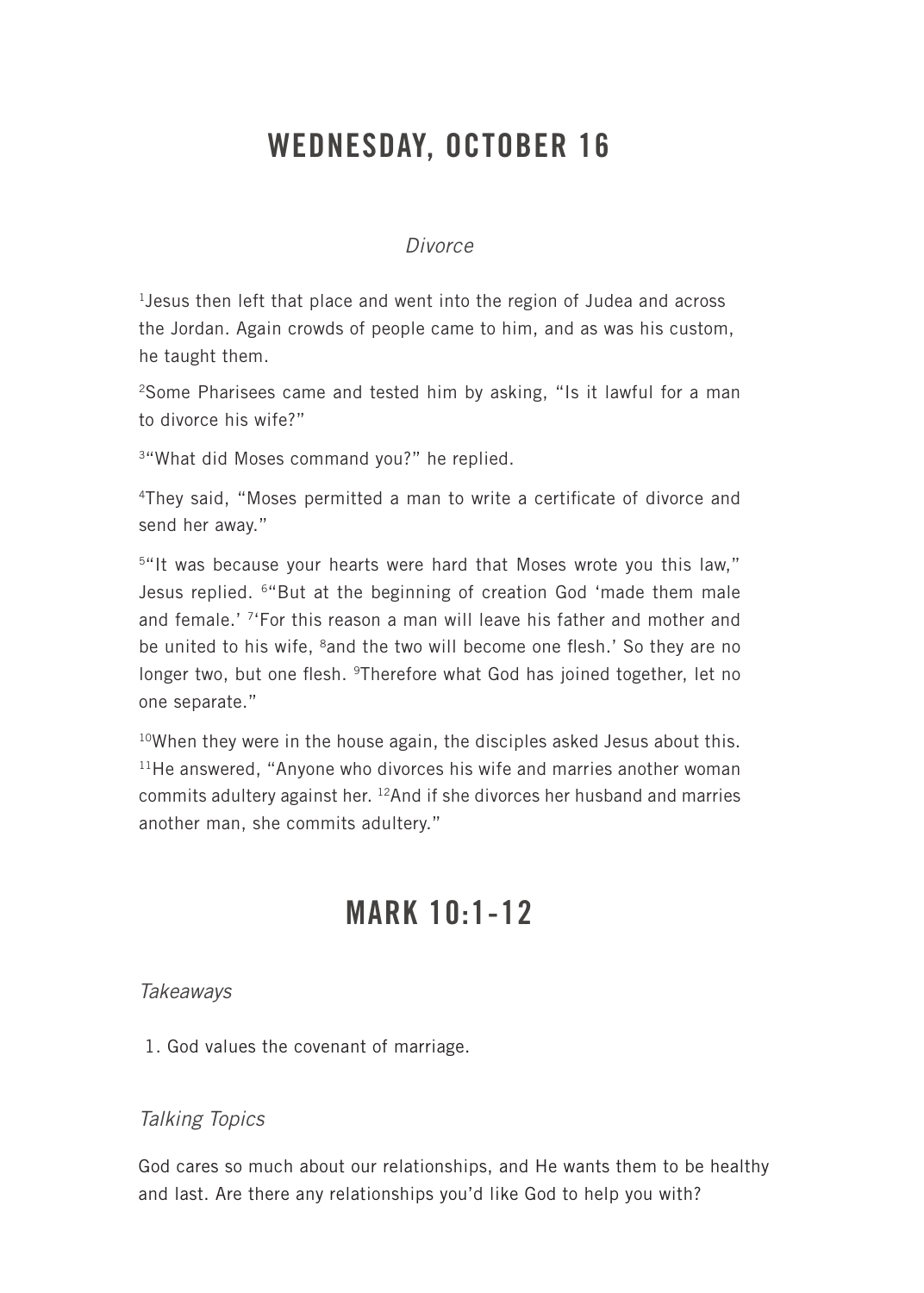# WEDNESDAY, OCTOBER 16

*Divorce*

[1]Jesus then left that place and went into the region of Judea and across the Jordan. Again crowds of people came to him, and as was his custom, he taught them.

[2]Some Pharisees came and tested him by asking, "Is it lawful for a man to divorce his wife?"

[3]"What did Moses command you?" he replied.

[4]They said, "Moses permitted a man to write a certificate of divorce and send her away."

[5]"It was because your hearts were hard that Moses wrote you this law," Jesus replied. [6]"But at the beginning of creation God 'made them male and female.' [7]'For this reason a man will leave his father and mother and be united to his wife, [8]and the two will become one flesh.' So they are no longer two, but one flesh. [9]Therefore what God has joined together, let no one separate."

[10]When they were in the house again, the disciples asked Jesus about this. [11]He answered, "Anyone who divorces his wife and marries another woman commits adultery against her. [12]And if she divorces her husband and marries another man, she commits adultery."

# MARK 10:1-12

*Takeaways*

1. God values the covenant of marriage.

*Talking Topics*

God cares so much about our relationships, and He wants them to be healthy and last. Are there any relationships you'd like God to help you with?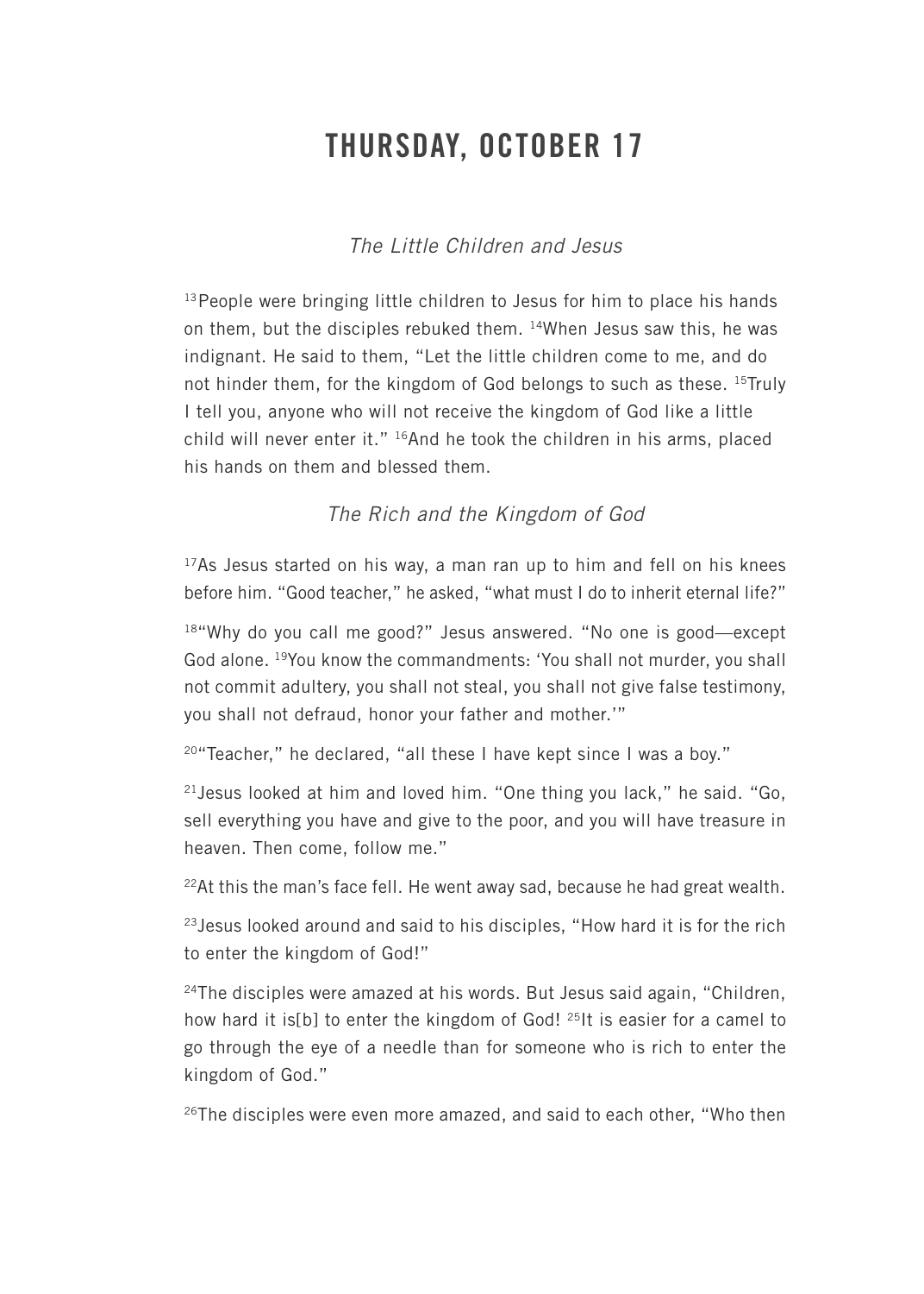# THURSDAY, OCTOBER 17

*The Little Children and Jesus*

[13]People were bringing little children to Jesus for him to place his hands on them, but the disciples rebuked them. [14]When Jesus saw this, he was indignant. He said to them, "Let the little children come to me, and do not hinder them, for the kingdom of God belongs to such as these. [15]Truly I tell you, anyone who will not receive the kingdom of God like a little child will never enter it." [16]And he took the children in his arms, placed his hands on them and blessed them.

*The Rich and the Kingdom of God*

[17]As Jesus started on his way, a man ran up to him and fell on his knees before him. "Good teacher," he asked, "what must I do to inherit eternal life?"

[18]"Why do you call me good?" Jesus answered. "No one is good—except God alone. [19]You know the commandments: 'You shall not murder, you shall not commit adultery, you shall not steal, you shall not give false testimony, you shall not defraud, honor your father and mother.'"

[20]"Teacher," he declared, "all these I have kept since I was a boy."

[21]Jesus looked at him and loved him. "One thing you lack," he said. "Go, sell everything you have and give to the poor, and you will have treasure in heaven. Then come, follow me."

[22]At this the man's face fell. He went away sad, because he had great wealth.

[23]Jesus looked around and said to his disciples, "How hard it is for the rich to enter the kingdom of God!"

[24]The disciples were amazed at his words. But Jesus said again, "Children, how hard it is[b] to enter the kingdom of God! [25]It is easier for a camel to go through the eye of a needle than for someone who is rich to enter the kingdom of God."

[26]The disciples were even more amazed, and said to each other, "Who then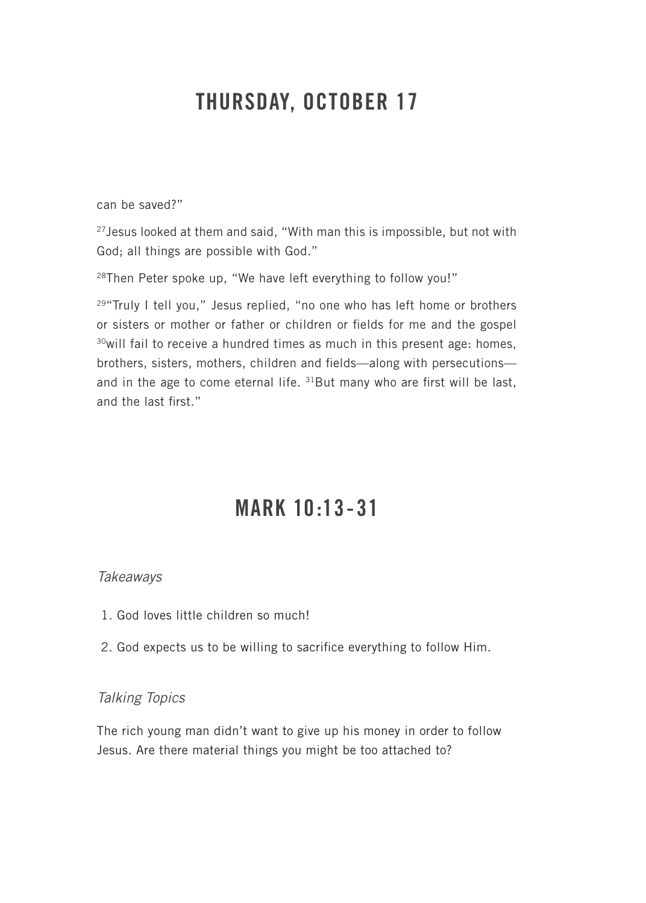# THURSDAY, OCTOBER 17

can be saved?"

[27]Jesus looked at them and said, "With man this is impossible, but not with God; all things are possible with God."

[28]Then Peter spoke up, "We have left everything to follow you!"

[29]"Truly I tell you," Jesus replied, "no one who has left home or brothers or sisters or mother or father or children or fields for me and the gospel [30]will fail to receive a hundred times as much in this present age: homes, brothers, sisters, mothers, children and fields—along with persecutions—and in the age to come eternal life. [31]But many who are first will be last, and the last first."

# MARK 10:13-31

*Takeaways*

1. God loves little children so much!
2. God expects us to be willing to sacrifice everything to follow Him.

*Talking Topics*

The rich young man didn't want to give up his money in order to follow Jesus. Are there material things you might be too attached to?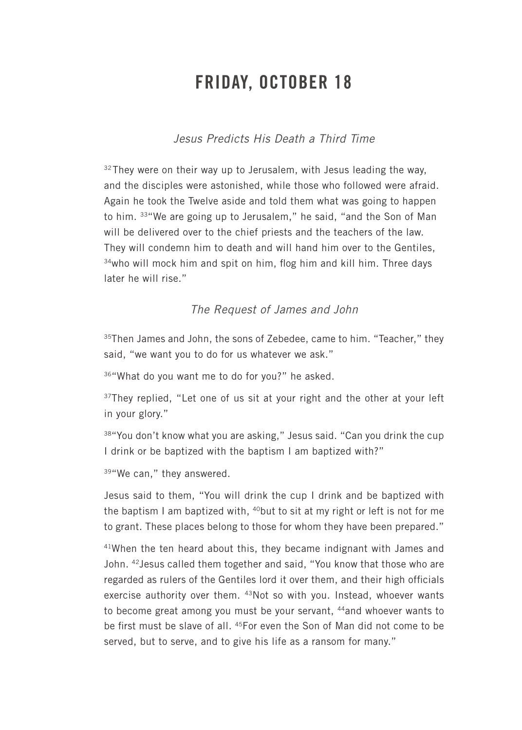# FRIDAY, OCTOBER 18

*Jesus Predicts His Death a Third Time*

[32] They were on their way up to Jerusalem, with Jesus leading the way, and the disciples were astonished, while those who followed were afraid. Again he took the Twelve aside and told them what was going to happen to him. [33]"We are going up to Jerusalem," he said, "and the Son of Man will be delivered over to the chief priests and the teachers of the law. They will condemn him to death and will hand him over to the Gentiles, [34]who will mock him and spit on him, flog him and kill him. Three days later he will rise."

*The Request of James and John*

[35]Then James and John, the sons of Zebedee, came to him. "Teacher," they said, "we want you to do for us whatever we ask."

[36]"What do you want me to do for you?" he asked.

[37]They replied, "Let one of us sit at your right and the other at your left in your glory."

[38]"You don't know what you are asking," Jesus said. "Can you drink the cup I drink or be baptized with the baptism I am baptized with?"

[39]"We can," they answered.

Jesus said to them, "You will drink the cup I drink and be baptized with the baptism I am baptized with, [40]but to sit at my right or left is not for me to grant. These places belong to those for whom they have been prepared."

[41]When the ten heard about this, they became indignant with James and John. [42]Jesus called them together and said, "You know that those who are regarded as rulers of the Gentiles lord it over them, and their high officials exercise authority over them. [43]Not so with you. Instead, whoever wants to become great among you must be your servant, [44]and whoever wants to be first must be slave of all. [45]For even the Son of Man did not come to be served, but to serve, and to give his life as a ransom for many."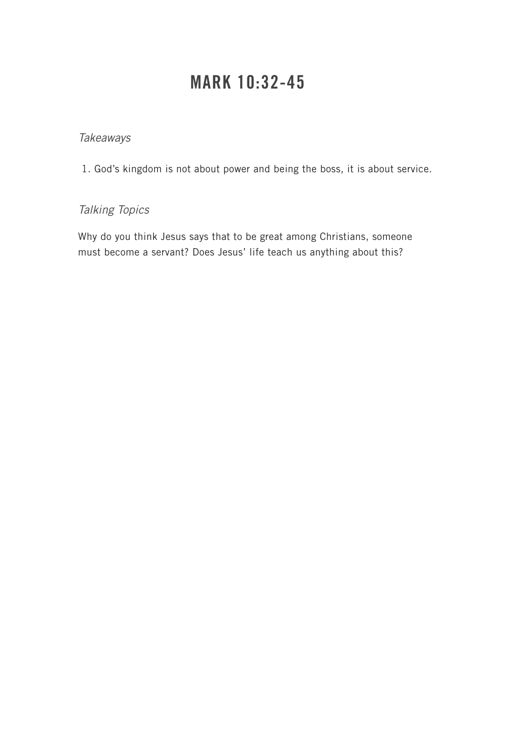# MARK 10:32-45

*Takeaways*

1. God's kingdom is not about power and being the boss, it is about service.

*Talking Topics*

Why do you think Jesus says that to be great among Christians, someone must become a servant? Does Jesus' life teach us anything about this?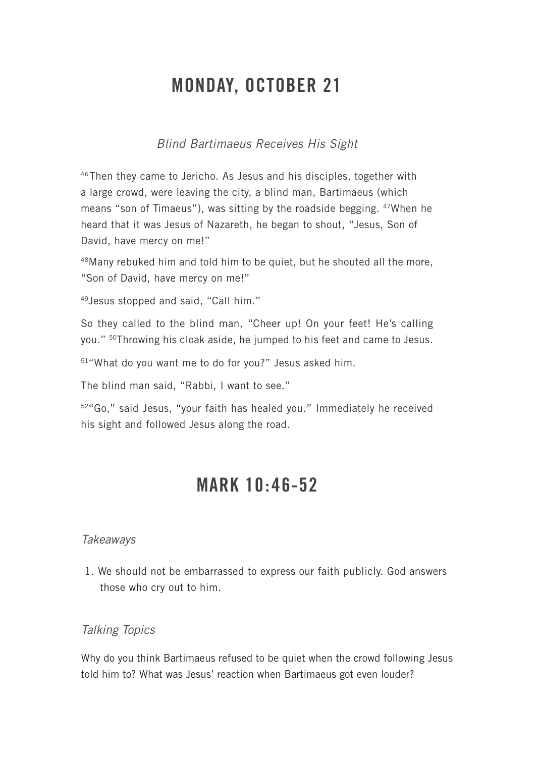# MONDAY, OCTOBER 21

*Blind Bartimaeus Receives His Sight*

[46]Then they came to Jericho. As Jesus and his disciples, together with a large crowd, were leaving the city, a blind man, Bartimaeus (which means "son of Timaeus"), was sitting by the roadside begging. [47]When he heard that it was Jesus of Nazareth, he began to shout, "Jesus, Son of David, have mercy on me!"

[48]Many rebuked him and told him to be quiet, but he shouted all the more, "Son of David, have mercy on me!"

[49]Jesus stopped and said, "Call him."

So they called to the blind man, "Cheer up! On your feet! He's calling you." [50]Throwing his cloak aside, he jumped to his feet and came to Jesus.

[51]"What do you want me to do for you?" Jesus asked him.

The blind man said, "Rabbi, I want to see."

[52]"Go," said Jesus, "your faith has healed you." Immediately he received his sight and followed Jesus along the road.

# MARK 10:46-52

*Takeaways*

1. We should not be embarrassed to express our faith publicly. God answers those who cry out to him.

*Talking Topics*

Why do you think Bartimaeus refused to be quiet when the crowd following Jesus told him to? What was Jesus' reaction when Bartimaeus got even louder?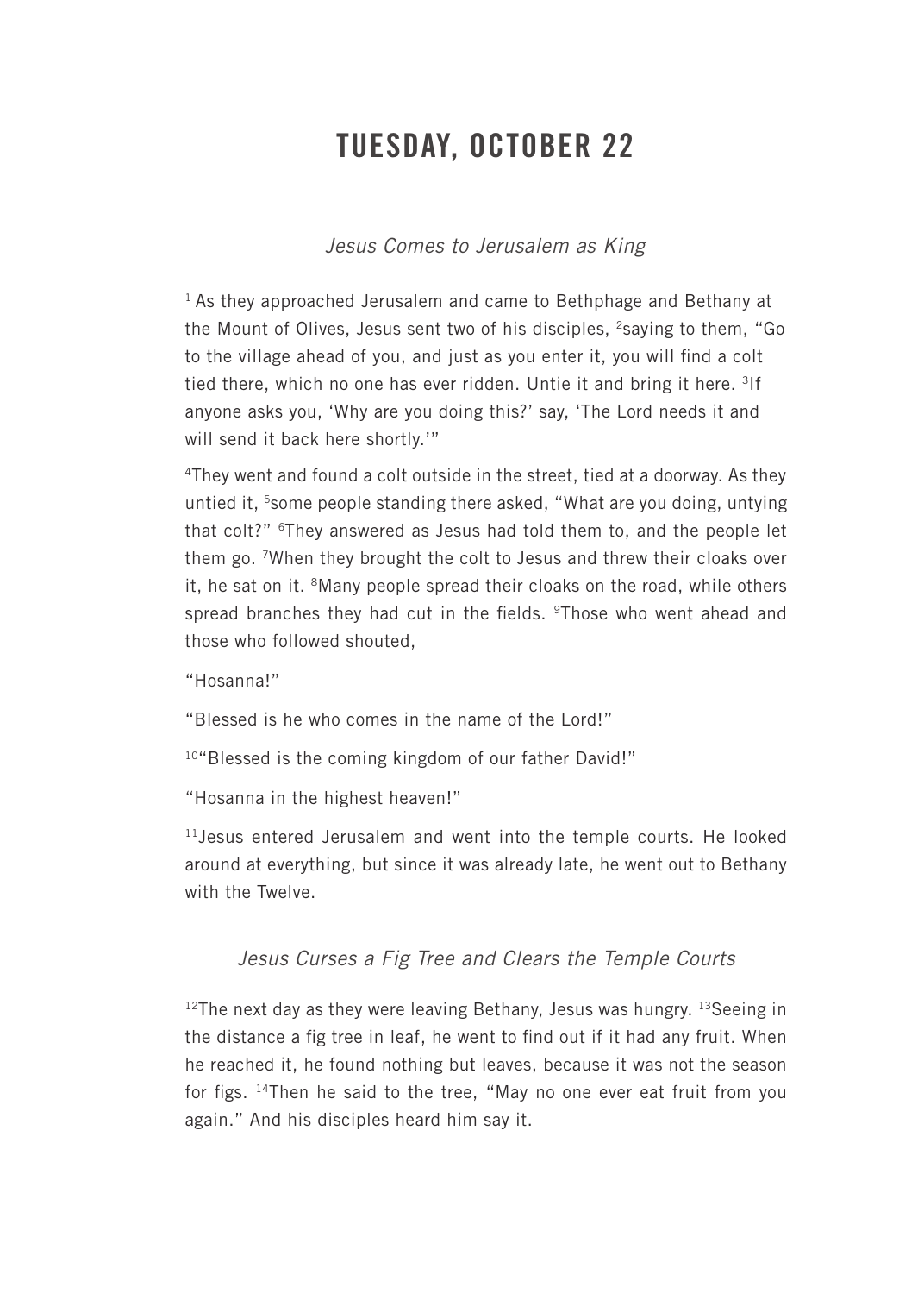# TUESDAY, OCTOBER 22

*Jesus Comes to Jerusalem as King*

[1] As they approached Jerusalem and came to Bethphage and Bethany at the Mount of Olives, Jesus sent two of his disciples, [2]saying to them, "Go to the village ahead of you, and just as you enter it, you will find a colt tied there, which no one has ever ridden. Untie it and bring it here. [3]If anyone asks you, 'Why are you doing this?' say, 'The Lord needs it and will send it back here shortly.'"

[4]They went and found a colt outside in the street, tied at a doorway. As they untied it, [5]some people standing there asked, "What are you doing, untying that colt?" [6]They answered as Jesus had told them to, and the people let them go. [7]When they brought the colt to Jesus and threw their cloaks over it, he sat on it. [8]Many people spread their cloaks on the road, while others spread branches they had cut in the fields. [9]Those who went ahead and those who followed shouted,

"Hosanna!"

"Blessed is he who comes in the name of the Lord!"

[10]"Blessed is the coming kingdom of our father David!"

"Hosanna in the highest heaven!"

[11]Jesus entered Jerusalem and went into the temple courts. He looked around at everything, but since it was already late, he went out to Bethany with the Twelve.

*Jesus Curses a Fig Tree and Clears the Temple Courts*

[12]The next day as they were leaving Bethany, Jesus was hungry. [13]Seeing in the distance a fig tree in leaf, he went to find out if it had any fruit. When he reached it, he found nothing but leaves, because it was not the season for figs. [14]Then he said to the tree, "May no one ever eat fruit from you again." And his disciples heard him say it.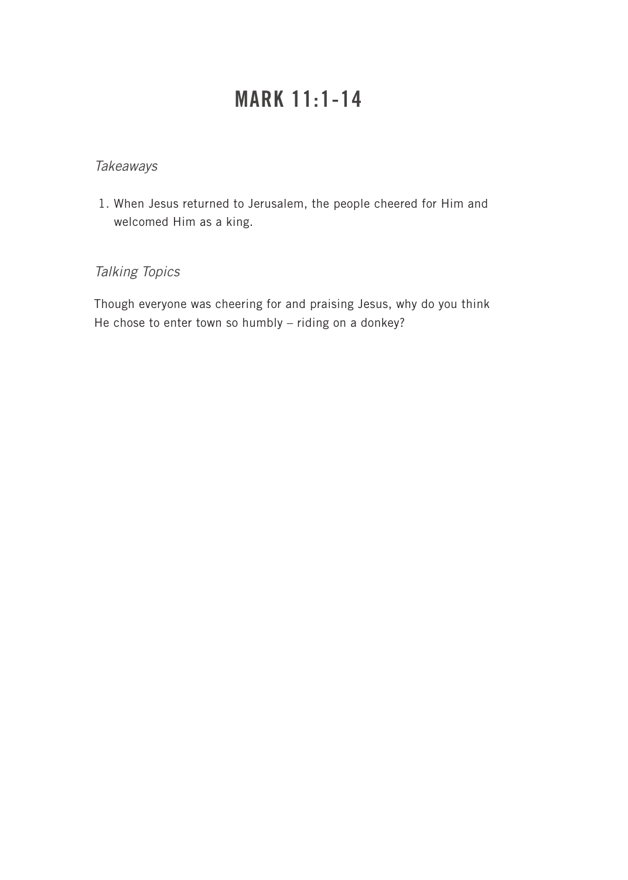# MARK 11:1-14

*Takeaways*

1. When Jesus returned to Jerusalem, the people cheered for Him and welcomed Him as a king.

*Talking Topics*

Though everyone was cheering for and praising Jesus, why do you think He chose to enter town so humbly – riding on a donkey?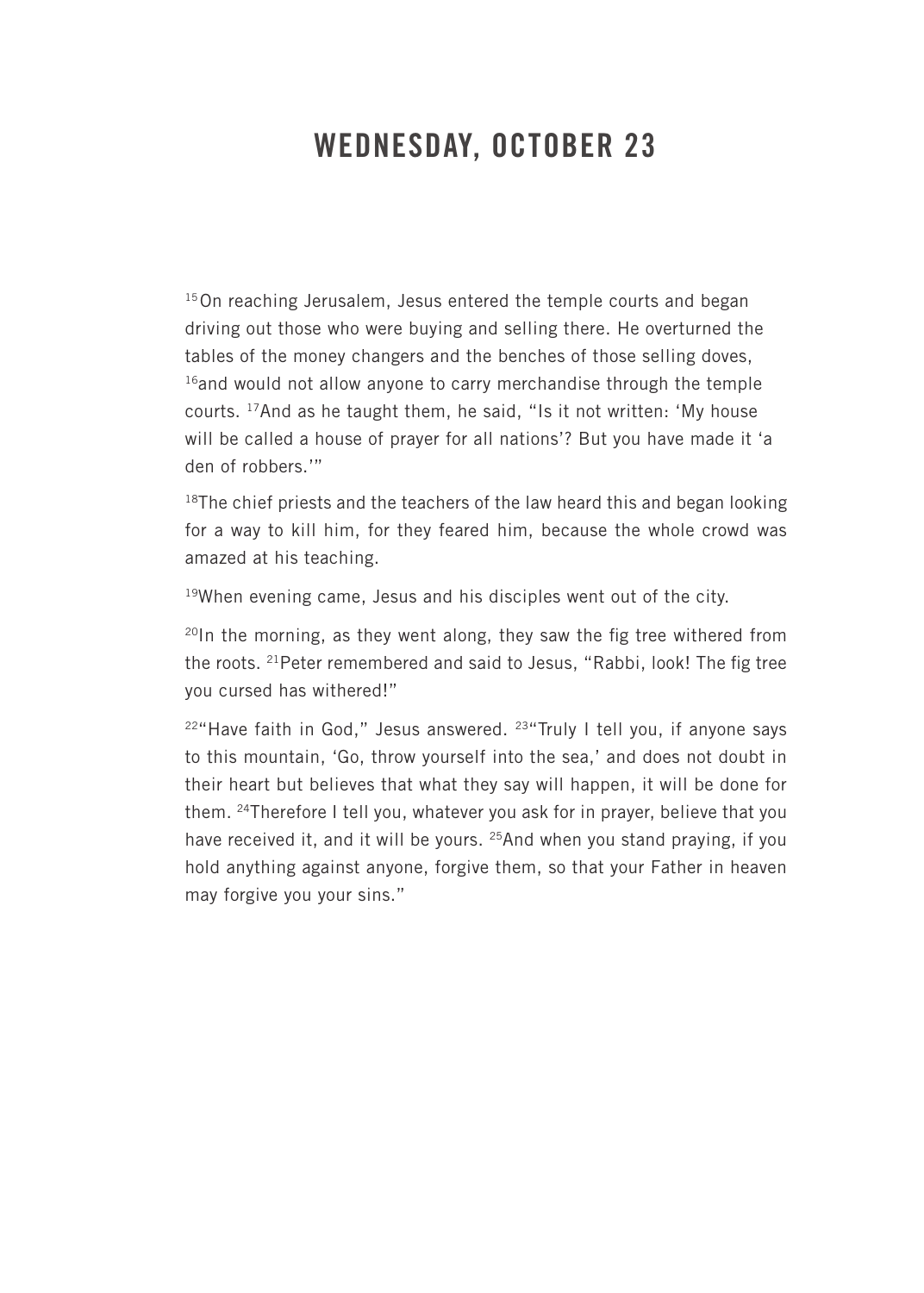# WEDNESDAY, OCTOBER 23

[15]On reaching Jerusalem, Jesus entered the temple courts and began driving out those who were buying and selling there. He overturned the tables of the money changers and the benches of those selling doves, [16]and would not allow anyone to carry merchandise through the temple courts. [17]And as he taught them, he said, "Is it not written: 'My house will be called a house of prayer for all nations'? But you have made it 'a den of robbers.'"

[18]The chief priests and the teachers of the law heard this and began looking for a way to kill him, for they feared him, because the whole crowd was amazed at his teaching.

[19]When evening came, Jesus and his disciples went out of the city.

[20]In the morning, as they went along, they saw the fig tree withered from the roots. [21]Peter remembered and said to Jesus, "Rabbi, look! The fig tree you cursed has withered!"

[22]"Have faith in God," Jesus answered. [23]"Truly I tell you, if anyone says to this mountain, 'Go, throw yourself into the sea,' and does not doubt in their heart but believes that what they say will happen, it will be done for them. [24]Therefore I tell you, whatever you ask for in prayer, believe that you have received it, and it will be yours. [25]And when you stand praying, if you hold anything against anyone, forgive them, so that your Father in heaven may forgive you your sins."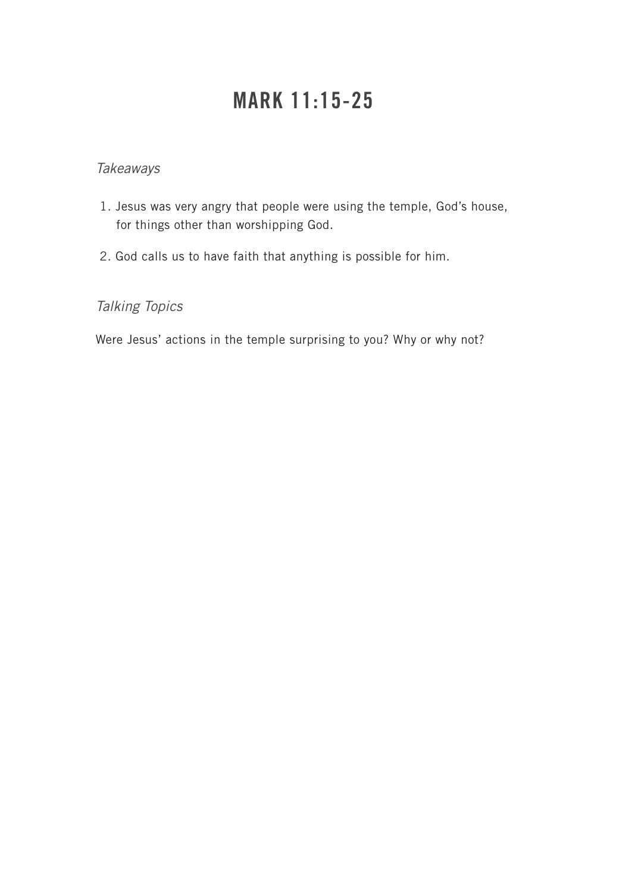# MARK 11:15-25

*Takeaways*

1. Jesus was very angry that people were using the temple, God's house, for things other than worshipping God.
2. God calls us to have faith that anything is possible for him.

*Talking Topics*

Were Jesus' actions in the temple surprising to you? Why or why not?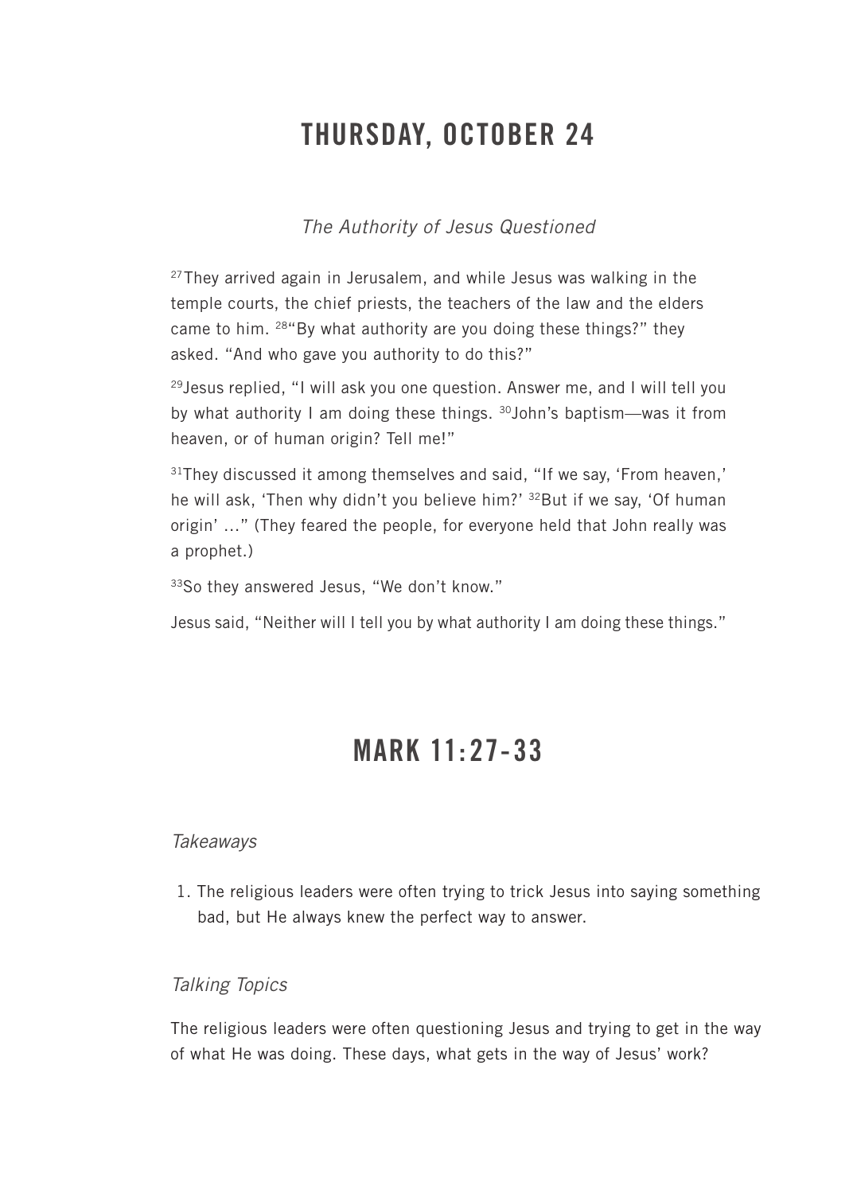# THURSDAY, OCTOBER 24

*The Authority of Jesus Questioned*

[27]They arrived again in Jerusalem, and while Jesus was walking in the temple courts, the chief priests, the teachers of the law and the elders came to him. [28]"By what authority are you doing these things?" they asked. "And who gave you authority to do this?"

[29]Jesus replied, "I will ask you one question. Answer me, and I will tell you by what authority I am doing these things. [30]John's baptism—was it from heaven, or of human origin? Tell me!"

[31]They discussed it among themselves and said, "If we say, 'From heaven,' he will ask, 'Then why didn't you believe him?' [32]But if we say, 'Of human origin' …" (They feared the people, for everyone held that John really was a prophet.)

[33]So they answered Jesus, "We don't know."

Jesus said, "Neither will I tell you by what authority I am doing these things."

# MARK 11:27-33

*Takeaways*

1. The religious leaders were often trying to trick Jesus into saying something bad, but He always knew the perfect way to answer.

*Talking Topics*

The religious leaders were often questioning Jesus and trying to get in the way of what He was doing. These days, what gets in the way of Jesus' work?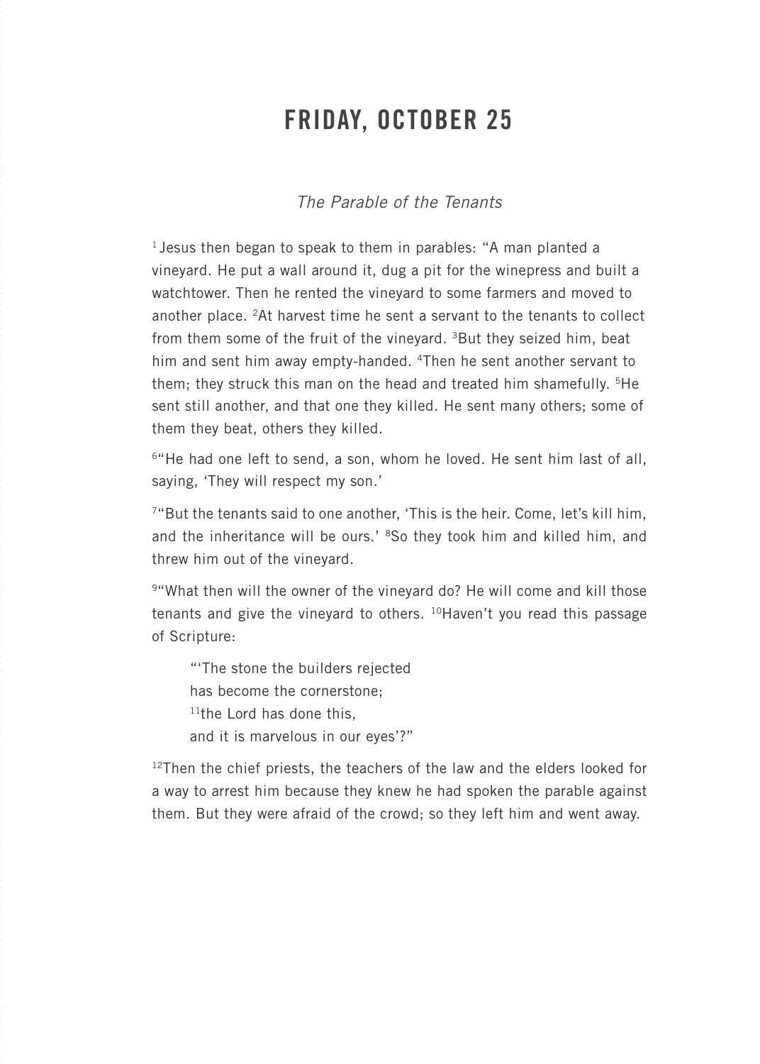# FRIDAY, OCTOBER 25

*The Parable of the Tenants*

[1] Jesus then began to speak to them in parables: "A man planted a vineyard. He put a wall around it, dug a pit for the winepress and built a watchtower. Then he rented the vineyard to some farmers and moved to another place. [2]At harvest time he sent a servant to the tenants to collect from them some of the fruit of the vineyard. [3]But they seized him, beat him and sent him away empty-handed. [4]Then he sent another servant to them; they struck this man on the head and treated him shamefully. [5]He sent still another, and that one they killed. He sent many others; some of them they beat, others they killed.

[6]"He had one left to send, a son, whom he loved. He sent him last of all, saying, 'They will respect my son.'

[7]"But the tenants said to one another, 'This is the heir. Come, let's kill him, and the inheritance will be ours.' [8]So they took him and killed him, and threw him out of the vineyard.

[9]"What then will the owner of the vineyard do? He will come and kill those tenants and give the vineyard to others. [10]Haven't you read this passage of Scripture:

> "'The stone the builders rejected
> has become the cornerstone;
> [11]the Lord has done this,
> and it is marvelous in our eyes'?"

[12]Then the chief priests, the teachers of the law and the elders looked for a way to arrest him because they knew he had spoken the parable against them. But they were afraid of the crowd; so they left him and went away.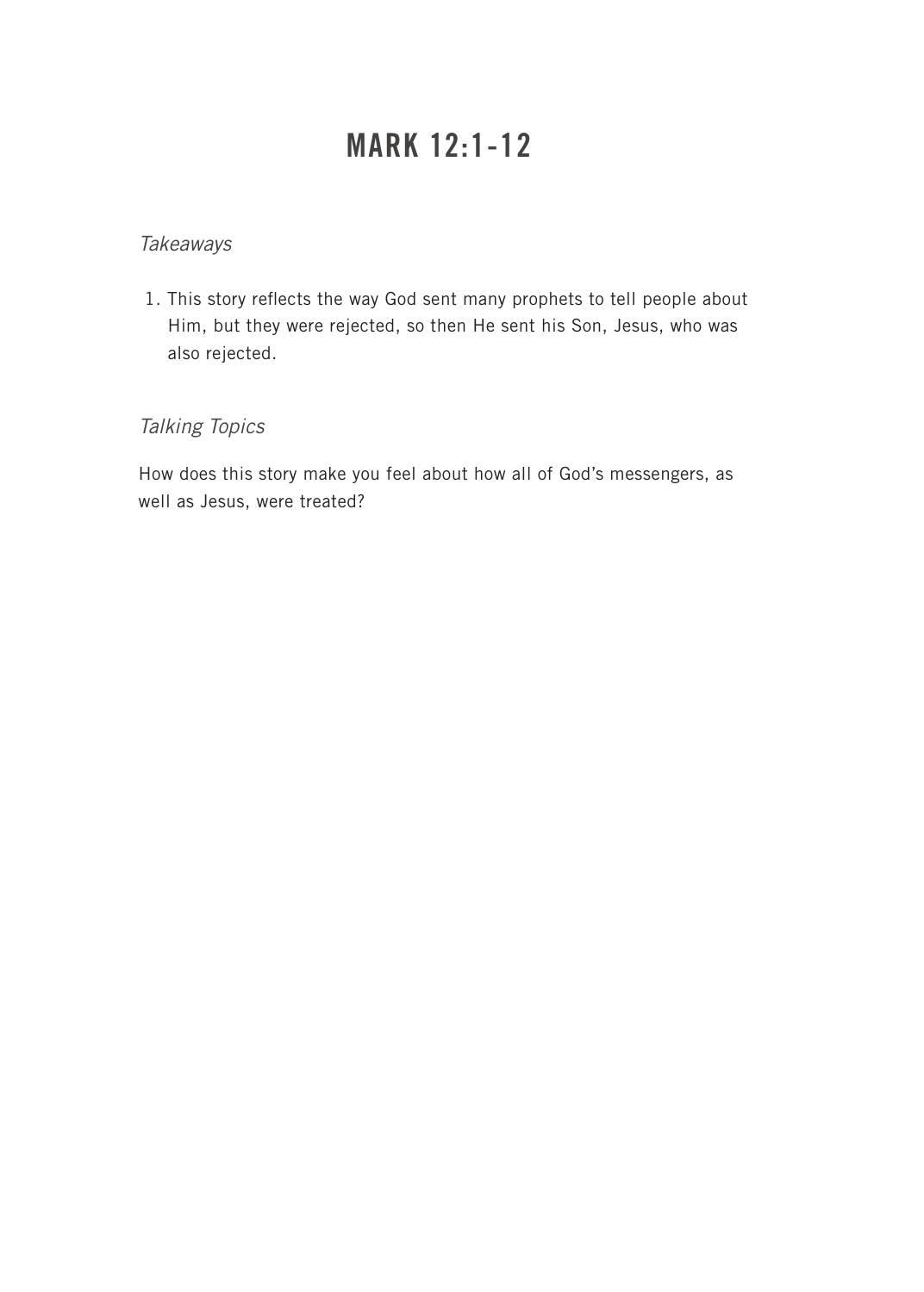# MARK 12:1-12

*Takeaways*

1. This story reflects the way God sent many prophets to tell people about Him, but they were rejected, so then He sent his Son, Jesus, who was also rejected.

*Talking Topics*

How does this story make you feel about how all of God's messengers, as well as Jesus, were treated?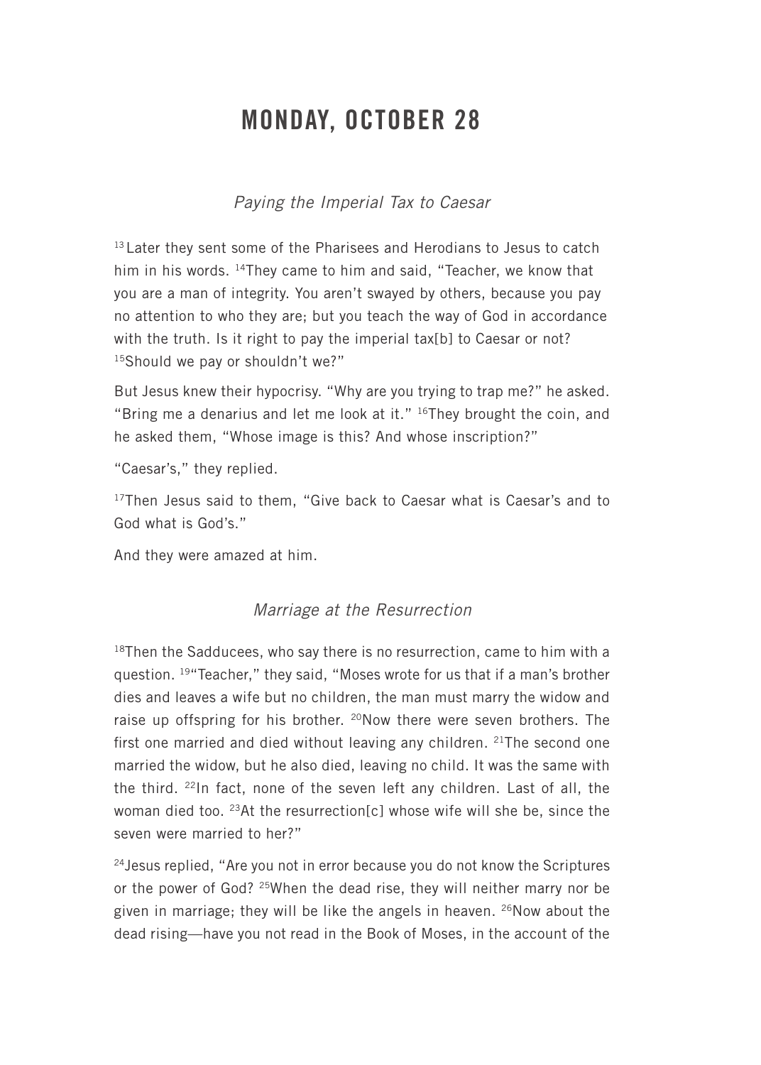# MONDAY, OCTOBER 28

*Paying the Imperial Tax to Caesar*

[13] Later they sent some of the Pharisees and Herodians to Jesus to catch him in his words. [14]They came to him and said, "Teacher, we know that you are a man of integrity. You aren't swayed by others, because you pay no attention to who they are; but you teach the way of God in accordance with the truth. Is it right to pay the imperial tax[b] to Caesar or not? [15]Should we pay or shouldn't we?"

But Jesus knew their hypocrisy. "Why are you trying to trap me?" he asked. "Bring me a denarius and let me look at it." [16]They brought the coin, and he asked them, "Whose image is this? And whose inscription?"

"Caesar's," they replied.

[17]Then Jesus said to them, "Give back to Caesar what is Caesar's and to God what is God's."

And they were amazed at him.

*Marriage at the Resurrection*

[18]Then the Sadducees, who say there is no resurrection, came to him with a question. [19]"Teacher," they said, "Moses wrote for us that if a man's brother dies and leaves a wife but no children, the man must marry the widow and raise up offspring for his brother. [20]Now there were seven brothers. The first one married and died without leaving any children. [21]The second one married the widow, but he also died, leaving no child. It was the same with the third. [22]In fact, none of the seven left any children. Last of all, the woman died too. [23]At the resurrection[c] whose wife will she be, since the seven were married to her?"

[24]Jesus replied, "Are you not in error because you do not know the Scriptures or the power of God? [25]When the dead rise, they will neither marry nor be given in marriage; they will be like the angels in heaven. [26]Now about the dead rising—have you not read in the Book of Moses, in the account of the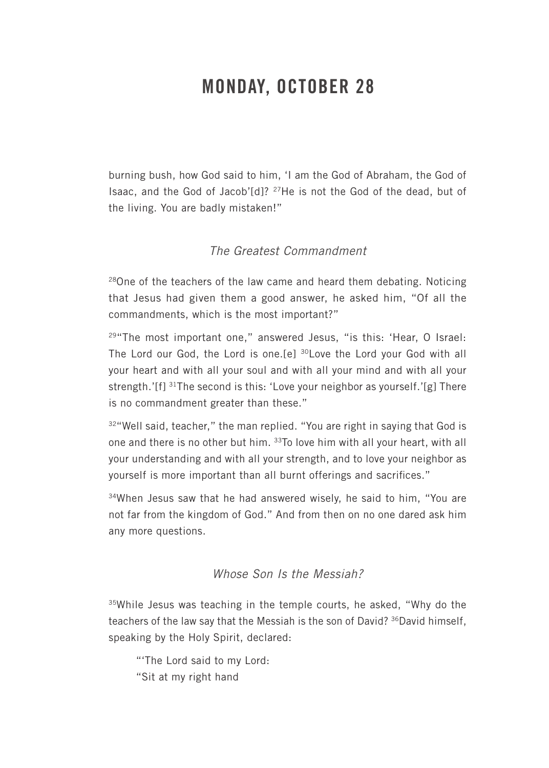# MONDAY, OCTOBER 28

burning bush, how God said to him, 'I am the God of Abraham, the God of Isaac, and the God of Jacob'[d]? [27]He is not the God of the dead, but of the living. You are badly mistaken!"

### *The Greatest Commandment*

[28]One of the teachers of the law came and heard them debating. Noticing that Jesus had given them a good answer, he asked him, "Of all the commandments, which is the most important?"

[29]"The most important one," answered Jesus, "is this: 'Hear, O Israel: The Lord our God, the Lord is one.[e] [30]Love the Lord your God with all your heart and with all your soul and with all your mind and with all your strength.'[f] [31]The second is this: 'Love your neighbor as yourself.'[g] There is no commandment greater than these."

[32]"Well said, teacher," the man replied. "You are right in saying that God is one and there is no other but him. [33]To love him with all your heart, with all your understanding and with all your strength, and to love your neighbor as yourself is more important than all burnt offerings and sacrifices."

[34]When Jesus saw that he had answered wisely, he said to him, "You are not far from the kingdom of God." And from then on no one dared ask him any more questions.

### *Whose Son Is the Messiah?*

[35]While Jesus was teaching in the temple courts, he asked, "Why do the teachers of the law say that the Messiah is the son of David? [36]David himself, speaking by the Holy Spirit, declared:

> "'The Lord said to my Lord:
> "Sit at my right hand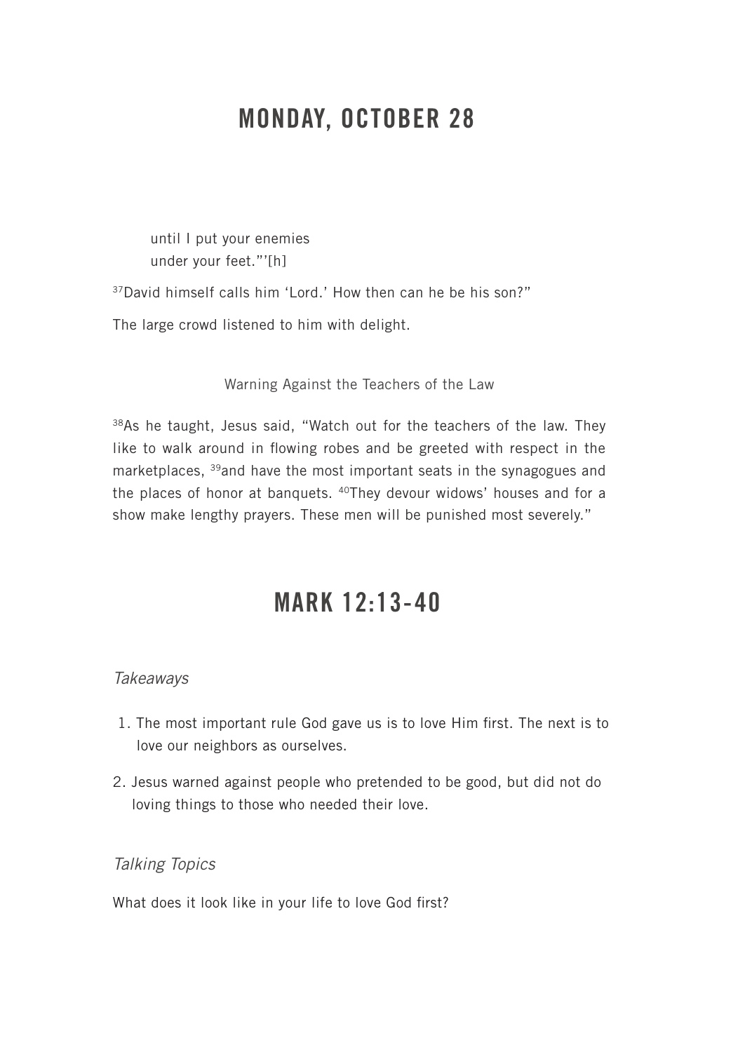## MONDAY, OCTOBER 28

> until I put your enemies
> under your feet."'[h]

[37]David himself calls him 'Lord.' How then can he be his son?"

The large crowd listened to him with delight.

Warning Against the Teachers of the Law

[38]As he taught, Jesus said, "Watch out for the teachers of the law. They like to walk around in flowing robes and be greeted with respect in the marketplaces, [39]and have the most important seats in the synagogues and the places of honor at banquets. [40]They devour widows' houses and for a show make lengthy prayers. These men will be punished most severely."

## MARK 12:13-40

*Takeaways*

1. The most important rule God gave us is to love Him first. The next is to love our neighbors as ourselves.
2. Jesus warned against people who pretended to be good, but did not do loving things to those who needed their love.

*Talking Topics*

What does it look like in your life to love God first?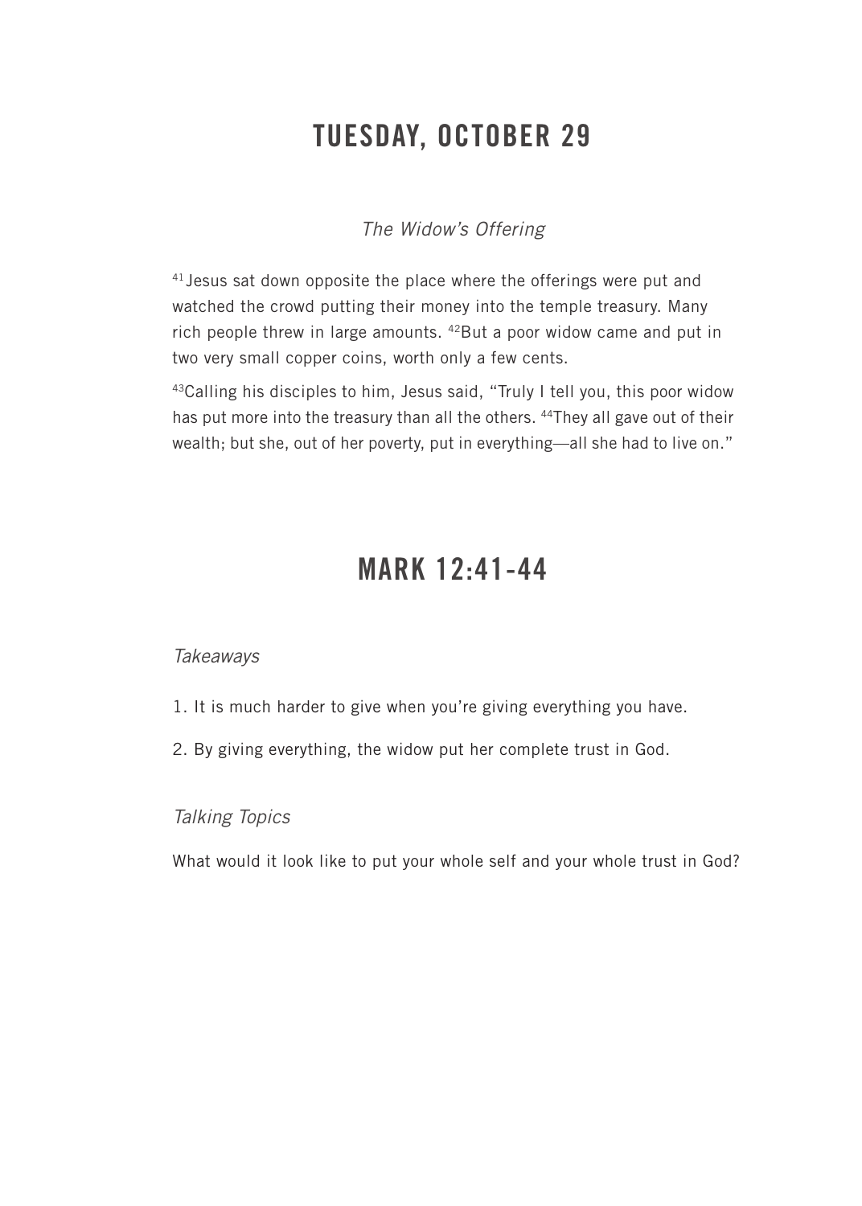# TUESDAY, OCTOBER 29

*The Widow's Offering*

[41] Jesus sat down opposite the place where the offerings were put and watched the crowd putting their money into the temple treasury. Many rich people threw in large amounts. [42] But a poor widow came and put in two very small copper coins, worth only a few cents.

[43] Calling his disciples to him, Jesus said, "Truly I tell you, this poor widow has put more into the treasury than all the others. [44] They all gave out of their wealth; but she, out of her poverty, put in everything—all she had to live on."

# MARK 12:41-44

*Takeaways*

1. It is much harder to give when you're giving everything you have.
2. By giving everything, the widow put her complete trust in God.

*Talking Topics*

What would it look like to put your whole self and your whole trust in God?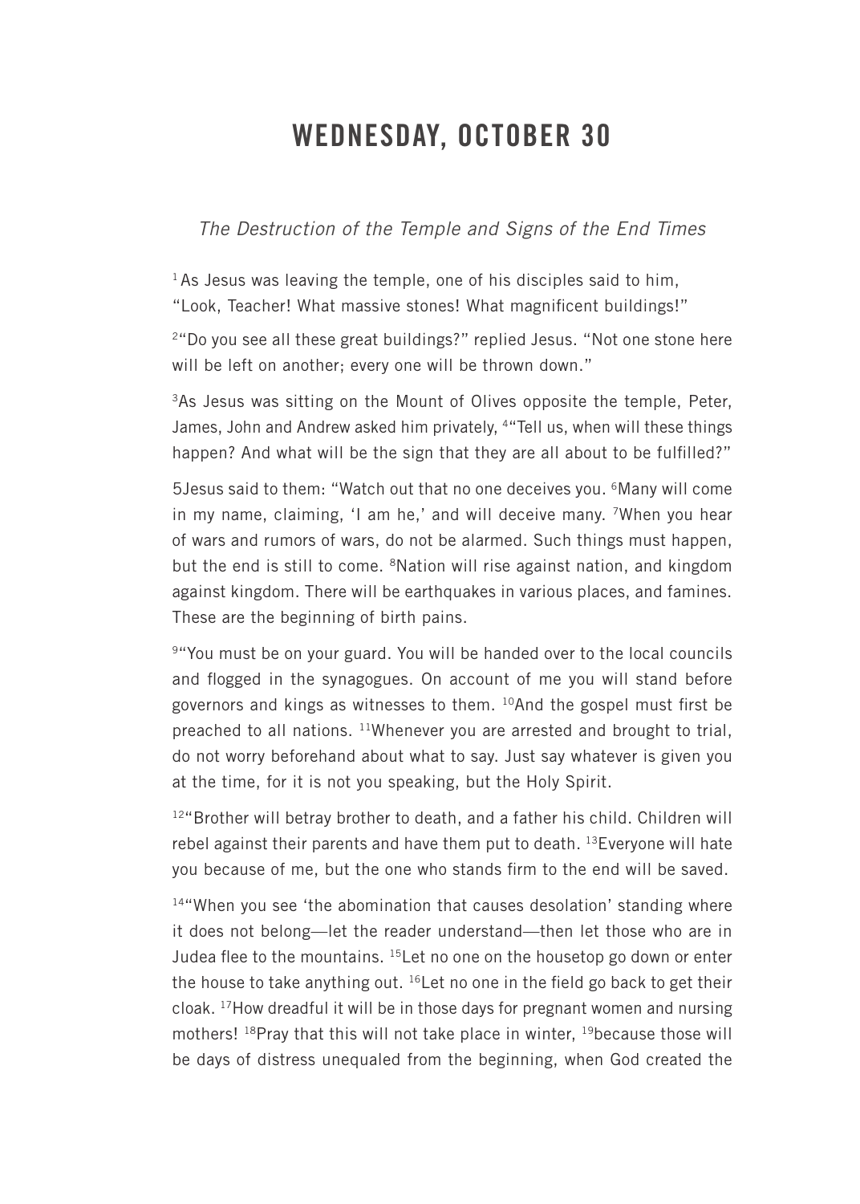# WEDNESDAY, OCTOBER 30

*The Destruction of the Temple and Signs of the End Times*

[1] As Jesus was leaving the temple, one of his disciples said to him, "Look, Teacher! What massive stones! What magnificent buildings!"

[2] "Do you see all these great buildings?" replied Jesus. "Not one stone here will be left on another; every one will be thrown down."

[3] As Jesus was sitting on the Mount of Olives opposite the temple, Peter, James, John and Andrew asked him privately, [4] "Tell us, when will these things happen? And what will be the sign that they are all about to be fulfilled?"

5Jesus said to them: "Watch out that no one deceives you. [6] Many will come in my name, claiming, 'I am he,' and will deceive many. [7] When you hear of wars and rumors of wars, do not be alarmed. Such things must happen, but the end is still to come. [8] Nation will rise against nation, and kingdom against kingdom. There will be earthquakes in various places, and famines. These are the beginning of birth pains.

[9] "You must be on your guard. You will be handed over to the local councils and flogged in the synagogues. On account of me you will stand before governors and kings as witnesses to them. [10] And the gospel must first be preached to all nations. [11] Whenever you are arrested and brought to trial, do not worry beforehand about what to say. Just say whatever is given you at the time, for it is not you speaking, but the Holy Spirit.

[12] "Brother will betray brother to death, and a father his child. Children will rebel against their parents and have them put to death. [13] Everyone will hate you because of me, but the one who stands firm to the end will be saved.

[14] "When you see 'the abomination that causes desolation' standing where it does not belong—let the reader understand—then let those who are in Judea flee to the mountains. [15] Let no one on the housetop go down or enter the house to take anything out. [16] Let no one in the field go back to get their cloak. [17] How dreadful it will be in those days for pregnant women and nursing mothers! [18] Pray that this will not take place in winter, [19] because those will be days of distress unequaled from the beginning, when God created the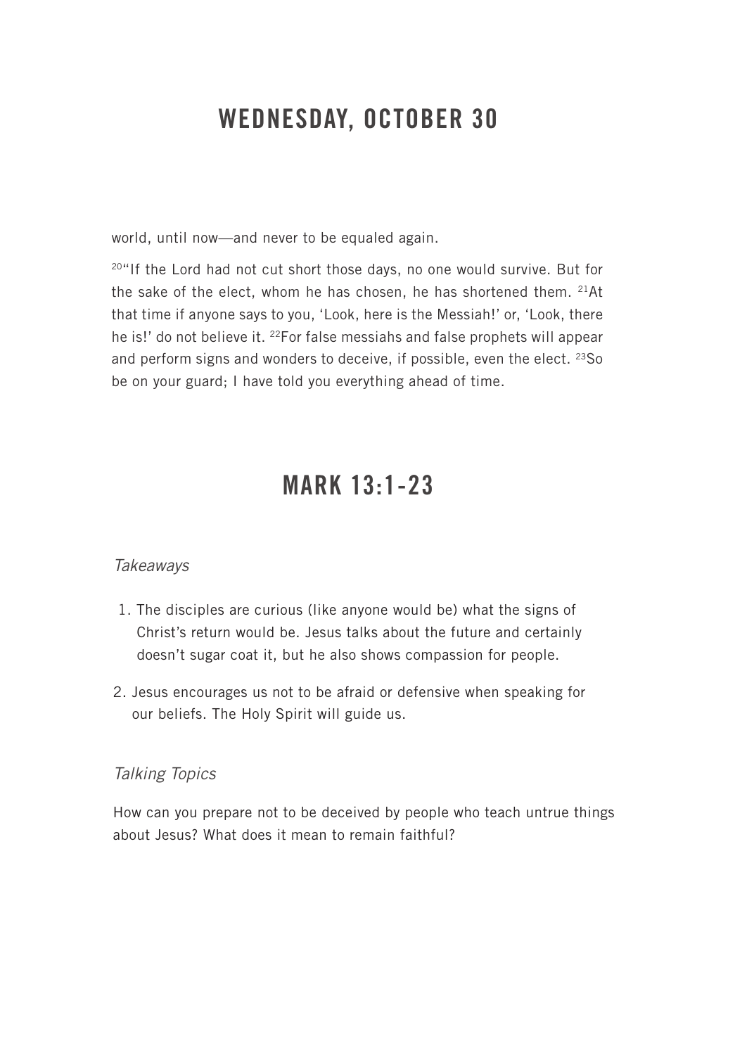# WEDNESDAY, OCTOBER 30

world, until now—and never to be equaled again.

[20]"If the Lord had not cut short those days, no one would survive. But for the sake of the elect, whom he has chosen, he has shortened them. [21]At that time if anyone says to you, 'Look, here is the Messiah!' or, 'Look, there he is!' do not believe it. [22]For false messiahs and false prophets will appear and perform signs and wonders to deceive, if possible, even the elect. [23]So be on your guard; I have told you everything ahead of time.

# MARK 13:1-23

*Takeaways*

1. The disciples are curious (like anyone would be) what the signs of Christ's return would be. Jesus talks about the future and certainly doesn't sugar coat it, but he also shows compassion for people.
2. Jesus encourages us not to be afraid or defensive when speaking for our beliefs. The Holy Spirit will guide us.

*Talking Topics*

How can you prepare not to be deceived by people who teach untrue things about Jesus? What does it mean to remain faithful?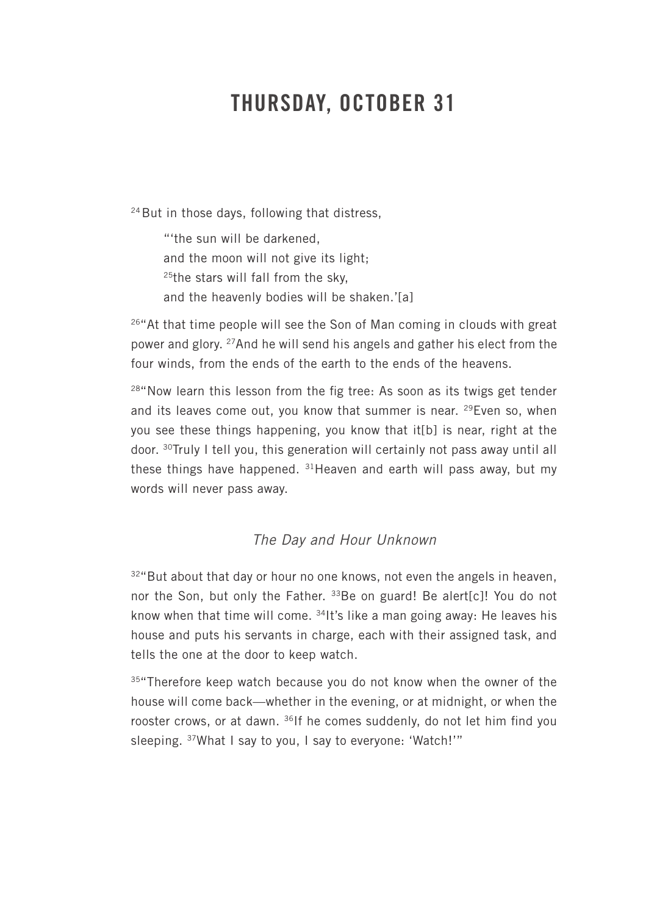# THURSDAY, OCTOBER 31

[24] But in those days, following that distress,

> "'the sun will be darkened,  
> and the moon will not give its light;  
> [25]the stars will fall from the sky,  
> and the heavenly bodies will be shaken.'[a]

[26]"At that time people will see the Son of Man coming in clouds with great power and glory. [27]And he will send his angels and gather his elect from the four winds, from the ends of the earth to the ends of the heavens.

[28]"Now learn this lesson from the fig tree: As soon as its twigs get tender and its leaves come out, you know that summer is near. [29]Even so, when you see these things happening, you know that it[b] is near, right at the door. [30]Truly I tell you, this generation will certainly not pass away until all these things have happened. [31]Heaven and earth will pass away, but my words will never pass away.

### *The Day and Hour Unknown*

[32]"But about that day or hour no one knows, not even the angels in heaven, nor the Son, but only the Father. [33]Be on guard! Be alert[c]! You do not know when that time will come. [34]It's like a man going away: He leaves his house and puts his servants in charge, each with their assigned task, and tells the one at the door to keep watch.

[35]"Therefore keep watch because you do not know when the owner of the house will come back—whether in the evening, or at midnight, or when the rooster crows, or at dawn. [36]If he comes suddenly, do not let him find you sleeping. [37]What I say to you, I say to everyone: 'Watch!'"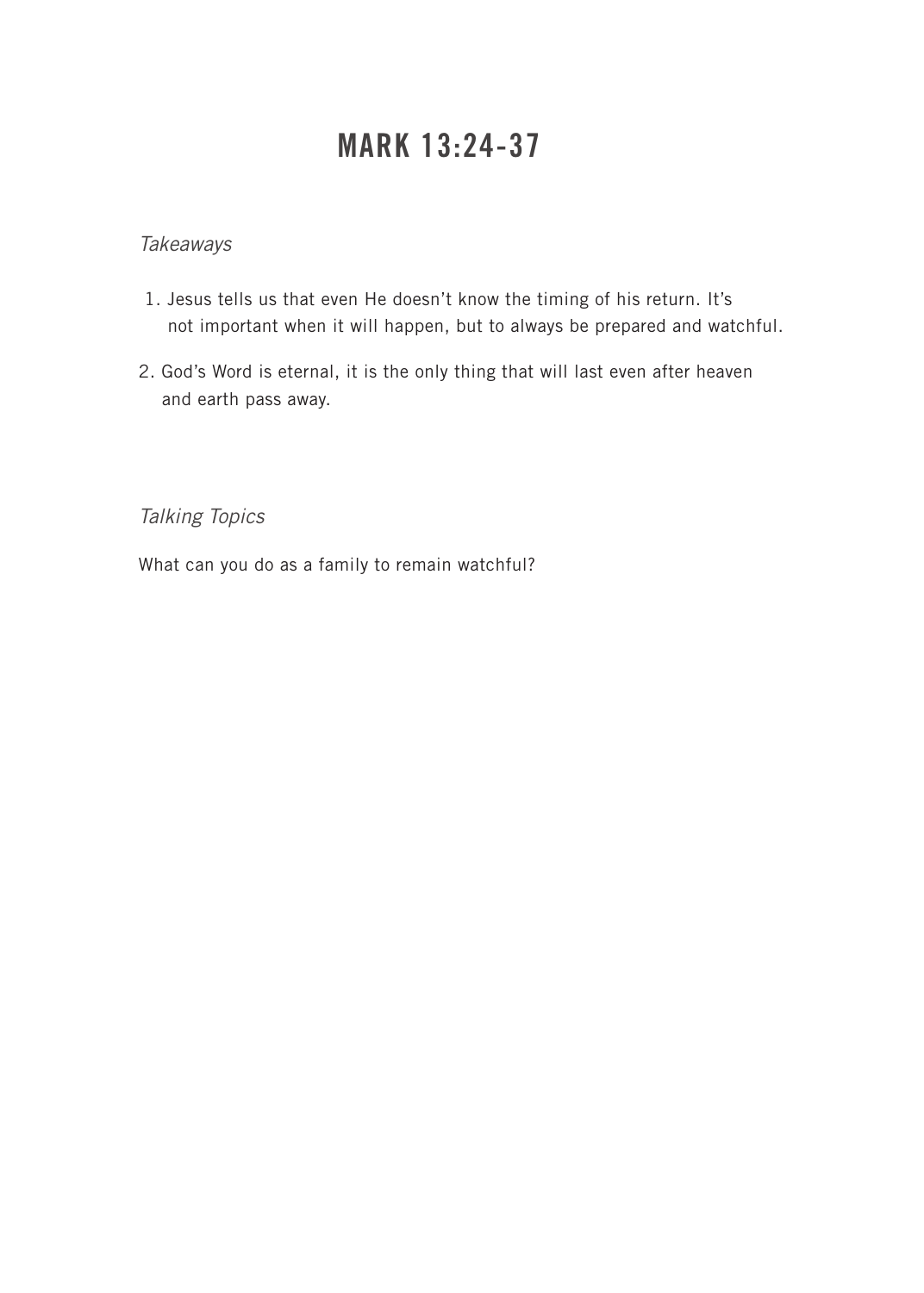# MARK 13:24-37

*Takeaways*

1. Jesus tells us that even He doesn't know the timing of his return. It's not important when it will happen, but to always be prepared and watchful.
2. God's Word is eternal, it is the only thing that will last even after heaven and earth pass away.

*Talking Topics*

What can you do as a family to remain watchful?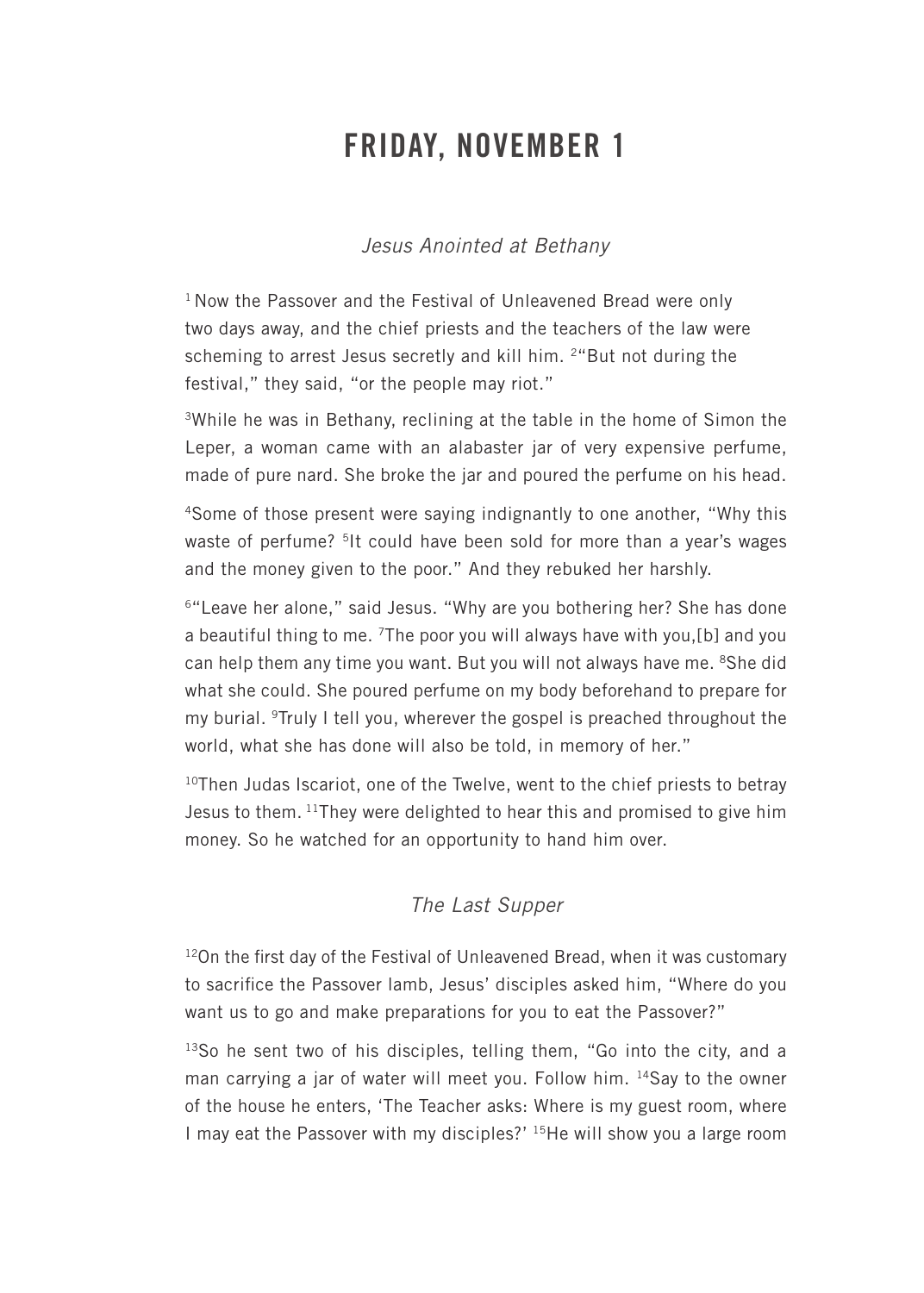# FRIDAY, NOVEMBER 1

*Jesus Anointed at Bethany*

[1] Now the Passover and the Festival of Unleavened Bread were only two days away, and the chief priests and the teachers of the law were scheming to arrest Jesus secretly and kill him. [2] "But not during the festival," they said, "or the people may riot."

[3] While he was in Bethany, reclining at the table in the home of Simon the Leper, a woman came with an alabaster jar of very expensive perfume, made of pure nard. She broke the jar and poured the perfume on his head.

[4] Some of those present were saying indignantly to one another, "Why this waste of perfume? [5] It could have been sold for more than a year's wages and the money given to the poor." And they rebuked her harshly.

[6] "Leave her alone," said Jesus. "Why are you bothering her? She has done a beautiful thing to me. [7] The poor you will always have with you,[b] and you can help them any time you want. But you will not always have me. [8] She did what she could. She poured perfume on my body beforehand to prepare for my burial. [9] Truly I tell you, wherever the gospel is preached throughout the world, what she has done will also be told, in memory of her."

[10] Then Judas Iscariot, one of the Twelve, went to the chief priests to betray Jesus to them. [11] They were delighted to hear this and promised to give him money. So he watched for an opportunity to hand him over.

*The Last Supper*

[12] On the first day of the Festival of Unleavened Bread, when it was customary to sacrifice the Passover lamb, Jesus' disciples asked him, "Where do you want us to go and make preparations for you to eat the Passover?"

[13] So he sent two of his disciples, telling them, "Go into the city, and a man carrying a jar of water will meet you. Follow him. [14] Say to the owner of the house he enters, 'The Teacher asks: Where is my guest room, where I may eat the Passover with my disciples?' [15] He will show you a large room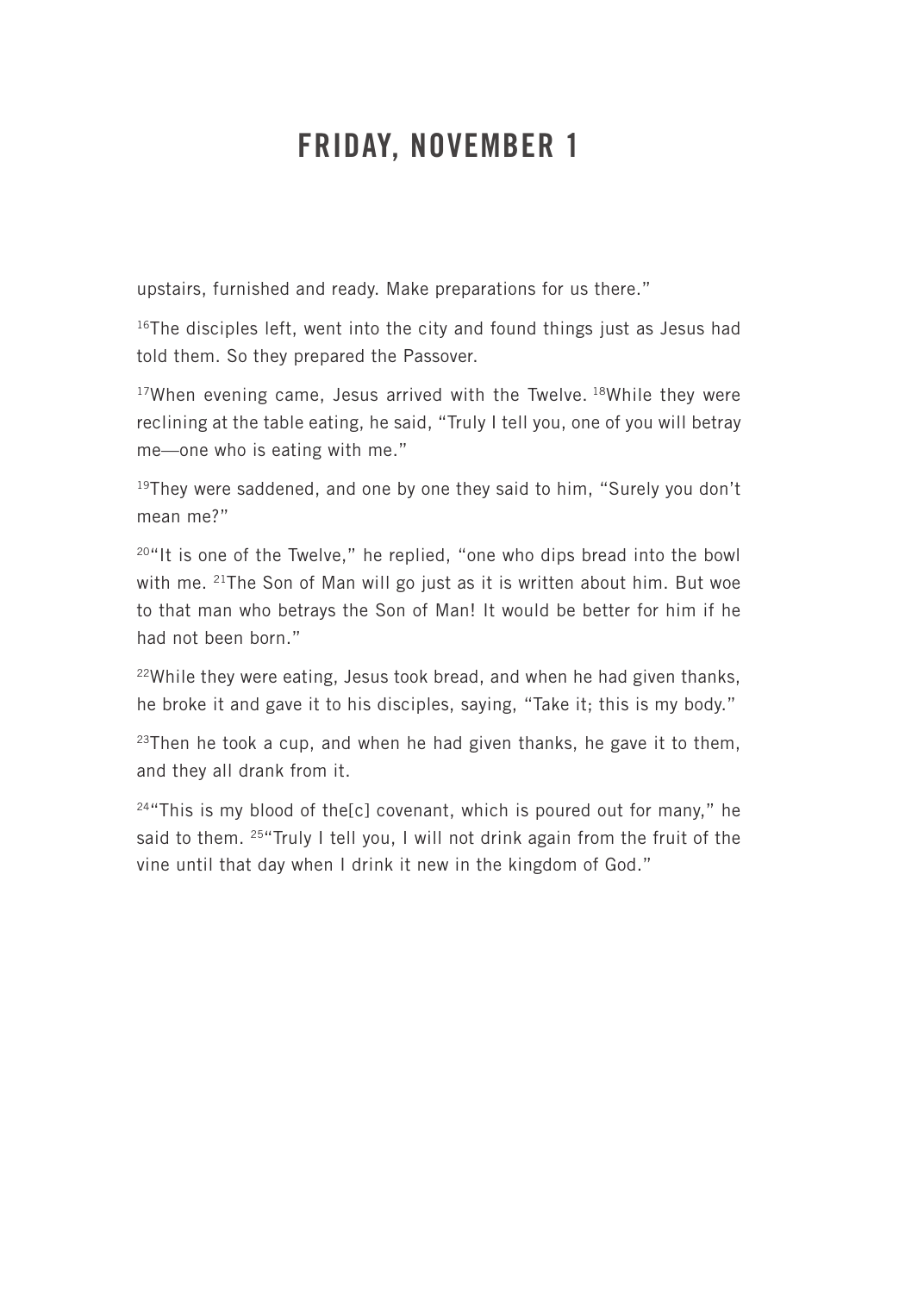# FRIDAY, NOVEMBER 1

upstairs, furnished and ready. Make preparations for us there."

[16]The disciples left, went into the city and found things just as Jesus had told them. So they prepared the Passover.

[17]When evening came, Jesus arrived with the Twelve. [18]While they were reclining at the table eating, he said, "Truly I tell you, one of you will betray me—one who is eating with me."

[19]They were saddened, and one by one they said to him, "Surely you don't mean me?"

[20]"It is one of the Twelve," he replied, "one who dips bread into the bowl with me. [21]The Son of Man will go just as it is written about him. But woe to that man who betrays the Son of Man! It would be better for him if he had not been born."

[22]While they were eating, Jesus took bread, and when he had given thanks, he broke it and gave it to his disciples, saying, "Take it; this is my body."

[23]Then he took a cup, and when he had given thanks, he gave it to them, and they all drank from it.

[24]"This is my blood of the[c] covenant, which is poured out for many," he said to them. [25]"Truly I tell you, I will not drink again from the fruit of the vine until that day when I drink it new in the kingdom of God."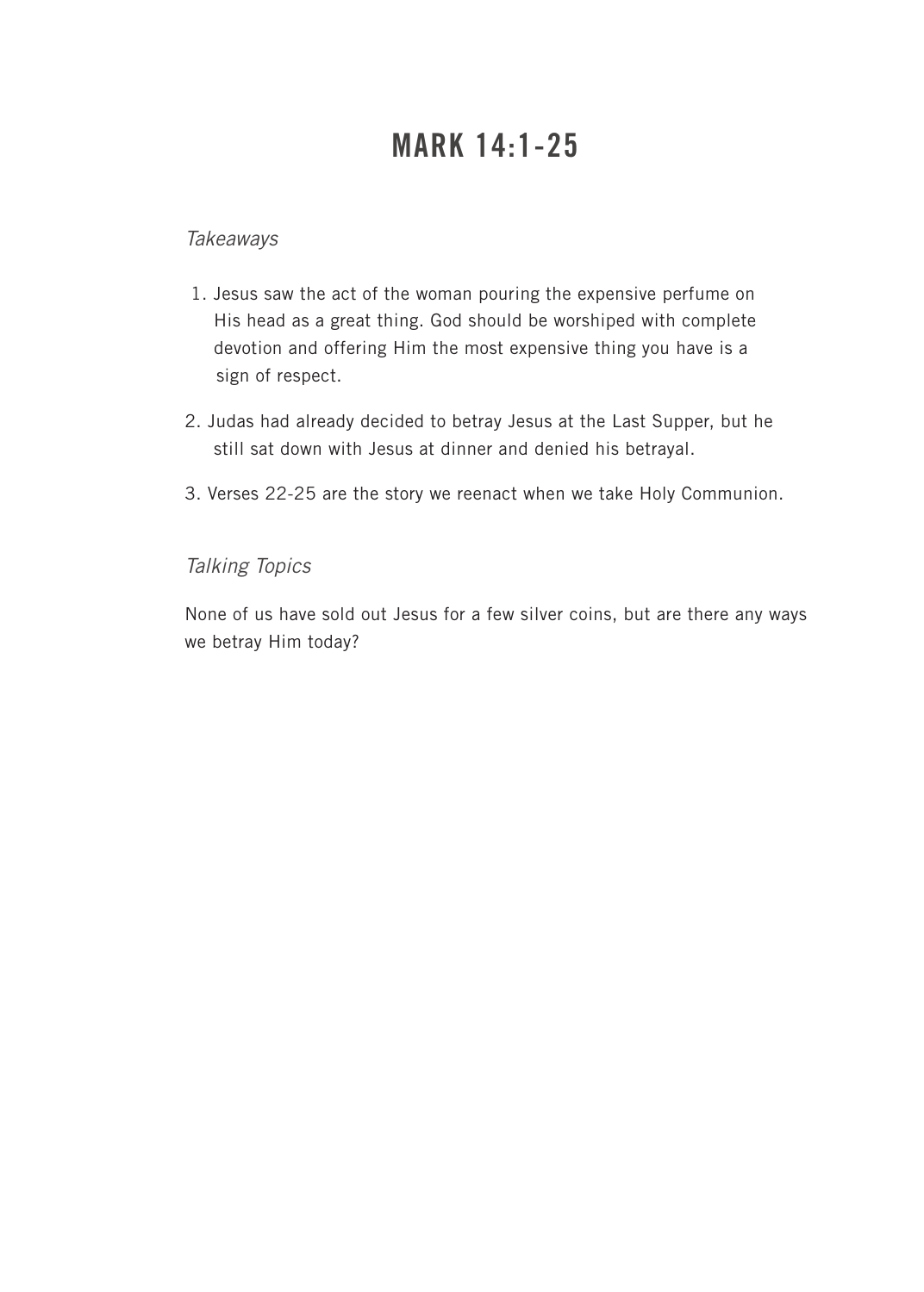# MARK 14:1-25

*Takeaways*

1. Jesus saw the act of the woman pouring the expensive perfume on His head as a great thing. God should be worshiped with complete devotion and offering Him the most expensive thing you have is a sign of respect.
2. Judas had already decided to betray Jesus at the Last Supper, but he still sat down with Jesus at dinner and denied his betrayal.
3. Verses 22-25 are the story we reenact when we take Holy Communion.

*Talking Topics*

None of us have sold out Jesus for a few silver coins, but are there any ways we betray Him today?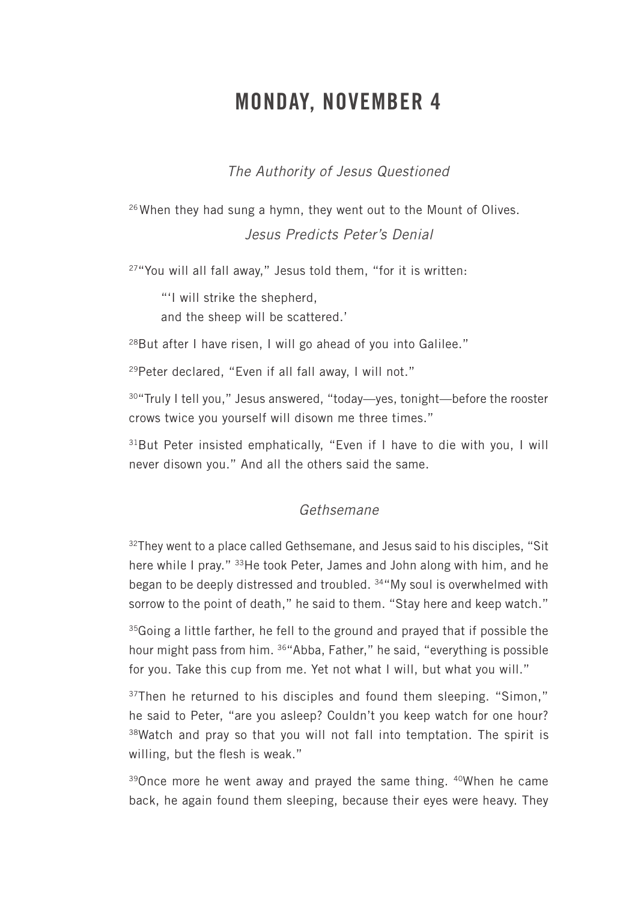# MONDAY, NOVEMBER 4

*The Authority of Jesus Questioned*

[26] When they had sung a hymn, they went out to the Mount of Olives.

*Jesus Predicts Peter's Denial*

[27] "You will all fall away," Jesus told them, "for it is written:

> "'I will strike the shepherd,
> and the sheep will be scattered.'

[28] But after I have risen, I will go ahead of you into Galilee."

[29] Peter declared, "Even if all fall away, I will not."

[30] "Truly I tell you," Jesus answered, "today—yes, tonight—before the rooster crows twice you yourself will disown me three times."

[31] But Peter insisted emphatically, "Even if I have to die with you, I will never disown you." And all the others said the same.

*Gethsemane*

[32] They went to a place called Gethsemane, and Jesus said to his disciples, "Sit here while I pray." [33] He took Peter, James and John along with him, and he began to be deeply distressed and troubled. [34] "My soul is overwhelmed with sorrow to the point of death," he said to them. "Stay here and keep watch."

[35] Going a little farther, he fell to the ground and prayed that if possible the hour might pass from him. [36] "Abba, Father," he said, "everything is possible for you. Take this cup from me. Yet not what I will, but what you will."

[37] Then he returned to his disciples and found them sleeping. "Simon," he said to Peter, "are you asleep? Couldn't you keep watch for one hour? [38] Watch and pray so that you will not fall into temptation. The spirit is willing, but the flesh is weak."

[39] Once more he went away and prayed the same thing. [40] When he came back, he again found them sleeping, because their eyes were heavy. They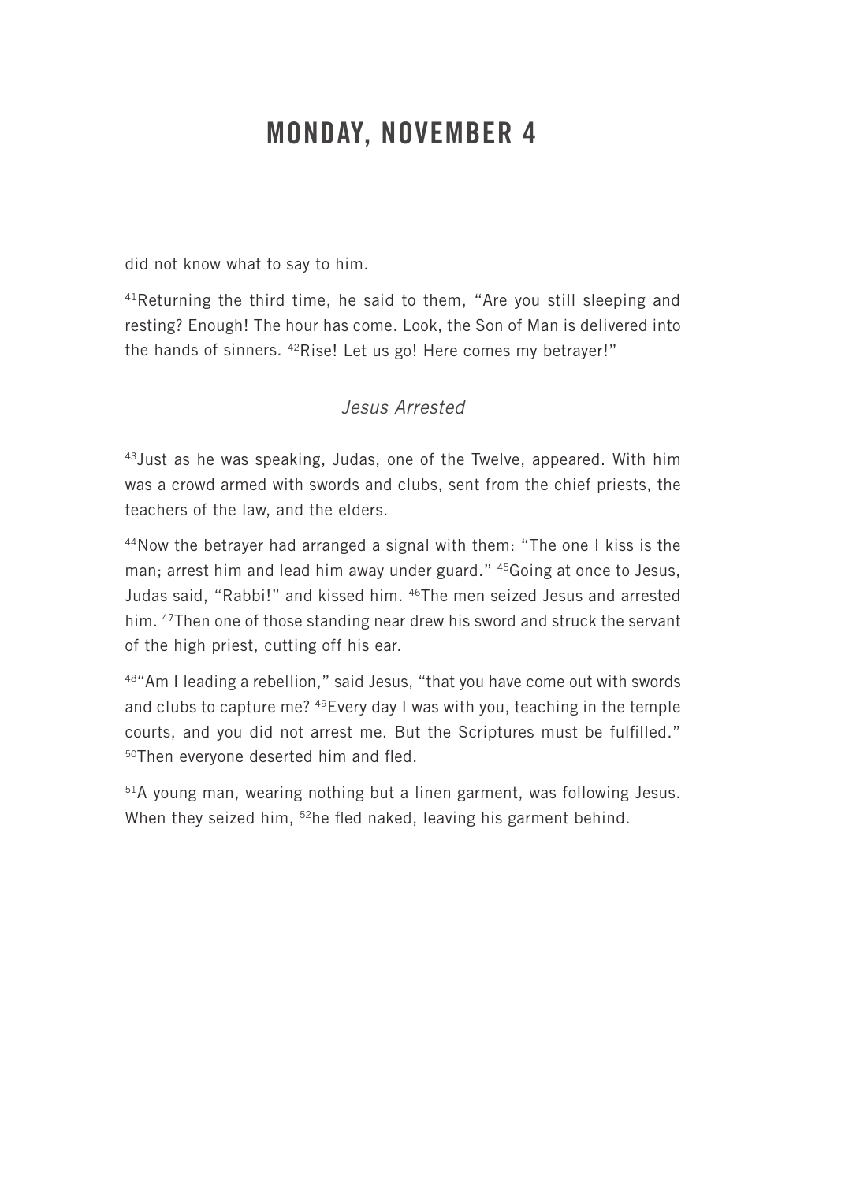# MONDAY, NOVEMBER 4

did not know what to say to him.

[41]Returning the third time, he said to them, "Are you still sleeping and resting? Enough! The hour has come. Look, the Son of Man is delivered into the hands of sinners. [42]Rise! Let us go! Here comes my betrayer!"

### *Jesus Arrested*

[43]Just as he was speaking, Judas, one of the Twelve, appeared. With him was a crowd armed with swords and clubs, sent from the chief priests, the teachers of the law, and the elders.

[44]Now the betrayer had arranged a signal with them: "The one I kiss is the man; arrest him and lead him away under guard." [45]Going at once to Jesus, Judas said, "Rabbi!" and kissed him. [46]The men seized Jesus and arrested him. [47]Then one of those standing near drew his sword and struck the servant of the high priest, cutting off his ear.

[48]"Am I leading a rebellion," said Jesus, "that you have come out with swords and clubs to capture me? [49]Every day I was with you, teaching in the temple courts, and you did not arrest me. But the Scriptures must be fulfilled." [50]Then everyone deserted him and fled.

[51]A young man, wearing nothing but a linen garment, was following Jesus. When they seized him, [52]he fled naked, leaving his garment behind.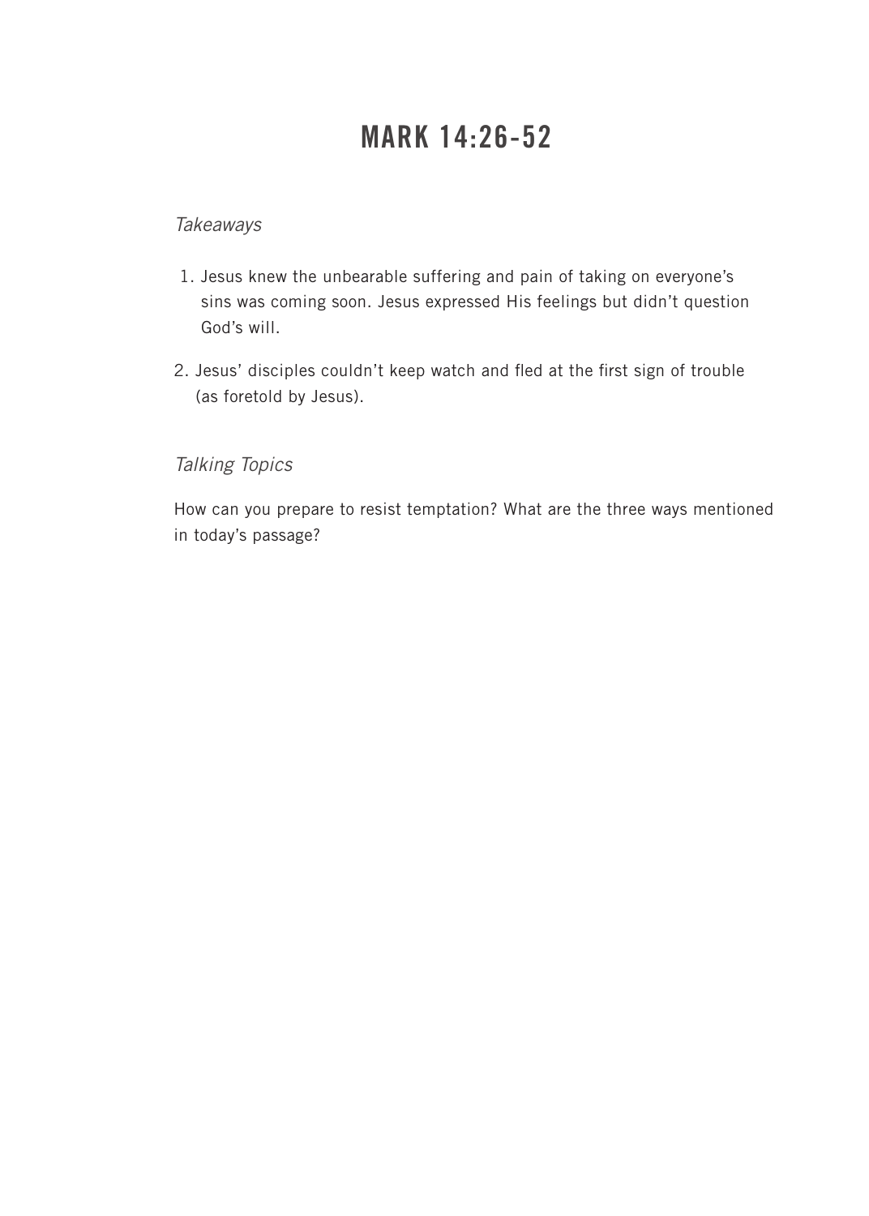# MARK 14:26-52

*Takeaways*

1. Jesus knew the unbearable suffering and pain of taking on everyone's sins was coming soon. Jesus expressed His feelings but didn't question God's will.
2. Jesus' disciples couldn't keep watch and fled at the first sign of trouble (as foretold by Jesus).

*Talking Topics*

How can you prepare to resist temptation? What are the three ways mentioned in today's passage?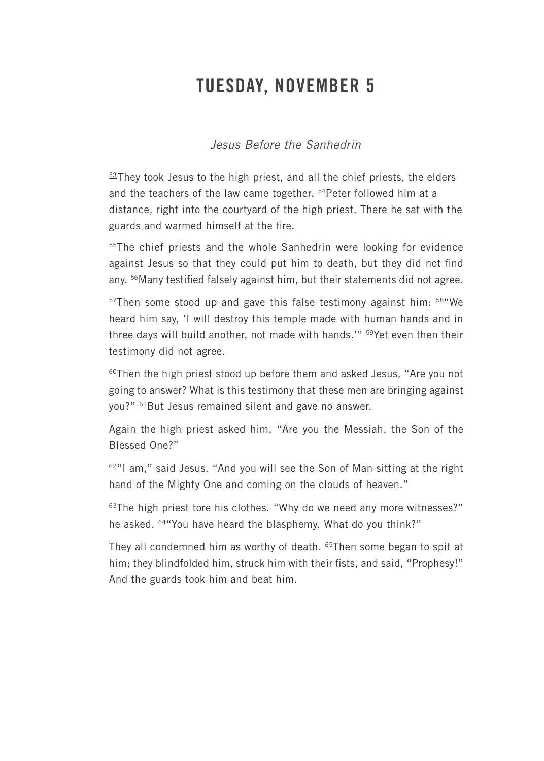# TUESDAY, NOVEMBER 5

*Jesus Before the Sanhedrin*

[53] They took Jesus to the high priest, and all the chief priests, the elders and the teachers of the law came together. [54]Peter followed him at a distance, right into the courtyard of the high priest. There he sat with the guards and warmed himself at the fire.

[55]The chief priests and the whole Sanhedrin were looking for evidence against Jesus so that they could put him to death, but they did not find any. [56]Many testified falsely against him, but their statements did not agree.

[57]Then some stood up and gave this false testimony against him: [58]"We heard him say, 'I will destroy this temple made with human hands and in three days will build another, not made with hands.'" [59]Yet even then their testimony did not agree.

[60]Then the high priest stood up before them and asked Jesus, "Are you not going to answer? What is this testimony that these men are bringing against you?" [61]But Jesus remained silent and gave no answer.

Again the high priest asked him, "Are you the Messiah, the Son of the Blessed One?"

[62]"I am," said Jesus. "And you will see the Son of Man sitting at the right hand of the Mighty One and coming on the clouds of heaven."

[63]The high priest tore his clothes. "Why do we need any more witnesses?" he asked. [64]"You have heard the blasphemy. What do you think?"

They all condemned him as worthy of death. [65]Then some began to spit at him; they blindfolded him, struck him with their fists, and said, "Prophesy!" And the guards took him and beat him.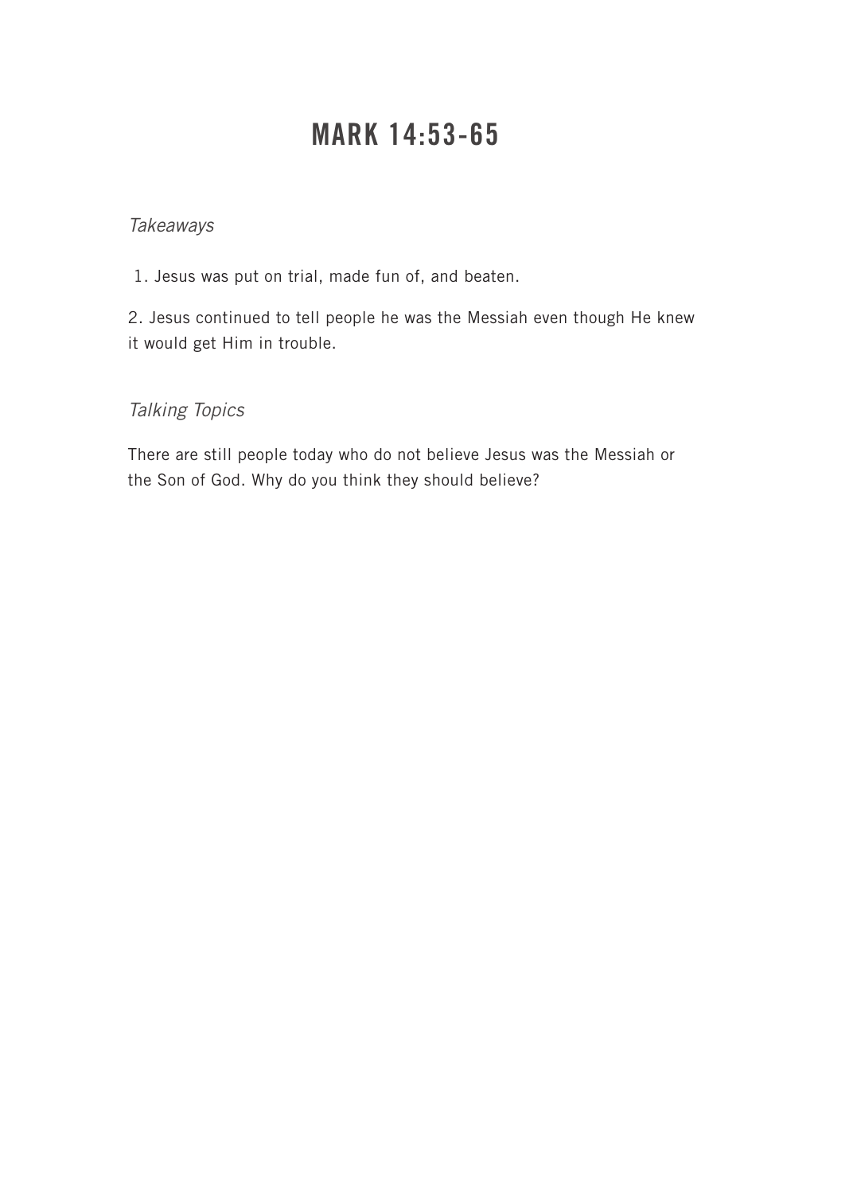# MARK 14:53-65

*Takeaways*

1. Jesus was put on trial, made fun of, and beaten.

2. Jesus continued to tell people he was the Messiah even though He knew it would get Him in trouble.

*Talking Topics*

There are still people today who do not believe Jesus was the Messiah or the Son of God. Why do you think they should believe?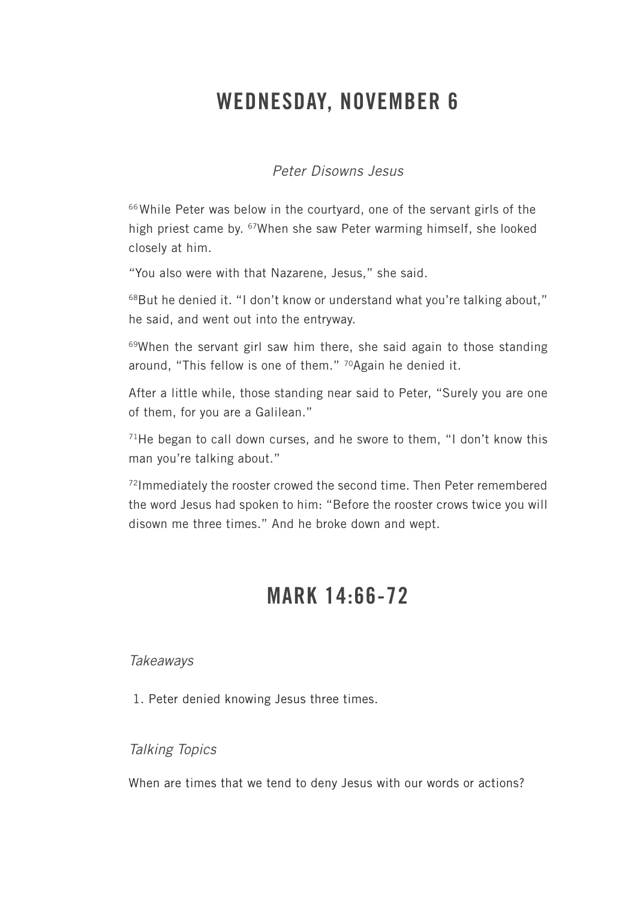# WEDNESDAY, NOVEMBER 6

*Peter Disowns Jesus*

[66]While Peter was below in the courtyard, one of the servant girls of the high priest came by. [67]When she saw Peter warming himself, she looked closely at him.

"You also were with that Nazarene, Jesus," she said.

[68]But he denied it. "I don't know or understand what you're talking about," he said, and went out into the entryway.

[69]When the servant girl saw him there, she said again to those standing around, "This fellow is one of them." [70]Again he denied it.

After a little while, those standing near said to Peter, "Surely you are one of them, for you are a Galilean."

[71]He began to call down curses, and he swore to them, "I don't know this man you're talking about."

[72]Immediately the rooster crowed the second time. Then Peter remembered the word Jesus had spoken to him: "Before the rooster crows twice you will disown me three times." And he broke down and wept.

# MARK 14:66-72

*Takeaways*

1. Peter denied knowing Jesus three times.

*Talking Topics*

When are times that we tend to deny Jesus with our words or actions?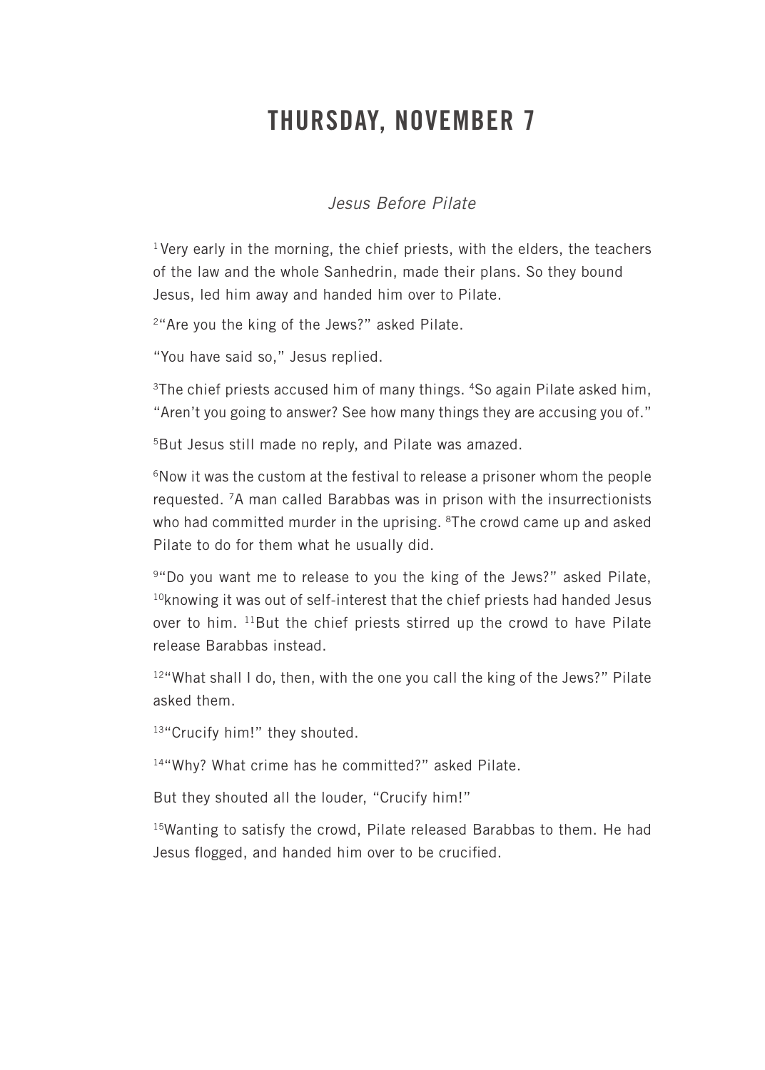# THURSDAY, NOVEMBER 7

*Jesus Before Pilate*

[1] Very early in the morning, the chief priests, with the elders, the teachers of the law and the whole Sanhedrin, made their plans. So they bound Jesus, led him away and handed him over to Pilate.

[2] "Are you the king of the Jews?" asked Pilate.

"You have said so," Jesus replied.

[3] The chief priests accused him of many things. [4] So again Pilate asked him, "Aren't you going to answer? See how many things they are accusing you of."

[5] But Jesus still made no reply, and Pilate was amazed.

[6] Now it was the custom at the festival to release a prisoner whom the people requested. [7] A man called Barabbas was in prison with the insurrectionists who had committed murder in the uprising. [8] The crowd came up and asked Pilate to do for them what he usually did.

[9] "Do you want me to release to you the king of the Jews?" asked Pilate, [10] knowing it was out of self-interest that the chief priests had handed Jesus over to him. [11] But the chief priests stirred up the crowd to have Pilate release Barabbas instead.

[12] "What shall I do, then, with the one you call the king of the Jews?" Pilate asked them.

[13] "Crucify him!" they shouted.

[14] "Why? What crime has he committed?" asked Pilate.

But they shouted all the louder, "Crucify him!"

[15] Wanting to satisfy the crowd, Pilate released Barabbas to them. He had Jesus flogged, and handed him over to be crucified.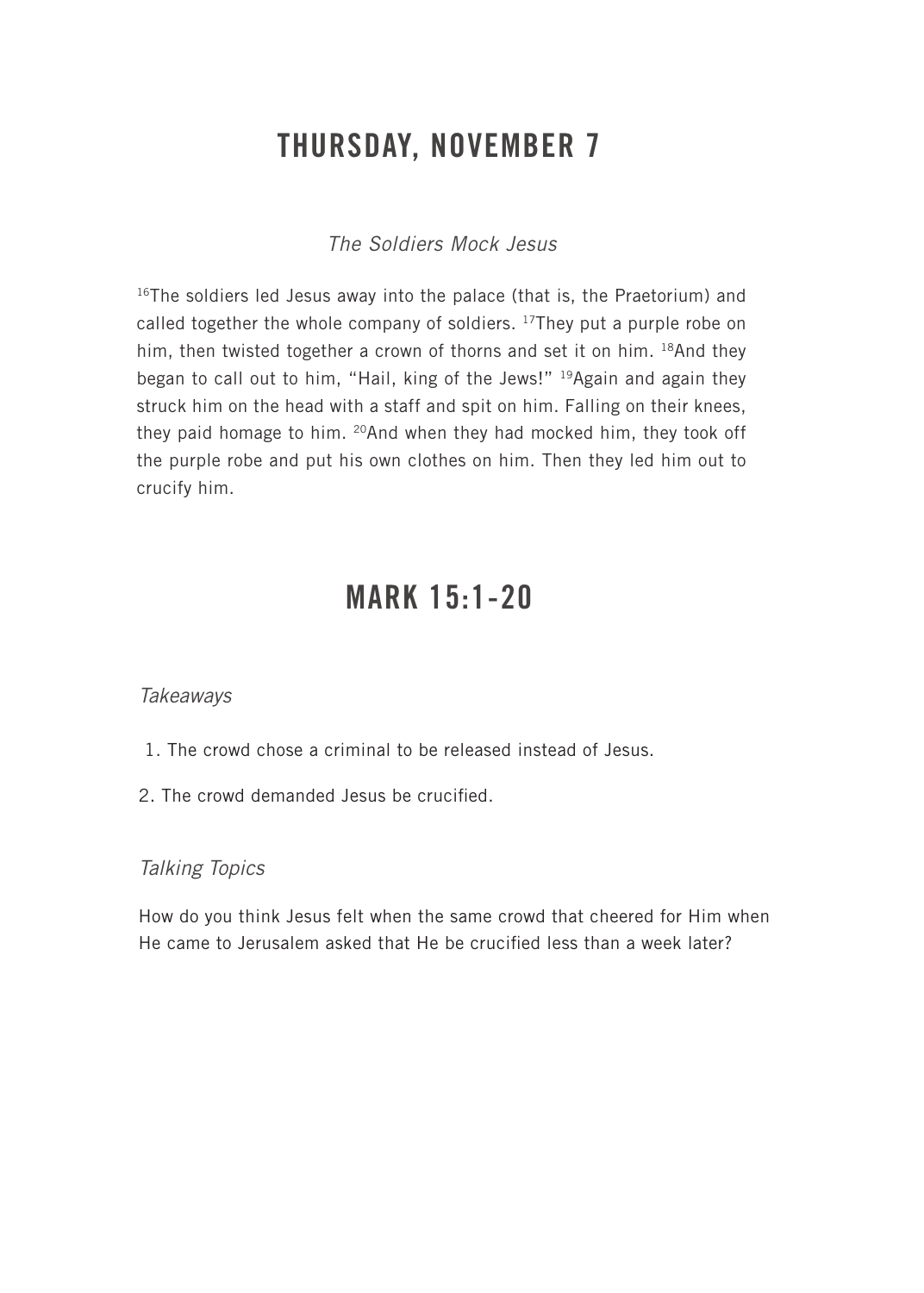# THURSDAY, NOVEMBER 7

*The Soldiers Mock Jesus*

[16]The soldiers led Jesus away into the palace (that is, the Praetorium) and called together the whole company of soldiers. [17]They put a purple robe on him, then twisted together a crown of thorns and set it on him. [18]And they began to call out to him, "Hail, king of the Jews!" [19]Again and again they struck him on the head with a staff and spit on him. Falling on their knees, they paid homage to him. [20]And when they had mocked him, they took off the purple robe and put his own clothes on him. Then they led him out to crucify him.

# MARK 15:1-20

*Takeaways*

1. The crowd chose a criminal to be released instead of Jesus.
2. The crowd demanded Jesus be crucified.

*Talking Topics*

How do you think Jesus felt when the same crowd that cheered for Him when He came to Jerusalem asked that He be crucified less than a week later?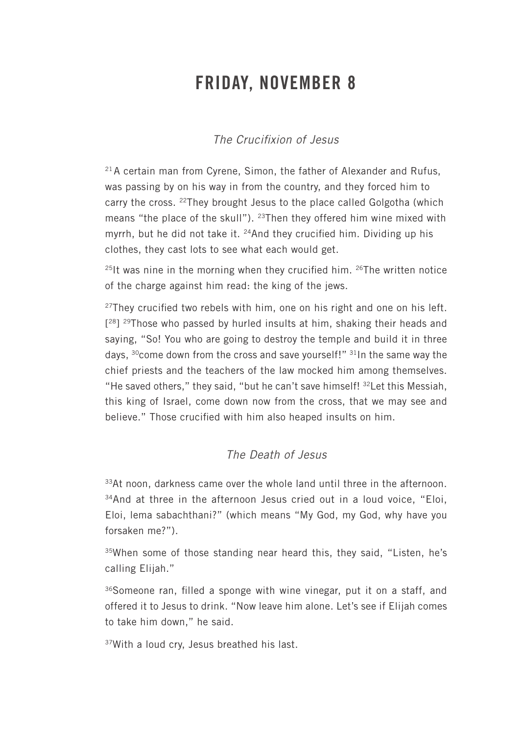# FRIDAY, NOVEMBER 8

*The Crucifixion of Jesus*

[21] A certain man from Cyrene, Simon, the father of Alexander and Rufus, was passing by on his way in from the country, and they forced him to carry the cross. [22]They brought Jesus to the place called Golgotha (which means "the place of the skull"). [23]Then they offered him wine mixed with myrrh, but he did not take it. [24]And they crucified him. Dividing up his clothes, they cast lots to see what each would get.

[25]It was nine in the morning when they crucified him. [26]The written notice of the charge against him read: the king of the jews.

[27]They crucified two rebels with him, one on his right and one on his left. [[28]] [29]Those who passed by hurled insults at him, shaking their heads and saying, "So! You who are going to destroy the temple and build it in three days, [30]come down from the cross and save yourself!" [31]In the same way the chief priests and the teachers of the law mocked him among themselves. "He saved others," they said, "but he can't save himself! [32]Let this Messiah, this king of Israel, come down now from the cross, that we may see and believe." Those crucified with him also heaped insults on him.

*The Death of Jesus*

[33]At noon, darkness came over the whole land until three in the afternoon. [34]And at three in the afternoon Jesus cried out in a loud voice, "Eloi, Eloi, lema sabachthani?" (which means "My God, my God, why have you forsaken me?").

[35]When some of those standing near heard this, they said, "Listen, he's calling Elijah."

[36]Someone ran, filled a sponge with wine vinegar, put it on a staff, and offered it to Jesus to drink. "Now leave him alone. Let's see if Elijah comes to take him down," he said.

[37]With a loud cry, Jesus breathed his last.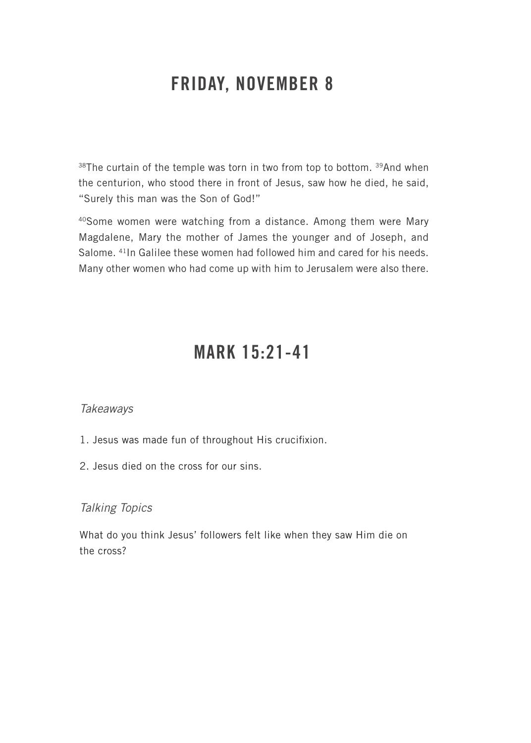## FRIDAY, NOVEMBER 8

[38]The curtain of the temple was torn in two from top to bottom. [39]And when the centurion, who stood there in front of Jesus, saw how he died, he said, “Surely this man was the Son of God!”

[40]Some women were watching from a distance. Among them were Mary Magdalene, Mary the mother of James the younger and of Joseph, and Salome. [41]In Galilee these women had followed him and cared for his needs. Many other women who had come up with him to Jerusalem were also there.

## MARK 15:21-41

*Takeaways*

1. Jesus was made fun of throughout His crucifixion.
2. Jesus died on the cross for our sins.

*Talking Topics*

What do you think Jesus’ followers felt like when they saw Him die on the cross?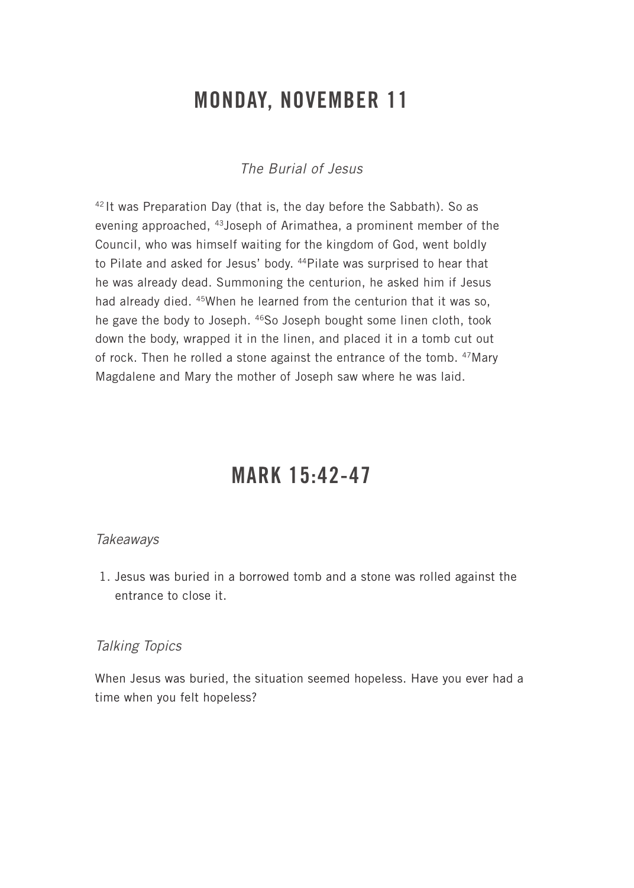# MONDAY, NOVEMBER 11

*The Burial of Jesus*

[42] It was Preparation Day (that is, the day before the Sabbath). So as evening approached, [43]Joseph of Arimathea, a prominent member of the Council, who was himself waiting for the kingdom of God, went boldly to Pilate and asked for Jesus' body. [44]Pilate was surprised to hear that he was already dead. Summoning the centurion, he asked him if Jesus had already died. [45]When he learned from the centurion that it was so, he gave the body to Joseph. [46]So Joseph bought some linen cloth, took down the body, wrapped it in the linen, and placed it in a tomb cut out of rock. Then he rolled a stone against the entrance of the tomb. [47]Mary Magdalene and Mary the mother of Joseph saw where he was laid.

# MARK 15:42-47

*Takeaways*

1. Jesus was buried in a borrowed tomb and a stone was rolled against the entrance to close it.

*Talking Topics*

When Jesus was buried, the situation seemed hopeless. Have you ever had a time when you felt hopeless?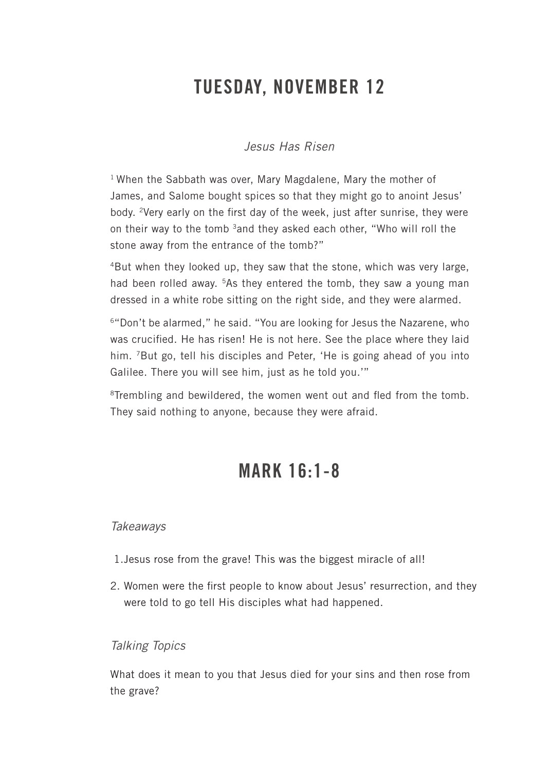# TUESDAY, NOVEMBER 12

*Jesus Has Risen*

[1] When the Sabbath was over, Mary Magdalene, Mary the mother of James, and Salome bought spices so that they might go to anoint Jesus' body. [2]Very early on the first day of the week, just after sunrise, they were on their way to the tomb [3]and they asked each other, "Who will roll the stone away from the entrance of the tomb?"

[4]But when they looked up, they saw that the stone, which was very large, had been rolled away. [5]As they entered the tomb, they saw a young man dressed in a white robe sitting on the right side, and they were alarmed.

[6]"Don't be alarmed," he said. "You are looking for Jesus the Nazarene, who was crucified. He has risen! He is not here. See the place where they laid him. [7]But go, tell his disciples and Peter, 'He is going ahead of you into Galilee. There you will see him, just as he told you.'"

[8]Trembling and bewildered, the women went out and fled from the tomb. They said nothing to anyone, because they were afraid.

# MARK 16:1-8

*Takeaways*

1. Jesus rose from the grave! This was the biggest miracle of all!
2. Women were the first people to know about Jesus' resurrection, and they were told to go tell His disciples what had happened.

*Talking Topics*

What does it mean to you that Jesus died for your sins and then rose from the grave?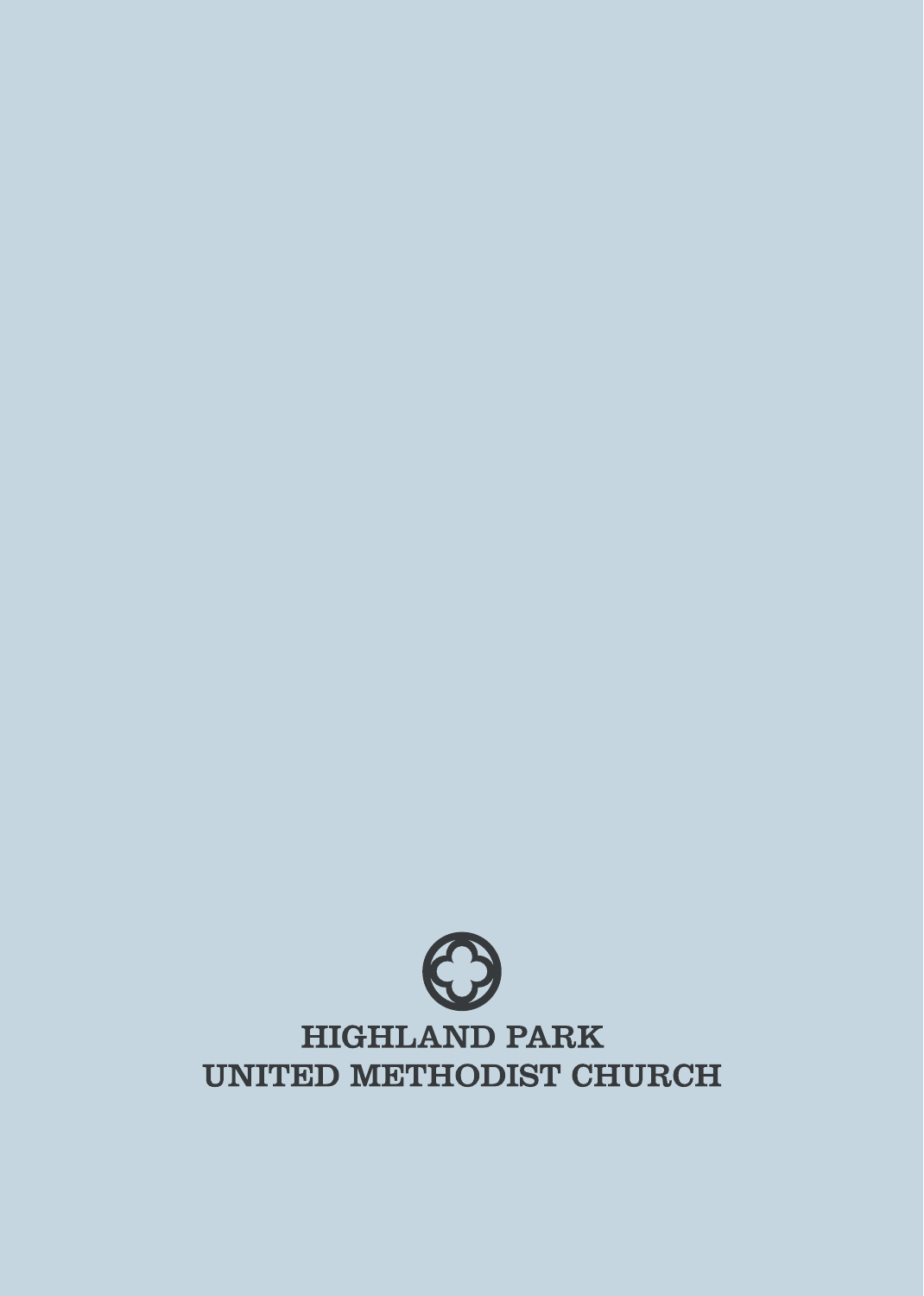HIGHLAND PARK
UNITED METHODIST CHURCH